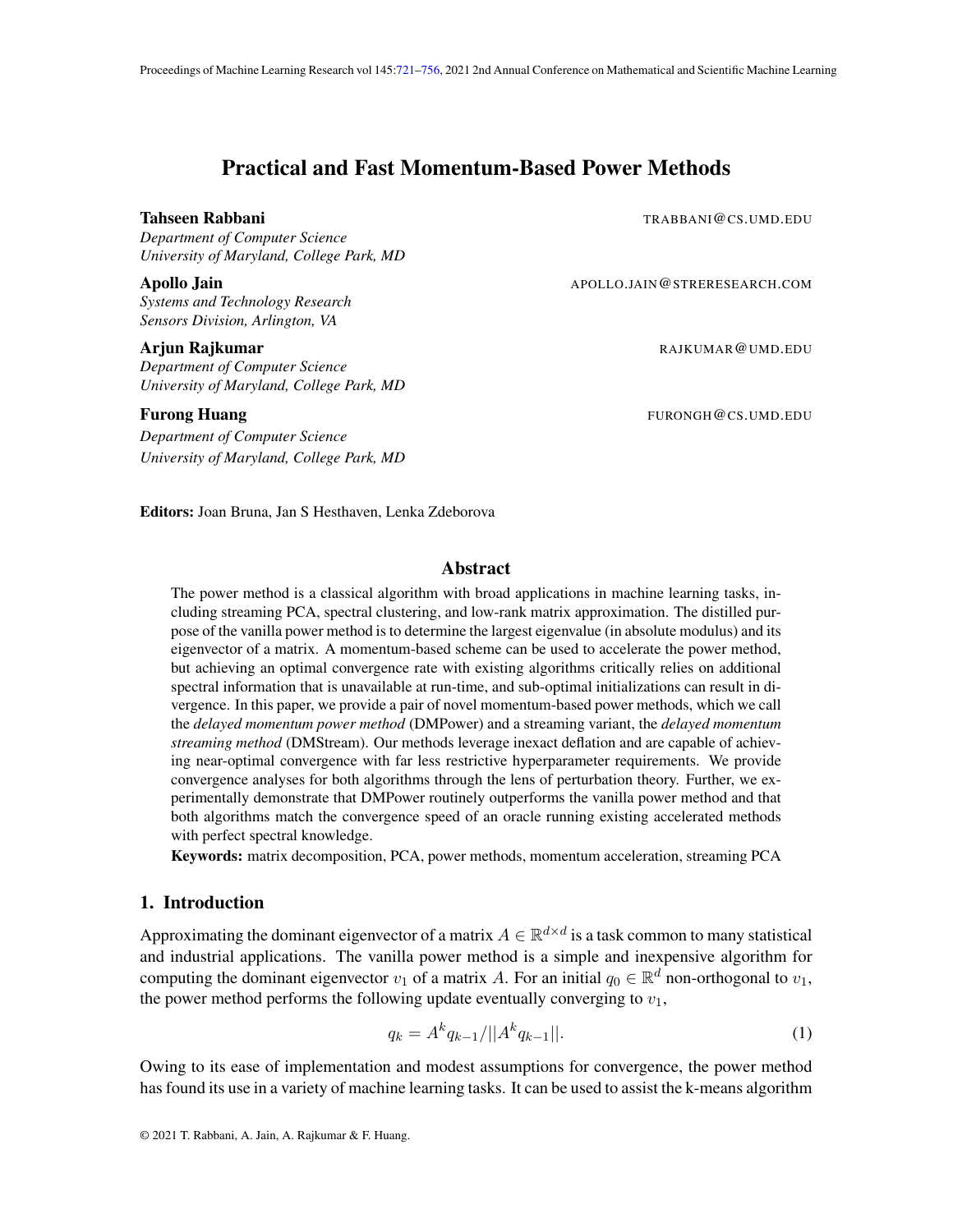# Practical and Fast Momentum-Based Power Methods

**Tahseen Rabbani** TRABBANI@CS.UMD.EDU
*Department of Computer Science*
*University of Maryland, College Park, MD*

**Apollo Jain** APOLLO.JAIN@STRERESEARCH.COM
*Systems and Technology Research*
*Sensors Division, Arlington, VA*

**Arjun Rajkumar** RAJKUMAR@UMD.EDU
*Department of Computer Science*
*University of Maryland, College Park, MD*

**Furong Huang** FURONGH@CS.UMD.EDU
*Department of Computer Science*
*University of Maryland, College Park, MD*

**Editors:** Joan Bruna, Jan S Hesthaven, Lenka Zdeborova

## Abstract

The power method is a classical algorithm with broad applications in machine learning tasks, including streaming PCA, spectral clustering, and low-rank matrix approximation. The distilled purpose of the vanilla power method is to determine the largest eigenvalue (in absolute modulus) and its eigenvector of a matrix. A momentum-based scheme can be used to accelerate the power method, but achieving an optimal convergence rate with existing algorithms critically relies on additional spectral information that is unavailable at run-time, and sub-optimal initializations can result in divergence. In this paper, we provide a pair of novel momentum-based power methods, which we call the *delayed momentum power method* (DMPower) and a streaming variant, the *delayed momentum streaming method* (DMStream). Our methods leverage inexact deflation and are capable of achieving near-optimal convergence with far less restrictive hyperparameter requirements. We provide convergence analyses for both algorithms through the lens of perturbation theory. Further, we experimentally demonstrate that DMPower routinely outperforms the vanilla power method and that both algorithms match the convergence speed of an oracle running existing accelerated methods with perfect spectral knowledge.

**Keywords:** matrix decomposition, PCA, power methods, momentum acceleration, streaming PCA

## 1. Introduction

Approximating the dominant eigenvector of a matrix $A \in \mathbb{R}^{d\times d}$ is a task common to many statistical and industrial applications. The vanilla power method is a simple and inexpensive algorithm for computing the dominant eigenvector $v_1$ of a matrix $A$. For an initial $q_0 \in \mathbb{R}^d$ non-orthogonal to $v_1$, the power method performs the following update eventually converging to $v_1$,

$$q_k = A^k q_{k-1}/||A^k q_{k-1}||. \tag{1}$$

Owing to its ease of implementation and modest assumptions for convergence, the power method has found its use in a variety of machine learning tasks. It can be used to assist the k-means algorithm

© 2021 T. Rabbani, A. Jain, A. Rajkumar & F. Huang.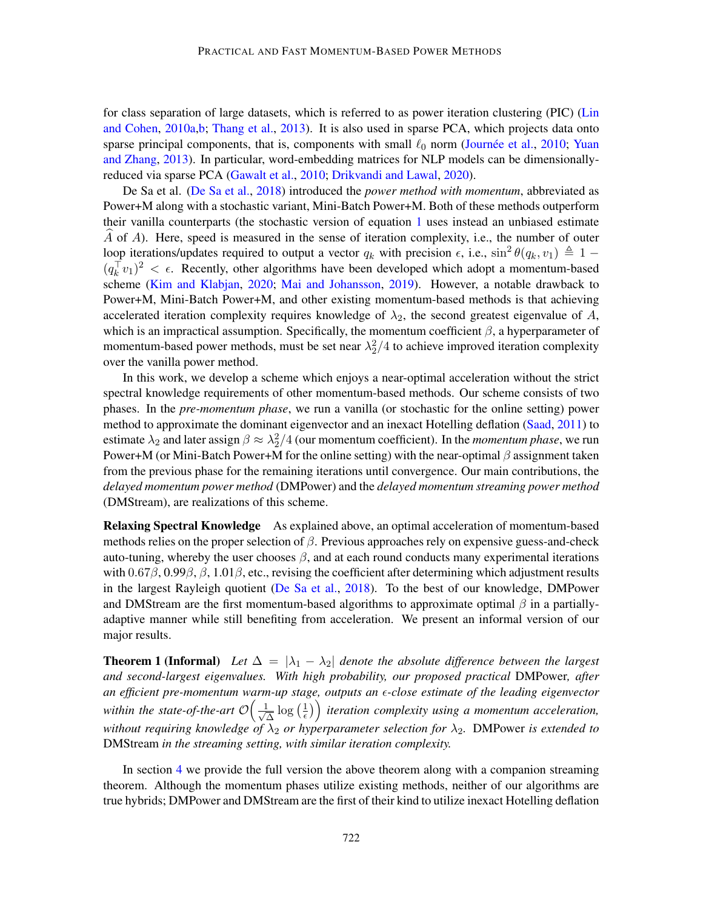for class separation of large datasets, which is referred to as power iteration clustering (PIC) (Lin and Cohen, 2010a,b; Thang et al., 2013). It is also used in sparse PCA, which projects data onto sparse principal components, that is, components with small $\ell_0$ norm (Journée et al., 2010; Yuan and Zhang, 2013). In particular, word-embedding matrices for NLP models can be dimensionally-reduced via sparse PCA (Gawalt et al., 2010; Drikvandi and Lawal, 2020).

De Sa et al. (De Sa et al., 2018) introduced the *power method with momentum*, abbreviated as Power+M along with a stochastic variant, Mini-Batch Power+M. Both of these methods outperform their vanilla counterparts (the stochastic version of equation 1 uses instead an unbiased estimate $\widehat{A}$ of $A$). Here, speed is measured in the sense of iteration complexity, i.e., the number of outer loop iterations/updates required to output a vector $q_k$ with precision $\epsilon$, i.e., $\sin^2\theta(q_k, v_1) \triangleq 1 - (q_k^\top v_1)^2 < \epsilon$. Recently, other algorithms have been developed which adopt a momentum-based scheme (Kim and Klabjan, 2020; Mai and Johansson, 2019). However, a notable drawback to Power+M, Mini-Batch Power+M, and other existing momentum-based methods is that achieving accelerated iteration complexity requires knowledge of $\lambda_2$, the second greatest eigenvalue of $A$, which is an impractical assumption. Specifically, the momentum coefficient $\beta$, a hyperparameter of momentum-based power methods, must be set near $\lambda_2^2/4$ to achieve improved iteration complexity over the vanilla power method.

In this work, we develop a scheme which enjoys a near-optimal acceleration without the strict spectral knowledge requirements of other momentum-based methods. Our scheme consists of two phases. In the *pre-momentum phase*, we run a vanilla (or stochastic for the online setting) power method to approximate the dominant eigenvector and an inexact Hotelling deflation (Saad, 2011) to estimate $\lambda_2$ and later assign $\beta \approx \lambda_2^2/4$ (our momentum coefficient). In the *momentum phase*, we run Power+M (or Mini-Batch Power+M for the online setting) with the near-optimal $\beta$ assignment taken from the previous phase for the remaining iterations until convergence. Our main contributions, the *delayed momentum power method* (DMPower) and the *delayed momentum streaming power method* (DMStream), are realizations of this scheme.

**Relaxing Spectral Knowledge** As explained above, an optimal acceleration of momentum-based methods relies on the proper selection of $\beta$. Previous approaches rely on expensive guess-and-check auto-tuning, whereby the user chooses $\beta$, and at each round conducts many experimental iterations with $0.67\beta$, $0.99\beta$, $\beta$, $1.01\beta$, etc., revising the coefficient after determining which adjustment results in the largest Rayleigh quotient (De Sa et al., 2018). To the best of our knowledge, DMPower and DMStream are the first momentum-based algorithms to approximate optimal $\beta$ in a partially-adaptive manner while still benefiting from acceleration. We present an informal version of our major results.

**Theorem 1 (Informal)** *Let $\Delta = |\lambda_1 - \lambda_2|$ denote the absolute difference between the largest and second-largest eigenvalues. With high probability, our proposed practical* DMPower*, after an efficient pre-momentum warm-up stage, outputs an $\epsilon$-close estimate of the leading eigenvector within the state-of-the-art $\mathcal{O}\left(\frac{1}{\sqrt{\Delta}}\log\left(\frac{1}{\epsilon}\right)\right)$ iteration complexity using a momentum acceleration, without requiring knowledge of $\lambda_2$ or hyperparameter selection for $\lambda_2$.* DMPower *is extended to* DMStream *in the streaming setting, with similar iteration complexity.*

In section 4 we provide the full version the above theorem along with a companion streaming theorem. Although the momentum phases utilize existing methods, neither of our algorithms are true hybrids; DMPower and DMStream are the first of their kind to utilize inexact Hotelling deflation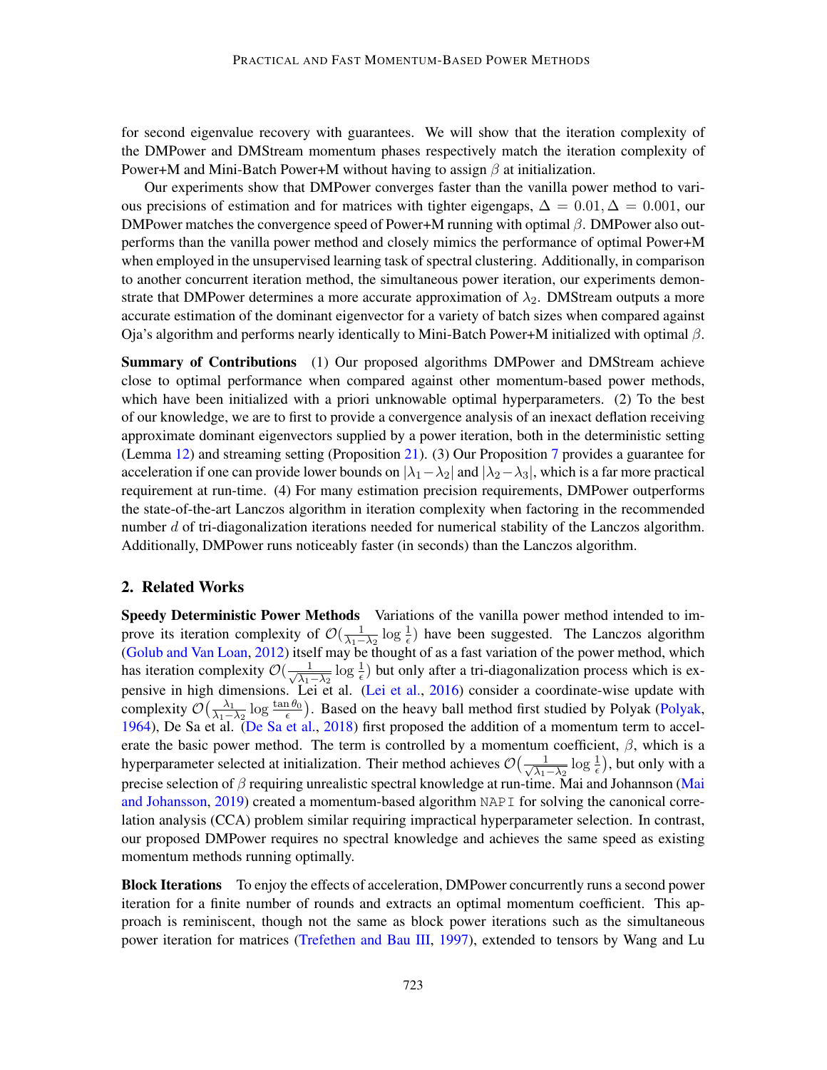for second eigenvalue recovery with guarantees. We will show that the iteration complexity of the DMPower and DMStream momentum phases respectively match the iteration complexity of Power+M and Mini-Batch Power+M without having to assign $\beta$ at initialization.

Our experiments show that DMPower converges faster than the vanilla power method to various precisions of estimation and for matrices with tighter eigengaps, $\Delta = 0.01, \Delta = 0.001$, our DMPower matches the convergence speed of Power+M running with optimal $\beta$. DMPower also outperforms than the vanilla power method and closely mimics the performance of optimal Power+M when employed in the unsupervised learning task of spectral clustering. Additionally, in comparison to another concurrent iteration method, the simultaneous power iteration, our experiments demonstrate that DMPower determines a more accurate approximation of $\lambda_2$. DMStream outputs a more accurate estimation of the dominant eigenvector for a variety of batch sizes when compared against Oja's algorithm and performs nearly identically to Mini-Batch Power+M initialized with optimal $\beta$.

**Summary of Contributions** (1) Our proposed algorithms DMPower and DMStream achieve close to optimal performance when compared against other momentum-based power methods, which have been initialized with a priori unknowable optimal hyperparameters. (2) To the best of our knowledge, we are to first to provide a convergence analysis of an inexact deflation receiving approximate dominant eigenvectors supplied by a power iteration, both in the deterministic setting (Lemma 12) and streaming setting (Proposition 21). (3) Our Proposition 7 provides a guarantee for acceleration if one can provide lower bounds on $|\lambda_1 - \lambda_2|$ and $|\lambda_2 - \lambda_3|$, which is a far more practical requirement at run-time. (4) For many estimation precision requirements, DMPower outperforms the state-of-the-art Lanczos algorithm in iteration complexity when factoring in the recommended number $d$ of tri-diagonalization iterations needed for numerical stability of the Lanczos algorithm. Additionally, DMPower runs noticeably faster (in seconds) than the Lanczos algorithm.

## 2. Related Works

**Speedy Deterministic Power Methods** Variations of the vanilla power method intended to improve its iteration complexity of $\mathcal{O}(\frac{1}{\lambda_1 - \lambda_2} \log \frac{1}{\epsilon})$ have been suggested. The Lanczos algorithm (Golub and Van Loan, 2012) itself may be thought of as a fast variation of the power method, which has iteration complexity $\mathcal{O}(\frac{1}{\sqrt{\lambda_1 - \lambda_2}} \log \frac{1}{\epsilon})$ but only after a tri-diagonalization process which is expensive in high dimensions. Lei et al. (Lei et al., 2016) consider a coordinate-wise update with complexity $\mathcal{O}\big(\frac{\lambda_1}{\lambda_1 - \lambda_2} \log \frac{\tan \theta_0}{\epsilon}\big)$. Based on the heavy ball method first studied by Polyak (Polyak, 1964), De Sa et al. (De Sa et al., 2018) first proposed the addition of a momentum term to accelerate the basic power method. The term is controlled by a momentum coefficient, $\beta$, which is a hyperparameter selected at initialization. Their method achieves $\mathcal{O}\big(\frac{1}{\sqrt{\lambda_1 - \lambda_2}} \log \frac{1}{\epsilon}\big)$, but only with a precise selection of $\beta$ requiring unrealistic spectral knowledge at run-time. Mai and Johannson (Mai and Johansson, 2019) created a momentum-based algorithm `NAPI` for solving the canonical correlation analysis (CCA) problem similar requiring impractical hyperparameter selection. In contrast, our proposed DMPower requires no spectral knowledge and achieves the same speed as existing momentum methods running optimally.

**Block Iterations** To enjoy the effects of acceleration, DMPower concurrently runs a second power iteration for a finite number of rounds and extracts an optimal momentum coefficient. This approach is reminiscent, though not the same as block power iterations such as the simultaneous power iteration for matrices (Trefethen and Bau III, 1997), extended to tensors by Wang and Lu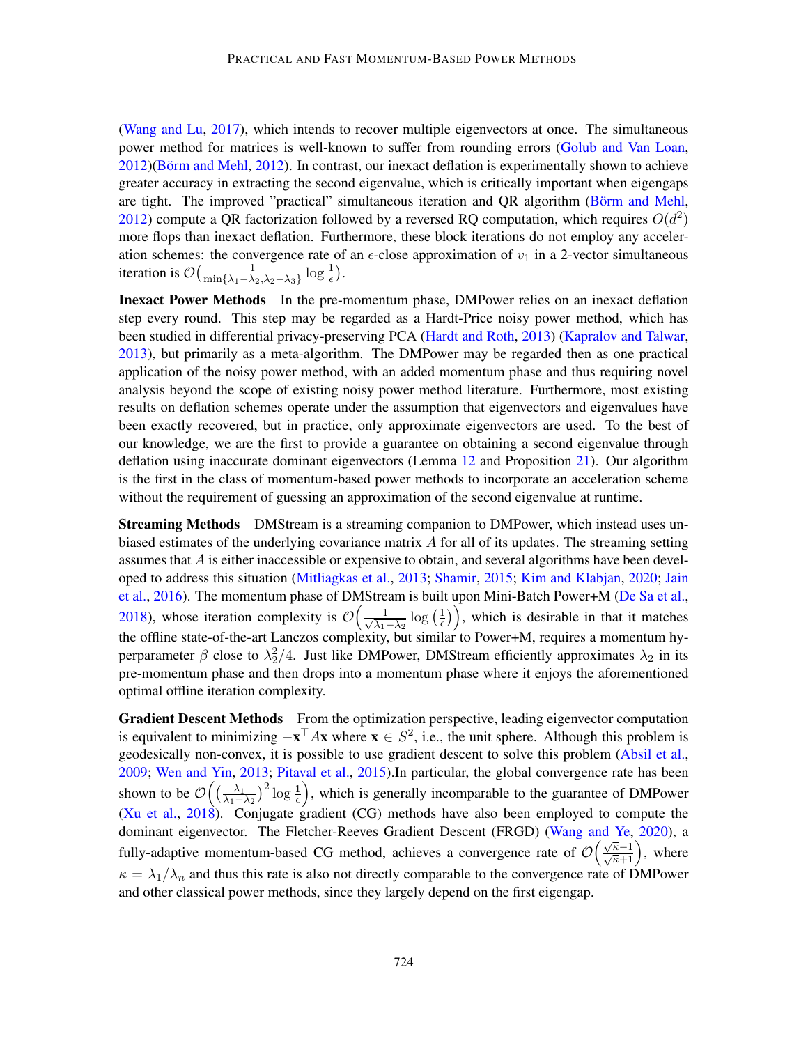(Wang and Lu, 2017), which intends to recover multiple eigenvectors at once. The simultaneous power method for matrices is well-known to suffer from rounding errors (Golub and Van Loan, 2012)(Börm and Mehl, 2012). In contrast, our inexact deflation is experimentally shown to achieve greater accuracy in extracting the second eigenvalue, which is critically important when eigengaps are tight. The improved "practical" simultaneous iteration and QR algorithm (Börm and Mehl, 2012) compute a QR factorization followed by a reversed RQ computation, which requires $O(d^2)$ more flops than inexact deflation. Furthermore, these block iterations do not employ any acceleration schemes: the convergence rate of an $\epsilon$-close approximation of $v_1$ in a 2-vector simultaneous iteration is $\mathcal{O}\big(\frac{1}{\min\{\lambda_1-\lambda_2,\lambda_2-\lambda_3\}}\log\frac{1}{\epsilon}\big)$.

**Inexact Power Methods** In the pre-momentum phase, DMPower relies on an inexact deflation step every round. This step may be regarded as a Hardt-Price noisy power method, which has been studied in differential privacy-preserving PCA (Hardt and Roth, 2013) (Kapralov and Talwar, 2013), but primarily as a meta-algorithm. The DMPower may be regarded then as one practical application of the noisy power method, with an added momentum phase and thus requiring novel analysis beyond the scope of existing noisy power method literature. Furthermore, most existing results on deflation schemes operate under the assumption that eigenvectors and eigenvalues have been exactly recovered, but in practice, only approximate eigenvectors are used. To the best of our knowledge, we are the first to provide a guarantee on obtaining a second eigenvalue through deflation using inaccurate dominant eigenvectors (Lemma 12 and Proposition 21). Our algorithm is the first in the class of momentum-based power methods to incorporate an acceleration scheme without the requirement of guessing an approximation of the second eigenvalue at runtime.

**Streaming Methods** DMStream is a streaming companion to DMPower, which instead uses unbiased estimates of the underlying covariance matrix $A$ for all of its updates. The streaming setting assumes that $A$ is either inaccessible or expensive to obtain, and several algorithms have been developed to address this situation (Mitliagkas et al., 2013; Shamir, 2015; Kim and Klabjan, 2020; Jain et al., 2016). The momentum phase of DMStream is built upon Mini-Batch Power+M (De Sa et al., 2018), whose iteration complexity is $\mathcal{O}\Big(\frac{1}{\sqrt{\lambda_1-\lambda_2}}\log\big(\frac{1}{\epsilon}\big)\Big)$, which is desirable in that it matches the offline state-of-the-art Lanczos complexity, but similar to Power+M, requires a momentum hyperparameter $\beta$ close to $\lambda_2^2/4$. Just like DMPower, DMStream efficiently approximates $\lambda_2$ in its pre-momentum phase and then drops into a momentum phase where it enjoys the aforementioned optimal offline iteration complexity.

**Gradient Descent Methods** From the optimization perspective, leading eigenvector computation is equivalent to minimizing $-\mathbf{x}^\top A\mathbf{x}$ where $\mathbf{x}\in S^2$, i.e., the unit sphere. Although this problem is geodesically non-convex, it is possible to use gradient descent to solve this problem (Absil et al., 2009; Wen and Yin, 2013; Pitaval et al., 2015).In particular, the global convergence rate has been shown to be $\mathcal{O}\Big(\big(\frac{\lambda_1}{\lambda_1-\lambda_2}\big)^2\log\frac{1}{\epsilon}\Big)$, which is generally incomparable to the guarantee of DMPower (Xu et al., 2018). Conjugate gradient (CG) methods have also been employed to compute the dominant eigenvector. The Fletcher-Reeves Gradient Descent (FRGD) (Wang and Ye, 2020), a fully-adaptive momentum-based CG method, achieves a convergence rate of $\mathcal{O}\Big(\frac{\sqrt{\kappa}-1}{\sqrt{\kappa}+1}\Big)$, where $\kappa=\lambda_1/\lambda_n$ and thus this rate is also not directly comparable to the convergence rate of DMPower and other classical power methods, since they largely depend on the first eigengap.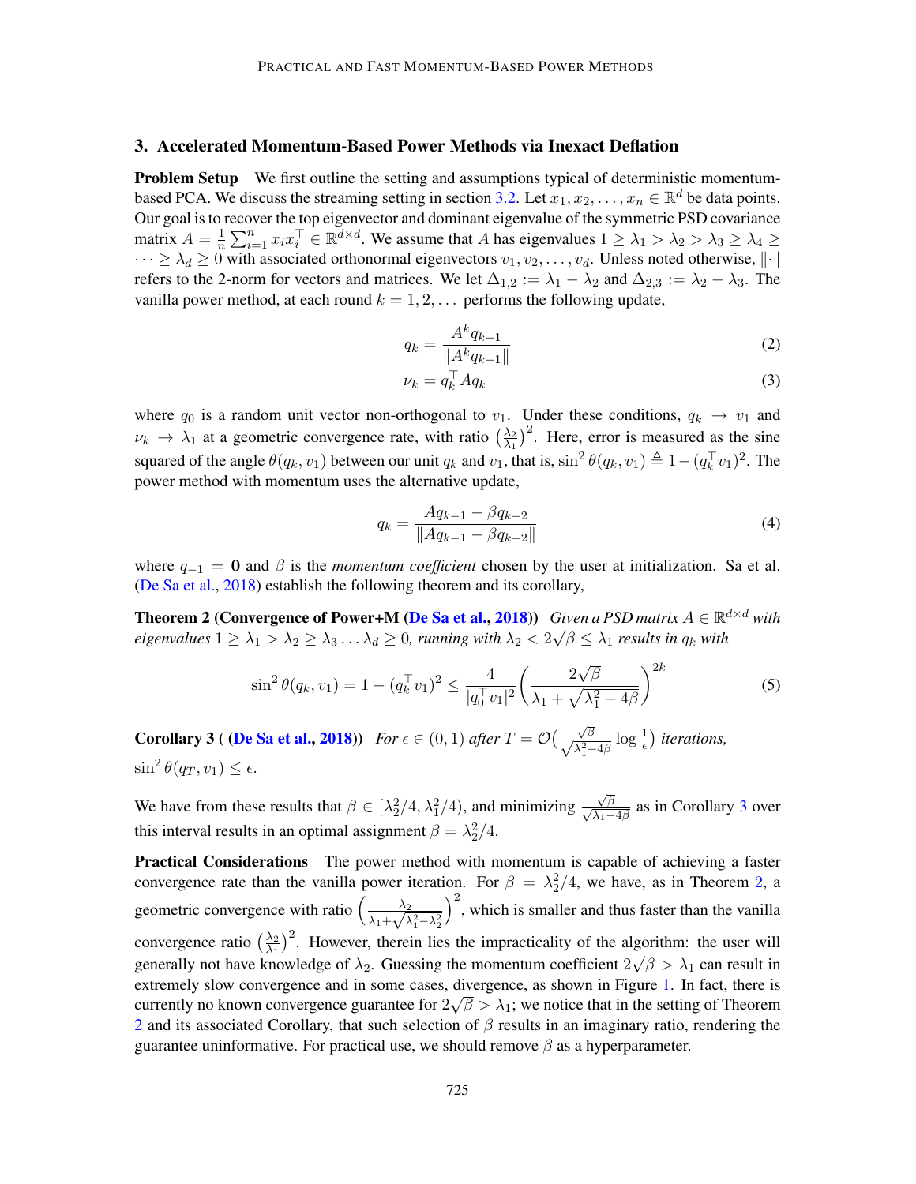## 3. Accelerated Momentum-Based Power Methods via Inexact Deflation

**Problem Setup** We first outline the setting and assumptions typical of deterministic momentum-based PCA. We discuss the streaming setting in section 3.2. Let $x_1, x_2, \dots, x_n \in \mathbb{R}^d$ be data points. Our goal is to recover the top eigenvector and dominant eigenvalue of the symmetric PSD covariance matrix $A = \frac{1}{n}\sum_{i=1}^{n} x_i x_i^\top \in \mathbb{R}^{d \times d}$. We assume that $A$ has eigenvalues $1 \geq \lambda_1 > \lambda_2 > \lambda_3 \geq \lambda_4 \geq \cdots \geq \lambda_d \geq 0$ with associated orthonormal eigenvectors $v_1, v_2, \dots, v_d$. Unless noted otherwise, $\|\cdot\|$ refers to the 2-norm for vectors and matrices. We let $\Delta_{1,2} := \lambda_1 - \lambda_2$ and $\Delta_{2,3} := \lambda_2 - \lambda_3$. The vanilla power method, at each round $k = 1, 2, \dots$ performs the following update,

$$q_k = \frac{A^k q_{k-1}}{\|A^k q_{k-1}\|} \tag{2}$$

$$\nu_k = q_k^\top A q_k \tag{3}$$

where $q_0$ is a random unit vector non-orthogonal to $v_1$. Under these conditions, $q_k \to v_1$ and $\nu_k \to \lambda_1$ at a geometric convergence rate, with ratio $\left(\frac{\lambda_2}{\lambda_1}\right)^2$. Here, error is measured as the sine squared of the angle $\theta(q_k, v_1)$ between our unit $q_k$ and $v_1$, that is, $\sin^2\theta(q_k, v_1) \triangleq 1 - (q_k^\top v_1)^2$. The power method with momentum uses the alternative update,

$$q_k = \frac{A q_{k-1} - \beta q_{k-2}}{\|A q_{k-1} - \beta q_{k-2}\|} \tag{4}$$

where $q_{-1} = \mathbf{0}$ and $\beta$ is the *momentum coefficient* chosen by the user at initialization. Sa et al. (De Sa et al., 2018) establish the following theorem and its corollary,

**Theorem 2 (Convergence of Power+M (De Sa et al., 2018))** *Given a PSD matrix $A \in \mathbb{R}^{d \times d}$ with eigenvalues $1 \geq \lambda_1 > \lambda_2 \geq \lambda_3 \dots \lambda_d \geq 0$, running with $\lambda_2 < 2\sqrt{\beta} \leq \lambda_1$ results in $q_k$ with*

$$\sin^2\theta(q_k, v_1) = 1 - (q_k^\top v_1)^2 \leq \frac{4}{|q_0^\top v_1|^2}\left(\frac{2\sqrt{\beta}}{\lambda_1 + \sqrt{\lambda_1^2 - 4\beta}}\right)^{2k} \tag{5}$$

**Corollary 3 ( (De Sa et al., 2018))** *For $\epsilon \in (0, 1)$ after $T = \mathcal{O}\big(\frac{\sqrt{\beta}}{\sqrt{\lambda_1^2 - 4\beta}} \log \frac{1}{\epsilon}\big)$ iterations, $\sin^2\theta(q_T, v_1) \leq \epsilon$.*

We have from these results that $\beta \in [\lambda_2^2/4, \lambda_1^2/4)$, and minimizing $\frac{\sqrt{\beta}}{\sqrt{\lambda_1 - 4\beta}}$ as in Corollary 3 over this interval results in an optimal assignment $\beta = \lambda_2^2/4$.

**Practical Considerations** The power method with momentum is capable of achieving a faster convergence rate than the vanilla power iteration. For $\beta = \lambda_2^2/4$, we have, as in Theorem 2, a geometric convergence with ratio $\left(\frac{\lambda_2}{\lambda_1 + \sqrt{\lambda_1^2 - \lambda_2^2}}\right)^2$, which is smaller and thus faster than the vanilla convergence ratio $\left(\frac{\lambda_2}{\lambda_1}\right)^2$. However, therein lies the impracticality of the algorithm: the user will generally not have knowledge of $\lambda_2$. Guessing the momentum coefficient $2\sqrt{\beta} > \lambda_1$ can result in extremely slow convergence and in some cases, divergence, as shown in Figure 1. In fact, there is currently no known convergence guarantee for $2\sqrt{\beta} > \lambda_1$; we notice that in the setting of Theorem 2 and its associated Corollary, that such selection of $\beta$ results in an imaginary ratio, rendering the guarantee uninformative. For practical use, we should remove $\beta$ as a hyperparameter.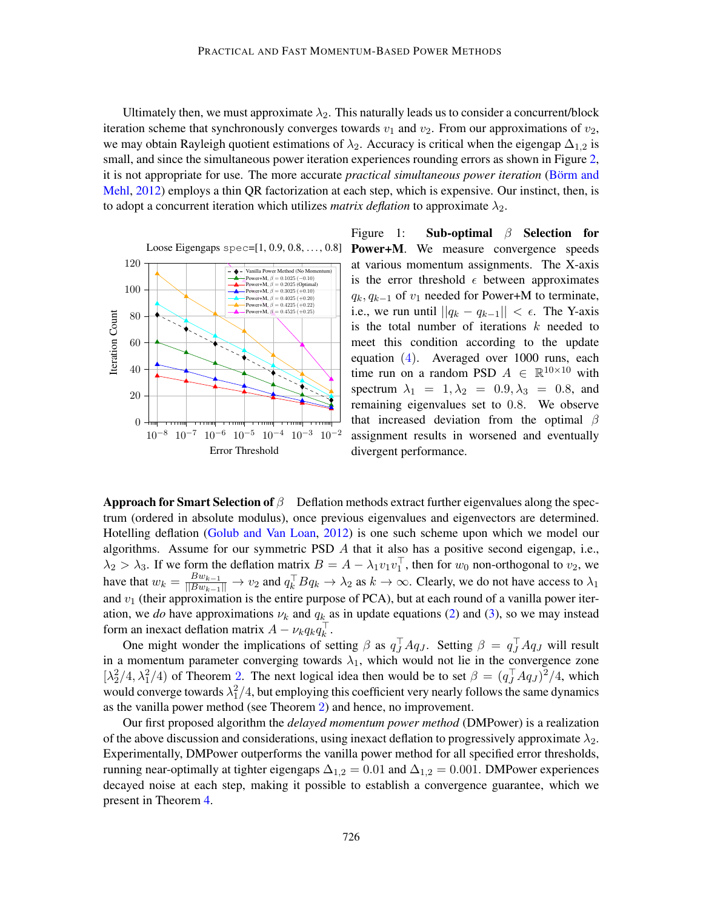Ultimately then, we must approximate $\lambda_2$. This naturally leads us to consider a concurrent/block iteration scheme that synchronously converges towards $v_1$ and $v_2$. From our approximations of $v_2$, we may obtain Rayleigh quotient estimations of $\lambda_2$. Accuracy is critical when the eigengap $\Delta_{1,2}$ is small, and since the simultaneous power iteration experiences rounding errors as shown in Figure 2, it is not appropriate for use. The more accurate *practical simultaneous power iteration* (Börm and Mehl, 2012) employs a thin QR factorization at each step, which is expensive. Our instinct, then, is to adopt a concurrent iteration which utilizes *matrix deflation* to approximate $\lambda_2$.

Figure 1: **Sub-optimal $\beta$ Selection for Power+M.** We measure convergence speeds at various momentum assignments. The X-axis is the error threshold $\epsilon$ between approximates $q_k, q_{k-1}$ of $v_1$ needed for Power+M to terminate, i.e., we run until $||q_k - q_{k-1}|| < \epsilon$. The Y-axis is the total number of iterations $k$ needed to meet this condition according to the update equation (4). Averaged over 1000 runs, each time run on a random PSD $A \in \mathbb{R}^{10\times 10}$ with spectrum $\lambda_1 = 1, \lambda_2 = 0.9, \lambda_3 = 0.8$, and remaining eigenvalues set to 0.8. We observe that increased deviation from the optimal $\beta$ assignment results in worsened and eventually divergent performance.

**Approach for Smart Selection of $\beta$** Deflation methods extract further eigenvalues along the spectrum (ordered in absolute modulus), once previous eigenvalues and eigenvectors are determined. Hotelling deflation (Golub and Van Loan, 2012) is one such scheme upon which we model our algorithms. Assume for our symmetric PSD $A$ that it also has a positive second eigengap, i.e., $\lambda_2 > \lambda_3$. If we form the deflation matrix $B = A - \lambda_1 v_1 v_1^\top$, then for $w_0$ non-orthogonal to $v_2$, we have that $w_k = \frac{Bw_{k-1}}{||Bw_{k-1}||} \to v_2$ and $q_k^\top B q_k \to \lambda_2$ as $k \to \infty$. Clearly, we do not have access to $\lambda_1$ and $v_1$ (their approximation is the entire purpose of PCA), but at each round of a vanilla power iteration, we *do* have approximations $\nu_k$ and $q_k$ as in update equations (2) and (3), so we may instead form an inexact deflation matrix $A - \nu_k q_k q_k^\top$.

One might wonder the implications of setting $\beta$ as $q_J^\top A q_J$. Setting $\beta = q_J^\top A q_J$ will result in a momentum parameter converging towards $\lambda_1$, which would not lie in the convergence zone $[\lambda_2^2/4, \lambda_1^2/4)$ of Theorem 2. The next logical idea then would be to set $\beta = (q_J^\top A q_J)^2/4$, which would converge towards $\lambda_1^2/4$, but employing this coefficient very nearly follows the same dynamics as the vanilla power method (see Theorem 2) and hence, no improvement.

Our first proposed algorithm the *delayed momentum power method* (DMPower) is a realization of the above discussion and considerations, using inexact deflation to progressively approximate $\lambda_2$. Experimentally, DMPower outperforms the vanilla power method for all specified error thresholds, running near-optimally at tighter eigengaps $\Delta_{1,2} = 0.01$ and $\Delta_{1,2} = 0.001$. DMPower experiences decayed noise at each step, making it possible to establish a convergence guarantee, which we present in Theorem 4.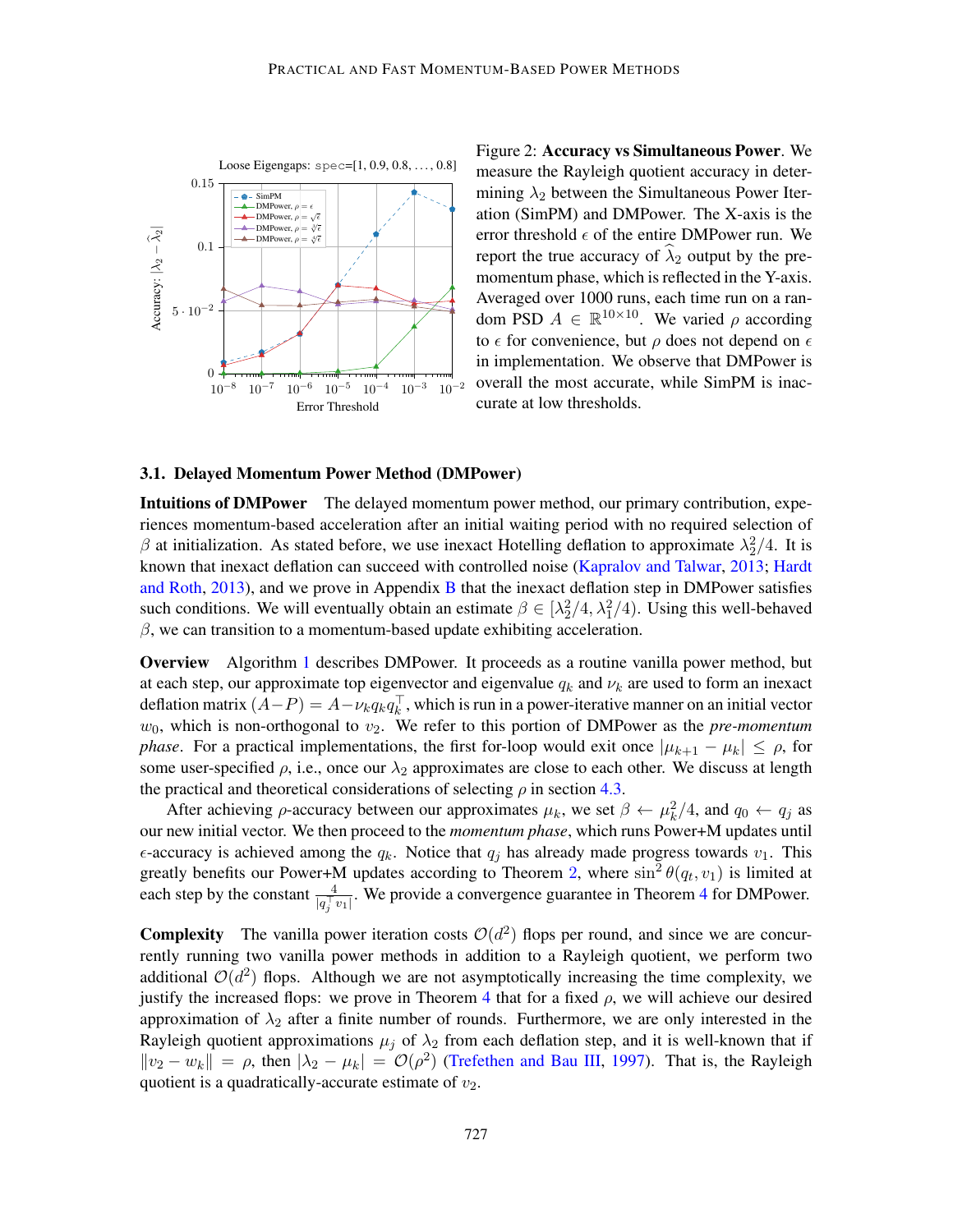Figure 2: **Accuracy vs Simultaneous Power**. We measure the Rayleigh quotient accuracy in determining $\lambda_2$ between the Simultaneous Power Iteration (SimPM) and DMPower. The X-axis is the error threshold $\epsilon$ of the entire DMPower run. We report the true accuracy of $\widehat{\lambda}_2$ output by the pre-momentum phase, which is reflected in the Y-axis. Averaged over 1000 runs, each time run on a random PSD $A \in \mathbb{R}^{10\times 10}$. We varied $\rho$ according to $\epsilon$ for convenience, but $\rho$ does not depend on $\epsilon$ in implementation. We observe that DMPower is overall the most accurate, while SimPM is inaccurate at low thresholds.

### 3.1. Delayed Momentum Power Method (DMPower)

**Intuitions of DMPower** The delayed momentum power method, our primary contribution, experiences momentum-based acceleration after an initial waiting period with no required selection of $\beta$ at initialization. As stated before, we use inexact Hotelling deflation to approximate $\lambda_2^2/4$. It is known that inexact deflation can succeed with controlled noise (Kapralov and Talwar, 2013; Hardt and Roth, 2013), and we prove in Appendix B that the inexact deflation step in DMPower satisfies such conditions. We will eventually obtain an estimate $\beta \in [\lambda_2^2/4, \lambda_1^2/4)$. Using this well-behaved $\beta$, we can transition to a momentum-based update exhibiting acceleration.

**Overview** Algorithm 1 describes DMPower. It proceeds as a routine vanilla power method, but at each step, our approximate top eigenvector and eigenvalue $q_k$ and $\nu_k$ are used to form an inexact deflation matrix $(A - P) = A - \nu_k q_k q_k^\top$, which is run in a power-iterative manner on an initial vector $w_0$, which is non-orthogonal to $v_2$. We refer to this portion of DMPower as the *pre-momentum phase*. For a practical implementations, the first for-loop would exit once $|\mu_{k+1} - \mu_k| \leq \rho$, for some user-specified $\rho$, i.e., once our $\lambda_2$ approximates are close to each other. We discuss at length the practical and theoretical considerations of selecting $\rho$ in section 4.3.

After achieving $\rho$-accuracy between our approximates $\mu_k$, we set $\beta \leftarrow \mu_k^2/4$, and $q_0 \leftarrow q_j$ as our new initial vector. We then proceed to the *momentum phase*, which runs Power+M updates until $\epsilon$-accuracy is achieved among the $q_k$. Notice that $q_j$ has already made progress towards $v_1$. This greatly benefits our Power+M updates according to Theorem 2, where $\sin^2\theta(q_t, v_1)$ is limited at each step by the constant $\frac{4}{|q_j^\top v_1|}$. We provide a convergence guarantee in Theorem 4 for DMPower.

**Complexity** The vanilla power iteration costs $\mathcal{O}(d^2)$ flops per round, and since we are concurrently running two vanilla power methods in addition to a Rayleigh quotient, we perform two additional $\mathcal{O}(d^2)$ flops. Although we are not asymptotically increasing the time complexity, we justify the increased flops: we prove in Theorem 4 that for a fixed $\rho$, we will achieve our desired approximation of $\lambda_2$ after a finite number of rounds. Furthermore, we are only interested in the Rayleigh quotient approximations $\mu_j$ of $\lambda_2$ from each deflation step, and it is well-known that if $\|v_2 - w_k\| = \rho$, then $|\lambda_2 - \mu_k| = \mathcal{O}(\rho^2)$ (Trefethen and Bau III, 1997). That is, the Rayleigh quotient is a quadratically-accurate estimate of $v_2$.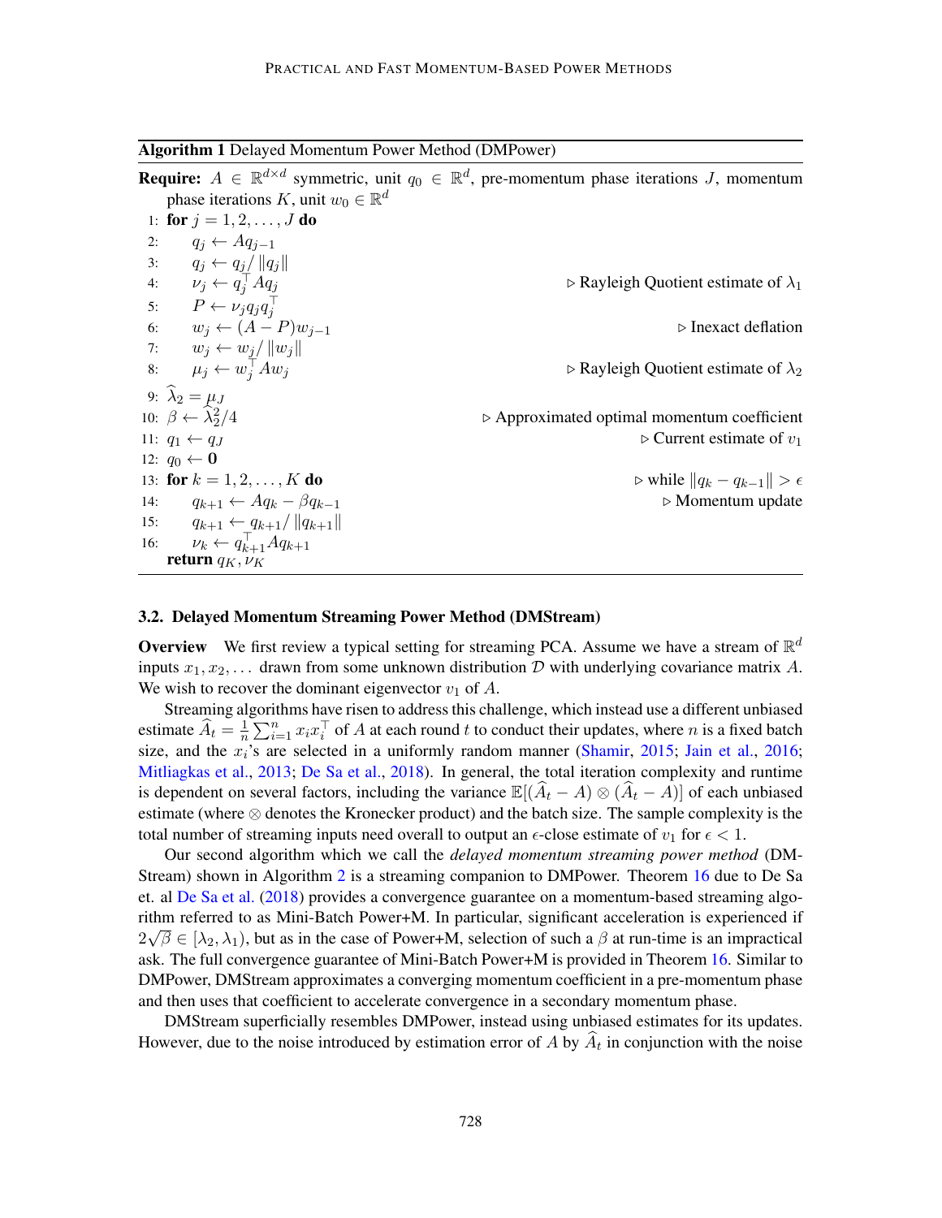**Algorithm 1** Delayed Momentum Power Method (DMPower)

**Require:** $A \in \mathbb{R}^{d \times d}$ symmetric, unit $q_0 \in \mathbb{R}^d$, pre-momentum phase iterations $J$, momentum phase iterations $K$, unit $w_0 \in \mathbb{R}^d$

```
1:  for j = 1, 2, ..., J do
2:      q_j ← A q_{j-1}
3:      q_j ← q_j / ||q_j||
4:      ν_j ← q_j^T A q_j                    ▷ Rayleigh Quotient estimate of λ_1
5:      P ← ν_j q_j q_j^T
6:      w_j ← (A − P) w_{j-1}                ▷ Inexact deflation
7:      w_j ← w_j / ||w_j||
8:      μ_j ← w_j^T A w_j                    ▷ Rayleigh Quotient estimate of λ_2
9:  λ̂_2 = μ_J
10: β ← λ̂_2^2 / 4                           ▷ Approximated optimal momentum coefficient
11: q_1 ← q_J                                ▷ Current estimate of v_1
12: q_0 ← 0
13: for k = 1, 2, ..., K do                  ▷ while ||q_k − q_{k-1}|| > ε
14:     q_{k+1} ← A q_k − β q_{k-1}          ▷ Momentum update
15:     q_{k+1} ← q_{k+1} / ||q_{k+1}||
16:     ν_k ← q_{k+1}^T A q_{k+1}
    return q_K, ν_K
```

### 3.2. Delayed Momentum Streaming Power Method (DMStream)

**Overview** We first review a typical setting for streaming PCA. Assume we have a stream of $\mathbb{R}^d$ inputs $x_1, x_2, \ldots$ drawn from some unknown distribution $\mathcal{D}$ with underlying covariance matrix $A$. We wish to recover the dominant eigenvector $v_1$ of $A$.

Streaming algorithms have risen to address this challenge, which instead use a different unbiased estimate $\widehat{A}_t = \frac{1}{n}\sum_{i=1}^{n} x_i x_i^\top$ of $A$ at each round $t$ to conduct their updates, where $n$ is a fixed batch size, and the $x_i$'s are selected in a uniformly random manner (Shamir, 2015; Jain et al., 2016; Mitliagkas et al., 2013; De Sa et al., 2018). In general, the total iteration complexity and runtime is dependent on several factors, including the variance $\mathbb{E}[(\widehat{A}_t - A) \otimes (\widehat{A}_t - A)]$ of each unbiased estimate (where $\otimes$ denotes the Kronecker product) and the batch size. The sample complexity is the total number of streaming inputs need overall to output an $\epsilon$-close estimate of $v_1$ for $\epsilon < 1$.

Our second algorithm which we call the *delayed momentum streaming power method* (DMStream) shown in Algorithm 2 is a streaming companion to DMPower. Theorem 16 due to De Sa et. al De Sa et al. (2018) provides a convergence guarantee on a momentum-based streaming algorithm referred to as Mini-Batch Power+M. In particular, significant acceleration is experienced if $2\sqrt{\beta} \in [\lambda_2, \lambda_1)$, but as in the case of Power+M, selection of such a $\beta$ at run-time is an impractical ask. The full convergence guarantee of Mini-Batch Power+M is provided in Theorem 16. Similar to DMPower, DMStream approximates a converging momentum coefficient in a pre-momentum phase and then uses that coefficient to accelerate convergence in a secondary momentum phase.

DMStream superficially resembles DMPower, instead using unbiased estimates for its updates. However, due to the noise introduced by estimation error of $A$ by $\widehat{A}_t$ in conjunction with the noise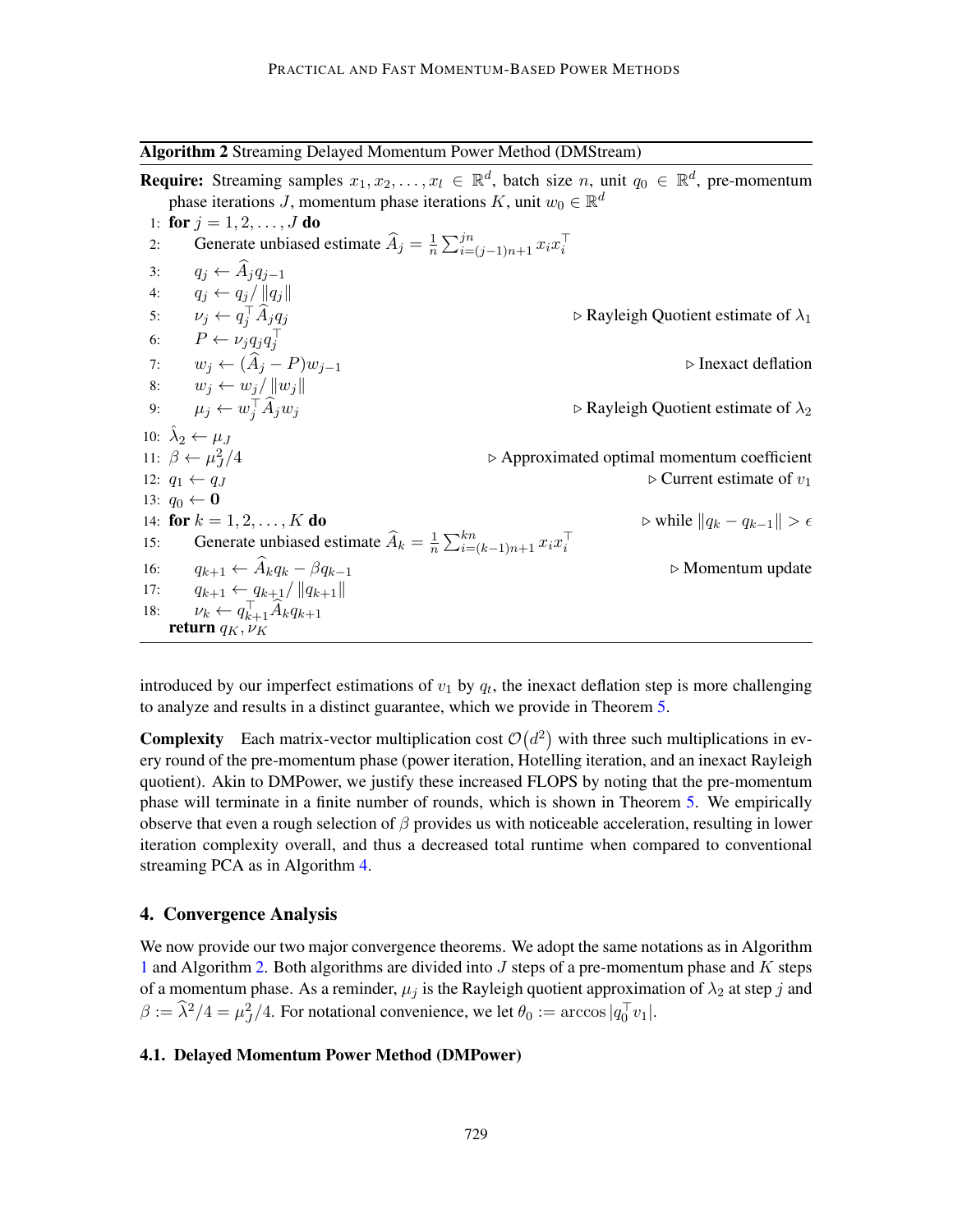**Algorithm 2** Streaming Delayed Momentum Power Method (DMStream)

**Require:** Streaming samples $x_1, x_2, \ldots, x_l \in \mathbb{R}^d$, batch size $n$, unit $q_0 \in \mathbb{R}^d$, pre-momentum phase iterations $J$, momentum phase iterations $K$, unit $w_0 \in \mathbb{R}^d$

1: **for** $j = 1, 2, \ldots, J$ **do**
2: $\quad$ Generate unbiased estimate $\widehat{A}_j = \frac{1}{n}\sum_{i=(j-1)n+1}^{jn} x_i x_i^\top$
3: $\quad$ $q_j \leftarrow \widehat{A}_j q_{j-1}$
4: $\quad$ $q_j \leftarrow q_j / \|q_j\|$
5: $\quad$ $\nu_j \leftarrow q_j^\top \widehat{A}_j q_j$ $\quad$ ▷ Rayleigh Quotient estimate of $\lambda_1$
6: $\quad$ $P \leftarrow \nu_j q_j q_j^\top$
7: $\quad$ $w_j \leftarrow (\widehat{A}_j - P) w_{j-1}$ $\quad$ ▷ Inexact deflation
8: $\quad$ $w_j \leftarrow w_j / \|w_j\|$
9: $\quad$ $\mu_j \leftarrow w_j^\top \widehat{A}_j w_j$ $\quad$ ▷ Rayleigh Quotient estimate of $\lambda_2$
10: $\hat{\lambda}_2 \leftarrow \mu_J$
11: $\beta \leftarrow \mu_J^2/4$ $\quad$ ▷ Approximated optimal momentum coefficient
12: $q_1 \leftarrow q_J$ $\quad$ ▷ Current estimate of $v_1$
13: $q_0 \leftarrow \mathbf{0}$
14: **for** $k = 1, 2, \ldots, K$ **do** $\quad$ ▷ while $\|q_k - q_{k-1}\| > \epsilon$
15: $\quad$ Generate unbiased estimate $\widehat{A}_k = \frac{1}{n}\sum_{i=(k-1)n+1}^{kn} x_i x_i^\top$
16: $\quad$ $q_{k+1} \leftarrow \widehat{A}_k q_k - \beta q_{k-1}$ $\quad$ ▷ Momentum update
17: $\quad$ $q_{k+1} \leftarrow q_{k+1} / \|q_{k+1}\|$
18: $\quad$ $\nu_k \leftarrow q_{k+1}^\top \widehat{A}_k q_{k+1}$

**return** $q_K, \nu_K$

introduced by our imperfect estimations of $v_1$ by $q_t$, the inexact deflation step is more challenging to analyze and results in a distinct guarantee, which we provide in Theorem 5.

**Complexity** Each matrix-vector multiplication cost $\mathcal{O}(d^2)$ with three such multiplications in every round of the pre-momentum phase (power iteration, Hotelling iteration, and an inexact Rayleigh quotient). Akin to DMPower, we justify these increased FLOPS by noting that the pre-momentum phase will terminate in a finite number of rounds, which is shown in Theorem 5. We empirically observe that even a rough selection of $\beta$ provides us with noticeable acceleration, resulting in lower iteration complexity overall, and thus a decreased total runtime when compared to conventional streaming PCA as in Algorithm 4.

## 4. Convergence Analysis

We now provide our two major convergence theorems. We adopt the same notations as in Algorithm 1 and Algorithm 2. Both algorithms are divided into $J$ steps of a pre-momentum phase and $K$ steps of a momentum phase. As a reminder, $\mu_j$ is the Rayleigh quotient approximation of $\lambda_2$ at step $j$ and $\beta := \widehat{\lambda}^2/4 = \mu_J^2/4$. For notational convenience, we let $\theta_0 := \arccos|q_0^\top v_1|$.

### 4.1. Delayed Momentum Power Method (DMPower)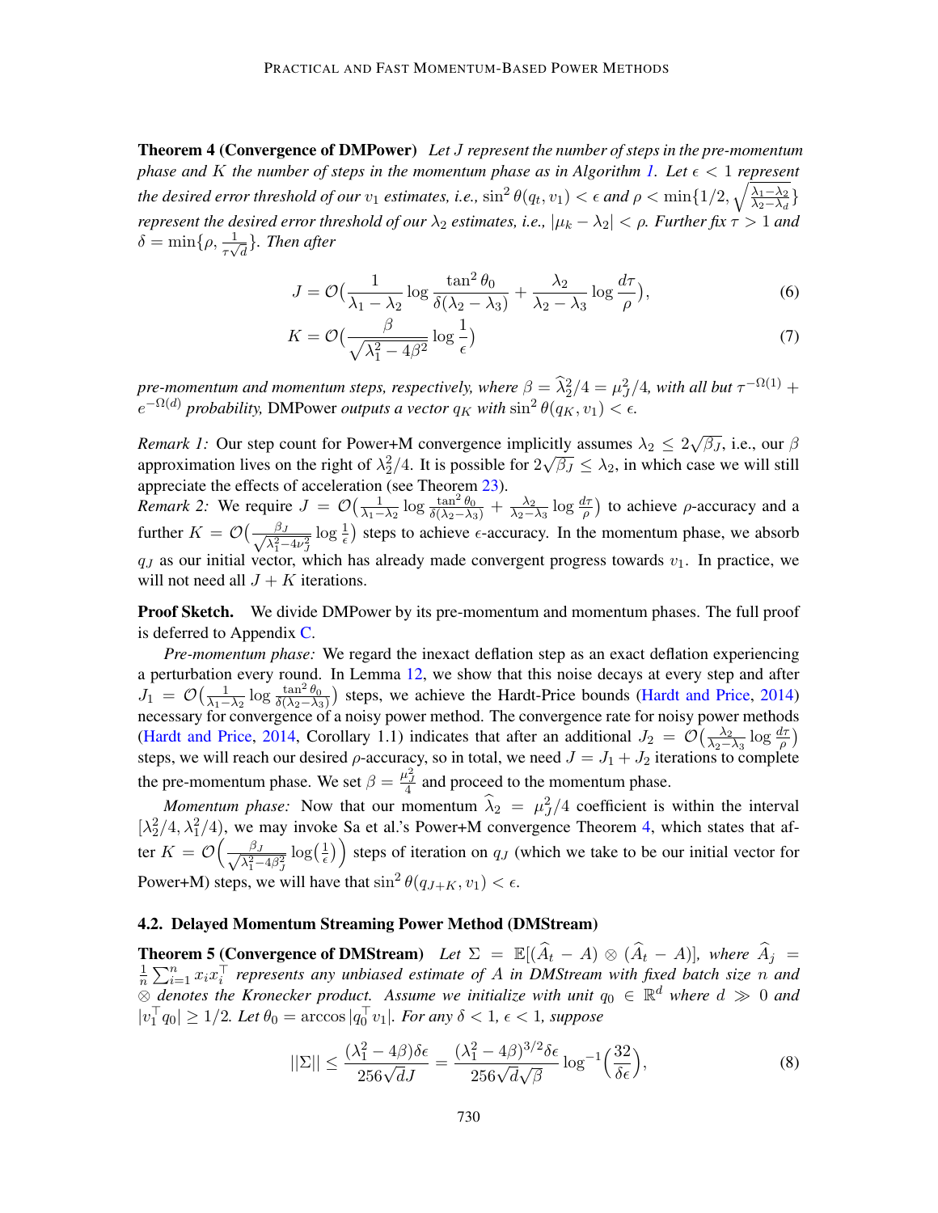**Theorem 4 (Convergence of DMPower)** *Let $J$ represent the number of steps in the pre-momentum phase and $K$ the number of steps in the momentum phase as in Algorithm 1. Let $\epsilon < 1$ represent the desired error threshold of our $v_1$ estimates, i.e., $\sin^2\theta(q_t, v_1) < \epsilon$ and $\rho < \min\{1/2, \sqrt{\frac{\lambda_1-\lambda_2}{\lambda_2-\lambda_d}}\}$ represent the desired error threshold of our $\lambda_2$ estimates, i.e., $|\mu_k - \lambda_2| < \rho$. Further fix $\tau > 1$ and $\delta = \min\{\rho, \frac{1}{\tau\sqrt{d}}\}$. Then after*

$$J = \mathcal{O}\big(\frac{1}{\lambda_1-\lambda_2}\log\frac{\tan^2\theta_0}{\delta(\lambda_2-\lambda_3)} + \frac{\lambda_2}{\lambda_2-\lambda_3}\log\frac{d\tau}{\rho}\big), \tag{6}$$

$$K = \mathcal{O}\big(\frac{\beta}{\sqrt{\lambda_1^2-4\beta^2}}\log\frac{1}{\epsilon}\big) \tag{7}$$

*pre-momentum and momentum steps, respectively, where $\beta = \widehat{\lambda}_2^2/4 = \mu_J^2/4$, with all but $\tau^{-\Omega(1)} + e^{-\Omega(d)}$ probability,* DMPower *outputs a vector $q_K$ with $\sin^2\theta(q_K, v_1) < \epsilon$.*

*Remark 1:* Our step count for Power+M convergence implicitly assumes $\lambda_2 \leq 2\sqrt{\beta_J}$, i.e., our $\beta$ approximation lives on the right of $\lambda_2^2/4$. It is possible for $2\sqrt{\beta_J} \leq \lambda_2$, in which case we will still appreciate the effects of acceleration (see Theorem 23).

*Remark 2:* We require $J = \mathcal{O}\big(\frac{1}{\lambda_1-\lambda_2}\log\frac{\tan^2\theta_0}{\delta(\lambda_2-\lambda_3)} + \frac{\lambda_2}{\lambda_2-\lambda_3}\log\frac{d\tau}{\rho}\big)$ to achieve $\rho$-accuracy and a further $K = \mathcal{O}\big(\frac{\beta_J}{\sqrt{\lambda_1^2-4\nu_J^2}}\log\frac{1}{\epsilon}\big)$ steps to achieve $\epsilon$-accuracy. In the momentum phase, we absorb $q_J$ as our initial vector, which has already made convergent progress towards $v_1$. In practice, we will not need all $J + K$ iterations.

**Proof Sketch.** We divide DMPower by its pre-momentum and momentum phases. The full proof is deferred to Appendix C.

*Pre-momentum phase:* We regard the inexact deflation step as an exact deflation experiencing a perturbation every round. In Lemma 12, we show that this noise decays at every step and after $J_1 = \mathcal{O}\big(\frac{1}{\lambda_1-\lambda_2}\log\frac{\tan^2\theta_0}{\delta(\lambda_2-\lambda_3)}\big)$ steps, we achieve the Hardt-Price bounds (Hardt and Price, 2014) necessary for convergence of a noisy power method. The convergence rate for noisy power methods (Hardt and Price, 2014, Corollary 1.1) indicates that after an additional $J_2 = \mathcal{O}\big(\frac{\lambda_2}{\lambda_2-\lambda_3}\log\frac{d\tau}{\rho}\big)$ steps, we will reach our desired $\rho$-accuracy, so in total, we need $J = J_1 + J_2$ iterations to complete the pre-momentum phase. We set $\beta = \frac{\mu_J^2}{4}$ and proceed to the momentum phase.

*Momentum phase:* Now that our momentum $\widehat{\lambda}_2 = \mu_J^2/4$ coefficient is within the interval $[\lambda_2^2/4, \lambda_1^2/4)$, we may invoke Sa et al.'s Power+M convergence Theorem 4, which states that after $K = \mathcal{O}\Big(\frac{\beta_J}{\sqrt{\lambda_1^2-4\beta_J^2}}\log\big(\frac{1}{\epsilon}\big)\Big)$ steps of iteration on $q_J$ (which we take to be our initial vector for Power+M) steps, we will have that $\sin^2\theta(q_{J+K}, v_1) < \epsilon$.

### 4.2. Delayed Momentum Streaming Power Method (DMStream)

**Theorem 5 (Convergence of DMStream)** *Let $\Sigma = \mathbb{E}[(\widehat{A}_t - A) \otimes (\widehat{A}_t - A)]$, where $\widehat{A}_j = \frac{1}{n}\sum_{i=1}^n x_i x_i^\top$ represents any unbiased estimate of $A$ in DMStream with fixed batch size $n$ and $\otimes$ denotes the Kronecker product. Assume we initialize with unit $q_0 \in \mathbb{R}^d$ where $d \gg 0$ and $|v_1^\top q_0| \geq 1/2$. Let $\theta_0 = \arccos|q_0^\top v_1|$. For any $\delta < 1$, $\epsilon < 1$, suppose*

$$||\Sigma|| \leq \frac{(\lambda_1^2-4\beta)\delta\epsilon}{256\sqrt{d}J} = \frac{(\lambda_1^2-4\beta)^{3/2}\delta\epsilon}{256\sqrt{d}\sqrt{\beta}}\log^{-1}\Big(\frac{32}{\delta\epsilon}\Big), \tag{8}$$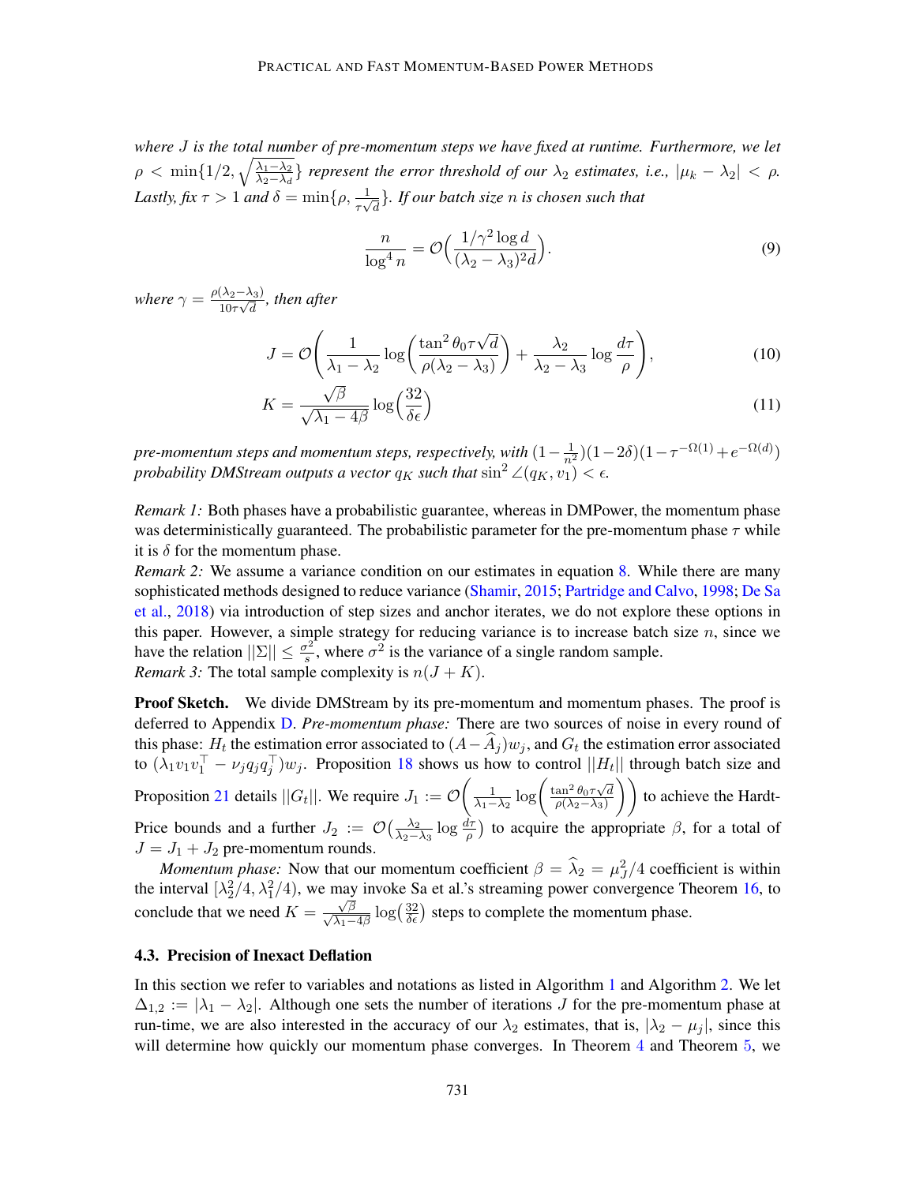*where $J$ is the total number of pre-momentum steps we have fixed at runtime. Furthermore, we let $\rho < \min\{1/2, \sqrt{\frac{\lambda_1-\lambda_2}{\lambda_2-\lambda_d}}\}$ represent the error threshold of our $\lambda_2$ estimates, i.e., $|\mu_k - \lambda_2| < \rho$. Lastly, fix $\tau > 1$ and $\delta = \min\{\rho, \frac{1}{\tau\sqrt{d}}\}$. If our batch size $n$ is chosen such that*

$$\frac{n}{\log^4 n} = \mathcal{O}\Big(\frac{1/\gamma^2 \log d}{(\lambda_2 - \lambda_3)^2 d}\Big). \tag{9}$$

*where $\gamma = \frac{\rho(\lambda_2-\lambda_3)}{10\tau\sqrt{d}}$, then after*

$$J = \mathcal{O}\left(\frac{1}{\lambda_1 - \lambda_2}\log\left(\frac{\tan^2\theta_0\tau\sqrt{d}}{\rho(\lambda_2-\lambda_3)}\right) + \frac{\lambda_2}{\lambda_2-\lambda_3}\log\frac{d\tau}{\rho}\right), \tag{10}$$

$$K = \frac{\sqrt{\beta}}{\sqrt{\lambda_1 - 4\beta}}\log\Big(\frac{32}{\delta\epsilon}\Big) \tag{11}$$

*pre-momentum steps and momentum steps, respectively, with $(1-\frac{1}{n^2})(1-2\delta)(1-\tau^{-\Omega(1)}+e^{-\Omega(d)})$ probability DMStream outputs a vector $q_K$ such that $\sin^2\angle(q_K, v_1) < \epsilon$.*

*Remark 1:* Both phases have a probabilistic guarantee, whereas in DMPower, the momentum phase was deterministically guaranteed. The probabilistic parameter for the pre-momentum phase $\tau$ while it is $\delta$ for the momentum phase.
*Remark 2:* We assume a variance condition on our estimates in equation 8. While there are many sophisticated methods designed to reduce variance (Shamir, 2015; Partridge and Calvo, 1998; De Sa et al., 2018) via introduction of step sizes and anchor iterates, we do not explore these options in this paper. However, a simple strategy for reducing variance is to increase batch size $n$, since we have the relation $||\Sigma|| \leq \frac{\sigma^2}{s}$, where $\sigma^2$ is the variance of a single random sample.
*Remark 3:* The total sample complexity is $n(J+K)$.

**Proof Sketch.** We divide DMStream by its pre-momentum and momentum phases. The proof is deferred to Appendix D. *Pre-momentum phase:* There are two sources of noise in every round of this phase: $H_t$ the estimation error associated to $(A - \widehat{A}_j)w_j$, and $G_t$ the estimation error associated to $(\lambda_1 v_1 v_1^\top - \nu_j q_j q_j^\top)w_j$. Proposition 18 shows us how to control $||H_t||$ through batch size and Proposition 21 details $||G_t||$. We require $J_1 := \mathcal{O}\left(\frac{1}{\lambda_1-\lambda_2}\log\left(\frac{\tan^2\theta_0\tau\sqrt{d}}{\rho(\lambda_2-\lambda_3)}\right)\right)$ to achieve the Hardt-Price bounds and a further $J_2 := \mathcal{O}\big(\frac{\lambda_2}{\lambda_2-\lambda_3}\log\frac{d\tau}{\rho}\big)$ to acquire the appropriate $\beta$, for a total of $J = J_1 + J_2$ pre-momentum rounds.

*Momentum phase:* Now that our momentum coefficient $\beta = \widehat{\lambda}_2 = \mu_J^2/4$ coefficient is within the interval $[\lambda_2^2/4, \lambda_1^2/4)$, we may invoke Sa et al.'s streaming power convergence Theorem 16, to conclude that we need $K = \frac{\sqrt{\beta}}{\sqrt{\lambda_1-4\beta}}\log\big(\frac{32}{\delta\epsilon}\big)$ steps to complete the momentum phase.

### 4.3. Precision of Inexact Deflation

In this section we refer to variables and notations as listed in Algorithm 1 and Algorithm 2. We let $\Delta_{1,2} := |\lambda_1 - \lambda_2|$. Although one sets the number of iterations $J$ for the pre-momentum phase at run-time, we are also interested in the accuracy of our $\lambda_2$ estimates, that is, $|\lambda_2 - \mu_j|$, since this will determine how quickly our momentum phase converges. In Theorem 4 and Theorem 5, we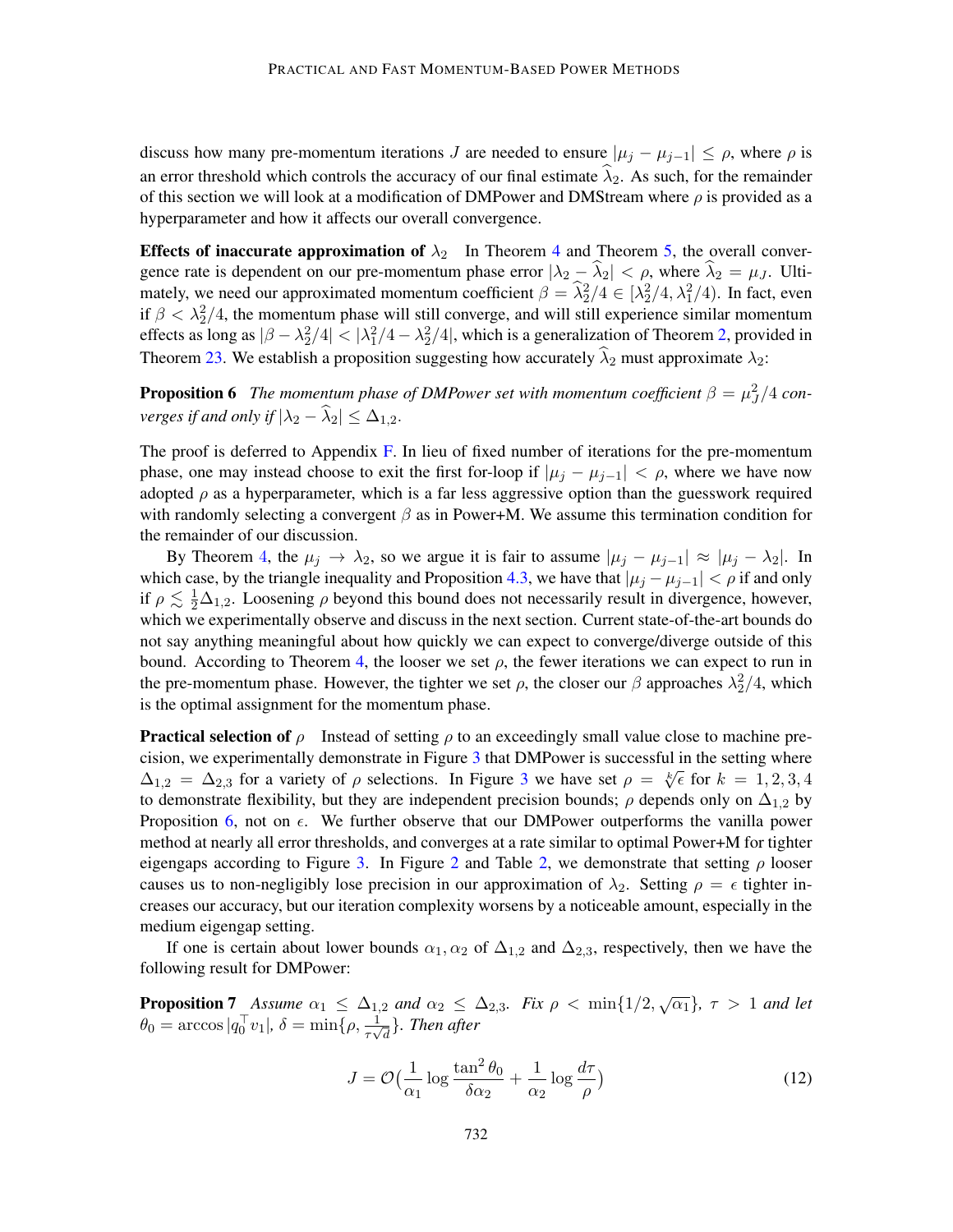discuss how many pre-momentum iterations $J$ are needed to ensure $|\mu_j - \mu_{j-1}| \leq \rho$, where $\rho$ is an error threshold which controls the accuracy of our final estimate $\widehat{\lambda}_2$. As such, for the remainder of this section we will look at a modification of DMPower and DMStream where $\rho$ is provided as a hyperparameter and how it affects our overall convergence.

**Effects of inaccurate approximation of $\lambda_2$** In Theorem 4 and Theorem 5, the overall convergence rate is dependent on our pre-momentum phase error $|\lambda_2 - \widehat{\lambda}_2| < \rho$, where $\widehat{\lambda}_2 = \mu_J$. Ultimately, we need our approximated momentum coefficient $\beta = \widehat{\lambda}_2^2/4 \in [\lambda_2^2/4, \lambda_1^2/4)$. In fact, even if $\beta < \lambda_2^2/4$, the momentum phase will still converge, and will still experience similar momentum effects as long as $|\beta - \lambda_2^2/4| < |\lambda_1^2/4 - \lambda_2^2/4|$, which is a generalization of Theorem 2, provided in Theorem 23. We establish a proposition suggesting how accurately $\widehat{\lambda}_2$ must approximate $\lambda_2$:

**Proposition 6** *The momentum phase of DMPower set with momentum coefficient $\beta = \mu_J^2/4$ converges if and only if $|\lambda_2 - \widehat{\lambda}_2| \leq \Delta_{1,2}$.*

The proof is deferred to Appendix F. In lieu of fixed number of iterations for the pre-momentum phase, one may instead choose to exit the first for-loop if $|\mu_j - \mu_{j-1}| < \rho$, where we have now adopted $\rho$ as a hyperparameter, which is a far less aggressive option than the guesswork required with randomly selecting a convergent $\beta$ as in Power+M. We assume this termination condition for the remainder of our discussion.

By Theorem 4, the $\mu_j \to \lambda_2$, so we argue it is fair to assume $|\mu_j - \mu_{j-1}| \approx |\mu_j - \lambda_2|$. In which case, by the triangle inequality and Proposition 4.3, we have that $|\mu_j - \mu_{j-1}| < \rho$ if and only if $\rho \lesssim \frac{1}{2}\Delta_{1,2}$. Loosening $\rho$ beyond this bound does not necessarily result in divergence, however, which we experimentally observe and discuss in the next section. Current state-of-the-art bounds do not say anything meaningful about how quickly we can expect to converge/diverge outside of this bound. According to Theorem 4, the looser we set $\rho$, the fewer iterations we can expect to run in the pre-momentum phase. However, the tighter we set $\rho$, the closer our $\beta$ approaches $\lambda_2^2/4$, which is the optimal assignment for the momentum phase.

**Practical selection of $\rho$** Instead of setting $\rho$ to an exceedingly small value close to machine precision, we experimentally demonstrate in Figure 3 that DMPower is successful in the setting where $\Delta_{1,2} = \Delta_{2,3}$ for a variety of $\rho$ selections. In Figure 3 we have set $\rho = \sqrt[k]{\epsilon}$ for $k = 1, 2, 3, 4$ to demonstrate flexibility, but they are independent precision bounds; $\rho$ depends only on $\Delta_{1,2}$ by Proposition 6, not on $\epsilon$. We further observe that our DMPower outperforms the vanilla power method at nearly all error thresholds, and converges at a rate similar to optimal Power+M for tighter eigengaps according to Figure 3. In Figure 2 and Table 2, we demonstrate that setting $\rho$ looser causes us to non-negligibly lose precision in our approximation of $\lambda_2$. Setting $\rho = \epsilon$ tighter increases our accuracy, but our iteration complexity worsens by a noticeable amount, especially in the medium eigengap setting.

If one is certain about lower bounds $\alpha_1, \alpha_2$ of $\Delta_{1,2}$ and $\Delta_{2,3}$, respectively, then we have the following result for DMPower:

**Proposition 7** *Assume $\alpha_1 \leq \Delta_{1,2}$ and $\alpha_2 \leq \Delta_{2,3}$. Fix $\rho < \min\{1/2, \sqrt{\alpha_1}\}$, $\tau > 1$ and let $\theta_0 = \arccos|q_0^\top v_1|$, $\delta = \min\{\rho, \frac{1}{\tau\sqrt{d}}\}$. Then after*

$$J = \mathcal{O}\Big(\frac{1}{\alpha_1}\log\frac{\tan^2\theta_0}{\delta\alpha_2} + \frac{1}{\alpha_2}\log\frac{d\tau}{\rho}\Big) \tag{12}$$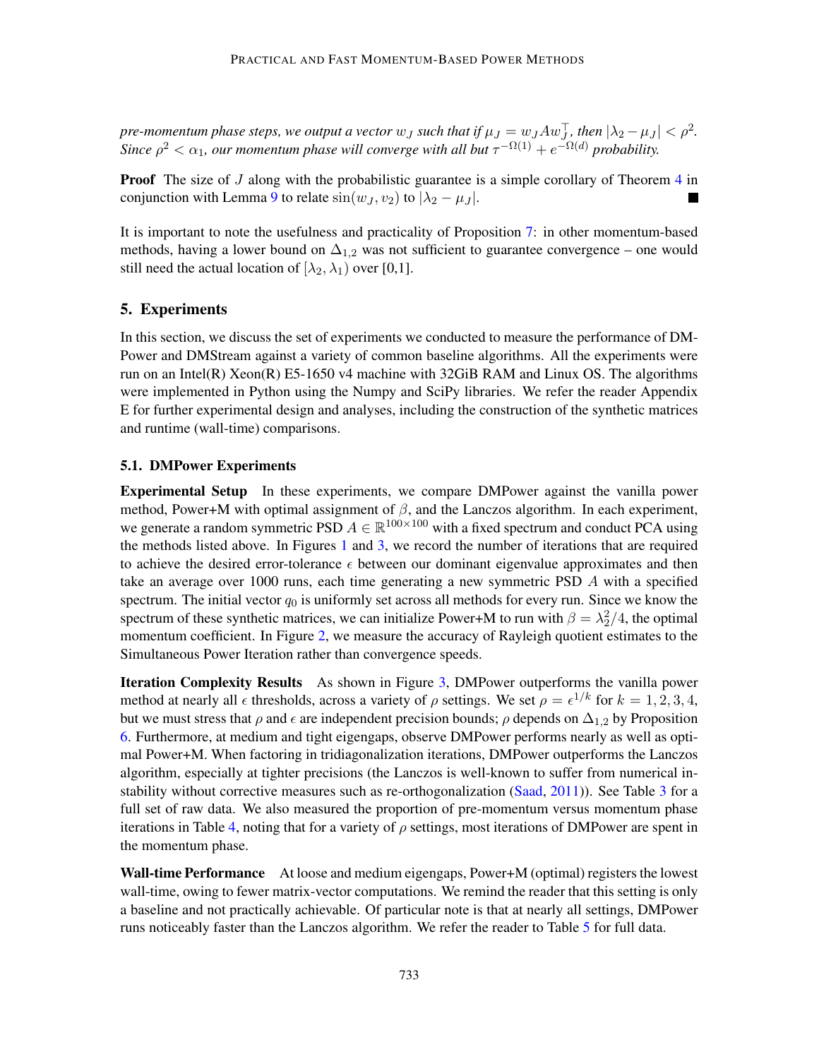*pre-momentum phase steps, we output a vector $w_J$ such that if $\mu_J = w_J A w_J^\top$, then $|\lambda_2 - \mu_J| < \rho^2$. Since $\rho^2 < \alpha_1$, our momentum phase will converge with all but $\tau^{-\Omega(1)} + e^{-\Omega(d)}$ probability.*

**Proof** The size of $J$ along with the probabilistic guarantee is a simple corollary of Theorem 4 in conjunction with Lemma 9 to relate $\sin(w_J, v_2)$ to $|\lambda_2 - \mu_J|$. ■

It is important to note the usefulness and practicality of Proposition 7: in other momentum-based methods, having a lower bound on $\Delta_{1,2}$ was not sufficient to guarantee convergence – one would still need the actual location of $[\lambda_2, \lambda_1)$ over [0,1].

## 5. Experiments

In this section, we discuss the set of experiments we conducted to measure the performance of DMPower and DMStream against a variety of common baseline algorithms. All the experiments were run on an Intel(R) Xeon(R) E5-1650 v4 machine with 32GiB RAM and Linux OS. The algorithms were implemented in Python using the Numpy and SciPy libraries. We refer the reader Appendix E for further experimental design and analyses, including the construction of the synthetic matrices and runtime (wall-time) comparisons.

### 5.1. DMPower Experiments

**Experimental Setup** In these experiments, we compare DMPower against the vanilla power method, Power+M with optimal assignment of $\beta$, and the Lanczos algorithm. In each experiment, we generate a random symmetric PSD $A \in \mathbb{R}^{100\times100}$ with a fixed spectrum and conduct PCA using the methods listed above. In Figures 1 and 3, we record the number of iterations that are required to achieve the desired error-tolerance $\epsilon$ between our dominant eigenvalue approximates and then take an average over 1000 runs, each time generating a new symmetric PSD $A$ with a specified spectrum. The initial vector $q_0$ is uniformly set across all methods for every run. Since we know the spectrum of these synthetic matrices, we can initialize Power+M to run with $\beta = \lambda_2^2/4$, the optimal momentum coefficient. In Figure 2, we measure the accuracy of Rayleigh quotient estimates to the Simultaneous Power Iteration rather than convergence speeds.

**Iteration Complexity Results** As shown in Figure 3, DMPower outperforms the vanilla power method at nearly all $\epsilon$ thresholds, across a variety of $\rho$ settings. We set $\rho = \epsilon^{1/k}$ for $k = 1, 2, 3, 4$, but we must stress that $\rho$ and $\epsilon$ are independent precision bounds; $\rho$ depends on $\Delta_{1,2}$ by Proposition 6. Furthermore, at medium and tight eigengaps, observe DMPower performs nearly as well as optimal Power+M. When factoring in tridiagonalization iterations, DMPower outperforms the Lanczos algorithm, especially at tighter precisions (the Lanczos is well-known to suffer from numerical instability without corrective measures such as re-orthogonalization (Saad, 2011)). See Table 3 for a full set of raw data. We also measured the proportion of pre-momentum versus momentum phase iterations in Table 4, noting that for a variety of $\rho$ settings, most iterations of DMPower are spent in the momentum phase.

**Wall-time Performance** At loose and medium eigengaps, Power+M (optimal) registers the lowest wall-time, owing to fewer matrix-vector computations. We remind the reader that this setting is only a baseline and not practically achievable. Of particular note is that at nearly all settings, DMPower runs noticeably faster than the Lanczos algorithm. We refer the reader to Table 5 for full data.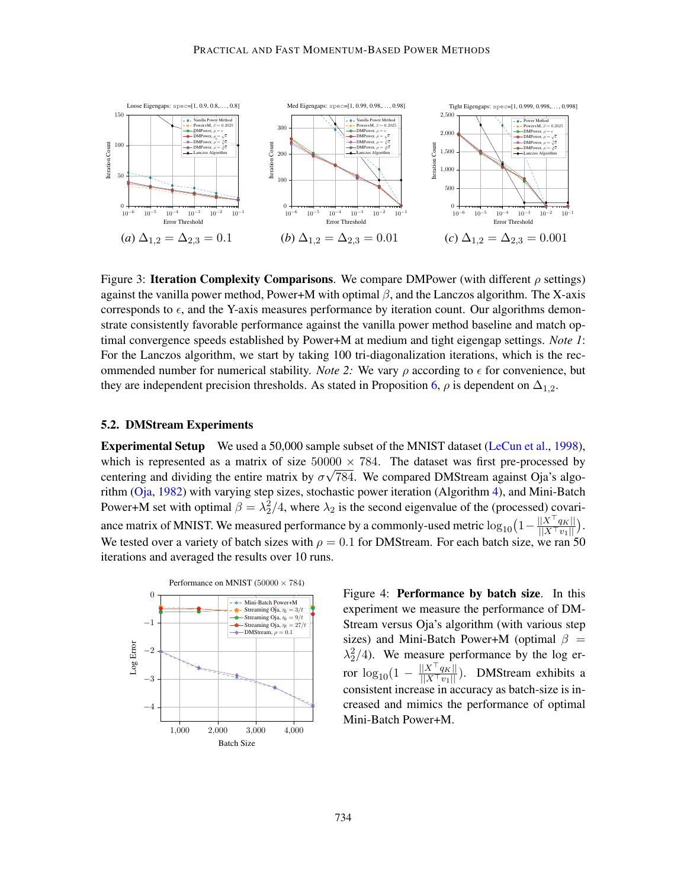(a) $\Delta_{1,2} = \Delta_{2,3} = 0.1$ (b) $\Delta_{1,2} = \Delta_{2,3} = 0.01$ (c) $\Delta_{1,2} = \Delta_{2,3} = 0.001$

Figure 3: **Iteration Complexity Comparisons**. We compare DMPower (with different $\rho$ settings) against the vanilla power method, Power+M with optimal $\beta$, and the Lanczos algorithm. The X-axis corresponds to $\epsilon$, and the Y-axis measures performance by iteration count. Our algorithms demonstrate consistently favorable performance against the vanilla power method baseline and match optimal convergence speeds established by Power+M at medium and tight eigengap settings. *Note 1*: For the Lanczos algorithm, we start by taking 100 tri-diagonalization iterations, which is the recommended number for numerical stability. *Note 2:* We vary $\rho$ according to $\epsilon$ for convenience, but they are independent precision thresholds. As stated in Proposition 6, $\rho$ is dependent on $\Delta_{1,2}$.

### 5.2. DMStream Experiments

**Experimental Setup** We used a 50,000 sample subset of the MNIST dataset (LeCun et al., 1998), which is represented as a matrix of size $50000 \times 784$. The dataset was first pre-processed by centering and dividing the entire matrix by $\sigma\sqrt{784}$. We compared DMStream against Oja's algorithm (Oja, 1982) with varying step sizes, stochastic power iteration (Algorithm 4), and Mini-Batch Power+M set with optimal $\beta = \lambda_2^2/4$, where $\lambda_2$ is the second eigenvalue of the (processed) covariance matrix of MNIST. We measured performance by a commonly-used metric $\log_{10}\big(1 - \frac{||X^\top q_K||}{||X^\top v_1||}\big)$. We tested over a variety of batch sizes with $\rho = 0.1$ for DMStream. For each batch size, we ran 50 iterations and averaged the results over 10 runs.

Figure 4: **Performance by batch size**. In this experiment we measure the performance of DMStream versus Oja's algorithm (with various step sizes) and Mini-Batch Power+M (optimal $\beta = \lambda_2^2/4$). We measure performance by the log error $\log_{10}(1 - \frac{||X^\top q_K||}{||X^\top v_1||})$. DMStream exhibits a consistent increase in accuracy as batch-size is increased and mimics the performance of optimal Mini-Batch Power+M.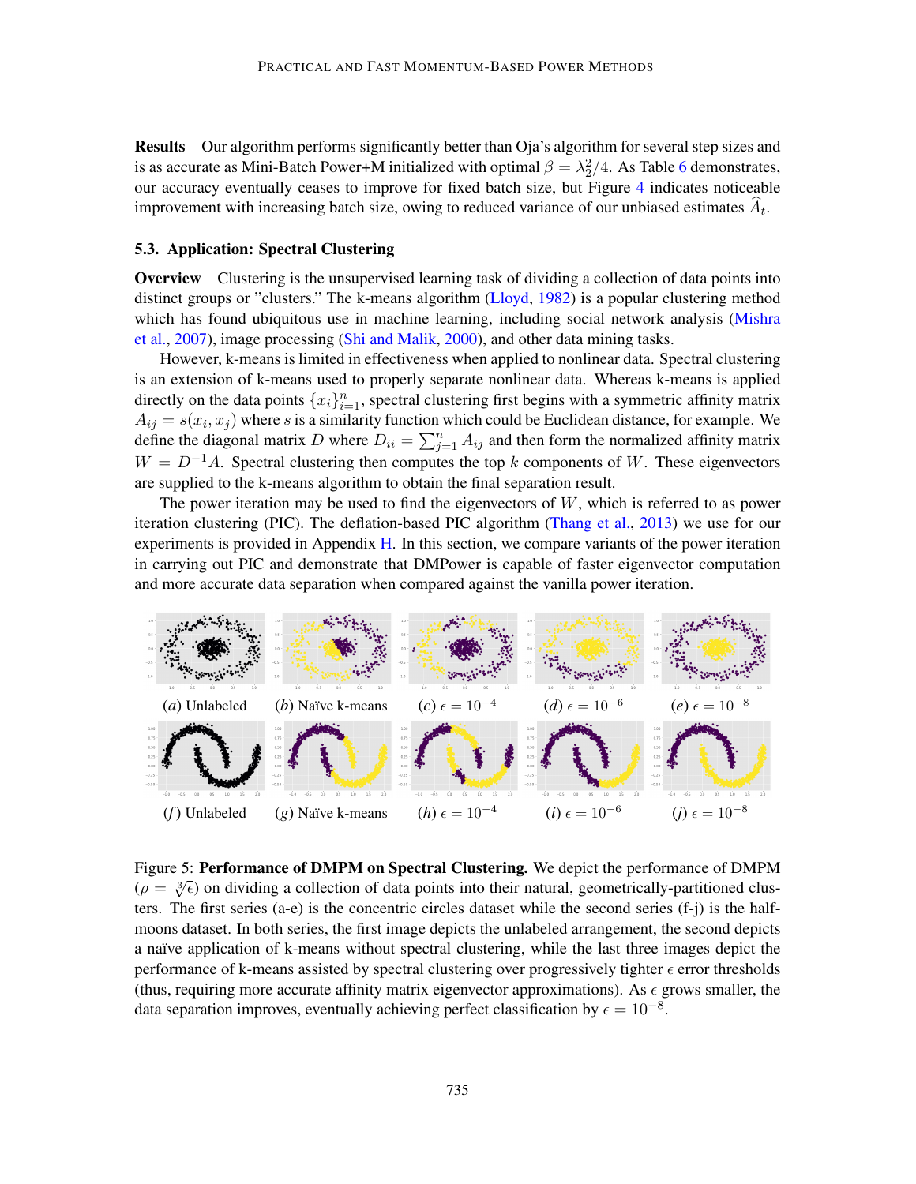**Results** Our algorithm performs significantly better than Oja's algorithm for several step sizes and is as accurate as Mini-Batch Power+M initialized with optimal $\beta = \lambda_2^2/4$. As Table 6 demonstrates, our accuracy eventually ceases to improve for fixed batch size, but Figure 4 indicates noticeable improvement with increasing batch size, owing to reduced variance of our unbiased estimates $\widehat{A}_t$.

### 5.3. Application: Spectral Clustering

**Overview** Clustering is the unsupervised learning task of dividing a collection of data points into distinct groups or "clusters." The k-means algorithm (Lloyd, 1982) is a popular clustering method which has found ubiquitous use in machine learning, including social network analysis (Mishra et al., 2007), image processing (Shi and Malik, 2000), and other data mining tasks.

However, k-means is limited in effectiveness when applied to nonlinear data. Spectral clustering is an extension of k-means used to properly separate nonlinear data. Whereas k-means is applied directly on the data points $\{x_i\}_{i=1}^n$, spectral clustering first begins with a symmetric affinity matrix $A_{ij} = s(x_i, x_j)$ where $s$ is a similarity function which could be Euclidean distance, for example. We define the diagonal matrix $D$ where $D_{ii} = \sum_{j=1}^n A_{ij}$ and then form the normalized affinity matrix $W = D^{-1}A$. Spectral clustering then computes the top $k$ components of $W$. These eigenvectors are supplied to the k-means algorithm to obtain the final separation result.

The power iteration may be used to find the eigenvectors of $W$, which is referred to as power iteration clustering (PIC). The deflation-based PIC algorithm (Thang et al., 2013) we use for our experiments is provided in Appendix H. In this section, we compare variants of the power iteration in carrying out PIC and demonstrate that DMPower is capable of faster eigenvector computation and more accurate data separation when compared against the vanilla power iteration.

(*a*) Unlabeled (*b*) Naïve k-means (*c*) $\epsilon = 10^{-4}$ (*d*) $\epsilon = 10^{-6}$ (*e*) $\epsilon = 10^{-8}$

(*f*) Unlabeled (*g*) Naïve k-means (*h*) $\epsilon = 10^{-4}$ (*i*) $\epsilon = 10^{-6}$ (*j*) $\epsilon = 10^{-8}$

Figure 5: **Performance of DMPM on Spectral Clustering.** We depict the performance of DMPM ($\rho = \sqrt[3]{\epsilon}$) on dividing a collection of data points into their natural, geometrically-partitioned clusters. The first series (a-e) is the concentric circles dataset while the second series (f-j) is the half-moons dataset. In both series, the first image depicts the unlabeled arrangement, the second depicts a naïve application of k-means without spectral clustering, while the last three images depict the performance of k-means assisted by spectral clustering over progressively tighter $\epsilon$ error thresholds (thus, requiring more accurate affinity matrix eigenvector approximations). As $\epsilon$ grows smaller, the data separation improves, eventually achieving perfect classification by $\epsilon = 10^{-8}$.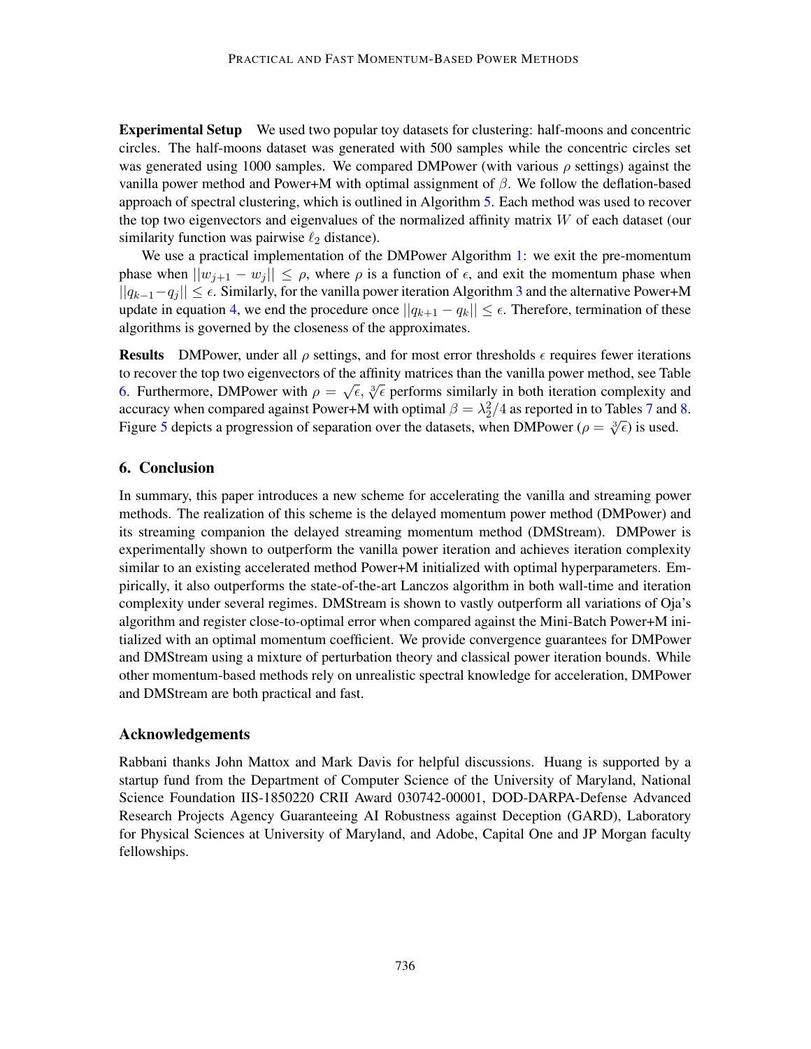**Experimental Setup** We used two popular toy datasets for clustering: half-moons and concentric circles. The half-moons dataset was generated with 500 samples while the concentric circles set was generated using 1000 samples. We compared DMPower (with various $\rho$ settings) against the vanilla power method and Power+M with optimal assignment of $\beta$. We follow the deflation-based approach of spectral clustering, which is outlined in Algorithm 5. Each method was used to recover the top two eigenvectors and eigenvalues of the normalized affinity matrix $W$ of each dataset (our similarity function was pairwise $\ell_2$ distance).

We use a practical implementation of the DMPower Algorithm 1: we exit the pre-momentum phase when $||w_{j+1} - w_j|| \leq \rho$, where $\rho$ is a function of $\epsilon$, and exit the momentum phase when $||q_{k-1} - q_j|| \leq \epsilon$. Similarly, for the vanilla power iteration Algorithm 3 and the alternative Power+M update in equation 4, we end the procedure once $||q_{k+1} - q_k|| \leq \epsilon$. Therefore, termination of these algorithms is governed by the closeness of the approximates.

**Results** DMPower, under all $\rho$ settings, and for most error thresholds $\epsilon$ requires fewer iterations to recover the top two eigenvectors of the affinity matrices than the vanilla power method, see Table 6. Furthermore, DMPower with $\rho = \sqrt{\epsilon}, \sqrt[3]{\epsilon}$ performs similarly in both iteration complexity and accuracy when compared against Power+M with optimal $\beta = \lambda_2^2/4$ as reported in to Tables 7 and 8. Figure 5 depicts a progression of separation over the datasets, when DMPower ($\rho = \sqrt[3]{\epsilon}$) is used.

## 6. Conclusion

In summary, this paper introduces a new scheme for accelerating the vanilla and streaming power methods. The realization of this scheme is the delayed momentum power method (DMPower) and its streaming companion the delayed streaming momentum method (DMStream). DMPower is experimentally shown to outperform the vanilla power iteration and achieves iteration complexity similar to an existing accelerated method Power+M initialized with optimal hyperparameters. Empirically, it also outperforms the state-of-the-art Lanczos algorithm in both wall-time and iteration complexity under several regimes. DMStream is shown to vastly outperform all variations of Oja's algorithm and register close-to-optimal error when compared against the Mini-Batch Power+M initialized with an optimal momentum coefficient. We provide convergence guarantees for DMPower and DMStream using a mixture of perturbation theory and classical power iteration bounds. While other momentum-based methods rely on unrealistic spectral knowledge for acceleration, DMPower and DMStream are both practical and fast.

## Acknowledgements

Rabbani thanks John Mattox and Mark Davis for helpful discussions. Huang is supported by a startup fund from the Department of Computer Science of the University of Maryland, National Science Foundation IIS-1850220 CRII Award 030742-00001, DOD-DARPA-Defense Advanced Research Projects Agency Guaranteeing AI Robustness against Deception (GARD), Laboratory for Physical Sciences at University of Maryland, and Adobe, Capital One and JP Morgan faculty fellowships.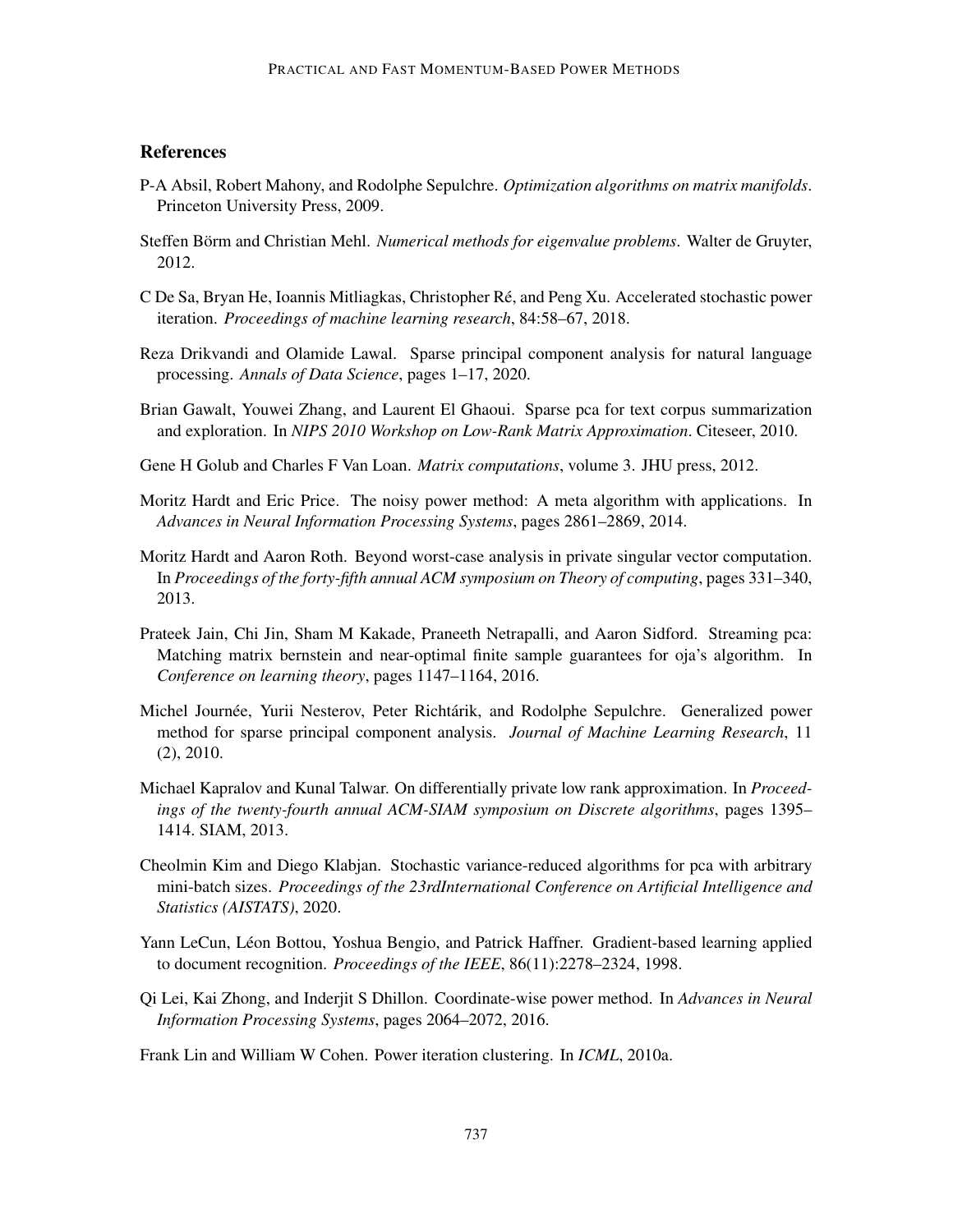## References

P-A Absil, Robert Mahony, and Rodolphe Sepulchre. *Optimization algorithms on matrix manifolds*. Princeton University Press, 2009.

Steffen Börm and Christian Mehl. *Numerical methods for eigenvalue problems*. Walter de Gruyter, 2012.

C De Sa, Bryan He, Ioannis Mitliagkas, Christopher Ré, and Peng Xu. Accelerated stochastic power iteration. *Proceedings of machine learning research*, 84:58–67, 2018.

Reza Drikvandi and Olamide Lawal. Sparse principal component analysis for natural language processing. *Annals of Data Science*, pages 1–17, 2020.

Brian Gawalt, Youwei Zhang, and Laurent El Ghaoui. Sparse pca for text corpus summarization and exploration. In *NIPS 2010 Workshop on Low-Rank Matrix Approximation*. Citeseer, 2010.

Gene H Golub and Charles F Van Loan. *Matrix computations*, volume 3. JHU press, 2012.

Moritz Hardt and Eric Price. The noisy power method: A meta algorithm with applications. In *Advances in Neural Information Processing Systems*, pages 2861–2869, 2014.

Moritz Hardt and Aaron Roth. Beyond worst-case analysis in private singular vector computation. In *Proceedings of the forty-fifth annual ACM symposium on Theory of computing*, pages 331–340, 2013.

Prateek Jain, Chi Jin, Sham M Kakade, Praneeth Netrapalli, and Aaron Sidford. Streaming pca: Matching matrix bernstein and near-optimal finite sample guarantees for oja's algorithm. In *Conference on learning theory*, pages 1147–1164, 2016.

Michel Journée, Yurii Nesterov, Peter Richtárik, and Rodolphe Sepulchre. Generalized power method for sparse principal component analysis. *Journal of Machine Learning Research*, 11 (2), 2010.

Michael Kapralov and Kunal Talwar. On differentially private low rank approximation. In *Proceedings of the twenty-fourth annual ACM-SIAM symposium on Discrete algorithms*, pages 1395–1414. SIAM, 2013.

Cheolmin Kim and Diego Klabjan. Stochastic variance-reduced algorithms for pca with arbitrary mini-batch sizes. *Proceedings of the 23rdInternational Conference on Artificial Intelligence and Statistics (AISTATS)*, 2020.

Yann LeCun, Léon Bottou, Yoshua Bengio, and Patrick Haffner. Gradient-based learning applied to document recognition. *Proceedings of the IEEE*, 86(11):2278–2324, 1998.

Qi Lei, Kai Zhong, and Inderjit S Dhillon. Coordinate-wise power method. In *Advances in Neural Information Processing Systems*, pages 2064–2072, 2016.

Frank Lin and William W Cohen. Power iteration clustering. In *ICML*, 2010a.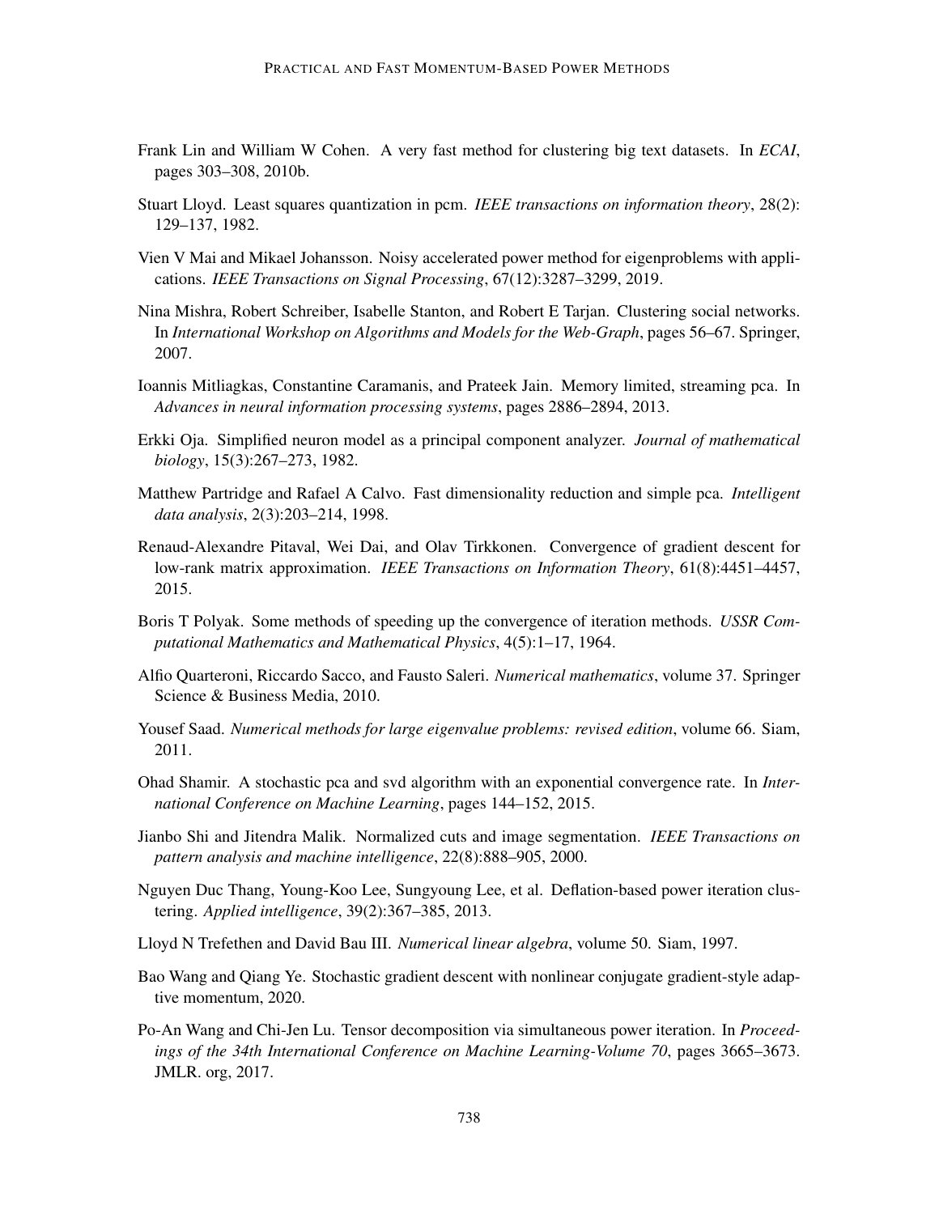Frank Lin and William W Cohen. A very fast method for clustering big text datasets. In *ECAI*, pages 303–308, 2010b.

Stuart Lloyd. Least squares quantization in pcm. *IEEE transactions on information theory*, 28(2): 129–137, 1982.

Vien V Mai and Mikael Johansson. Noisy accelerated power method for eigenproblems with applications. *IEEE Transactions on Signal Processing*, 67(12):3287–3299, 2019.

Nina Mishra, Robert Schreiber, Isabelle Stanton, and Robert E Tarjan. Clustering social networks. In *International Workshop on Algorithms and Models for the Web-Graph*, pages 56–67. Springer, 2007.

Ioannis Mitliagkas, Constantine Caramanis, and Prateek Jain. Memory limited, streaming pca. In *Advances in neural information processing systems*, pages 2886–2894, 2013.

Erkki Oja. Simplified neuron model as a principal component analyzer. *Journal of mathematical biology*, 15(3):267–273, 1982.

Matthew Partridge and Rafael A Calvo. Fast dimensionality reduction and simple pca. *Intelligent data analysis*, 2(3):203–214, 1998.

Renaud-Alexandre Pitaval, Wei Dai, and Olav Tirkkonen. Convergence of gradient descent for low-rank matrix approximation. *IEEE Transactions on Information Theory*, 61(8):4451–4457, 2015.

Boris T Polyak. Some methods of speeding up the convergence of iteration methods. *USSR Computational Mathematics and Mathematical Physics*, 4(5):1–17, 1964.

Alfio Quarteroni, Riccardo Sacco, and Fausto Saleri. *Numerical mathematics*, volume 37. Springer Science & Business Media, 2010.

Yousef Saad. *Numerical methods for large eigenvalue problems: revised edition*, volume 66. Siam, 2011.

Ohad Shamir. A stochastic pca and svd algorithm with an exponential convergence rate. In *International Conference on Machine Learning*, pages 144–152, 2015.

Jianbo Shi and Jitendra Malik. Normalized cuts and image segmentation. *IEEE Transactions on pattern analysis and machine intelligence*, 22(8):888–905, 2000.

Nguyen Duc Thang, Young-Koo Lee, Sungyoung Lee, et al. Deflation-based power iteration clustering. *Applied intelligence*, 39(2):367–385, 2013.

Lloyd N Trefethen and David Bau III. *Numerical linear algebra*, volume 50. Siam, 1997.

Bao Wang and Qiang Ye. Stochastic gradient descent with nonlinear conjugate gradient-style adaptive momentum, 2020.

Po-An Wang and Chi-Jen Lu. Tensor decomposition via simultaneous power iteration. In *Proceedings of the 34th International Conference on Machine Learning-Volume 70*, pages 3665–3673. JMLR. org, 2017.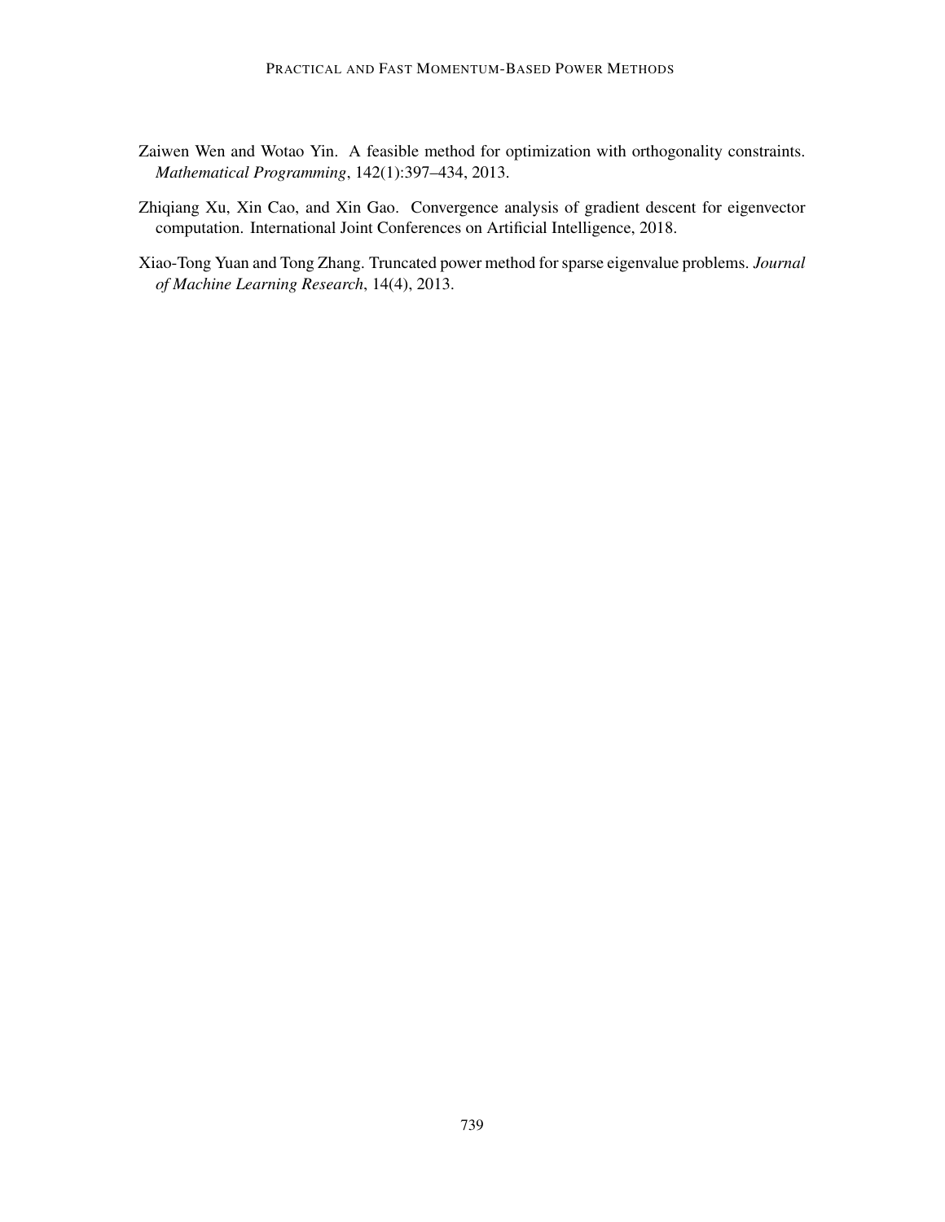Zaiwen Wen and Wotao Yin. A feasible method for optimization with orthogonality constraints. *Mathematical Programming*, 142(1):397–434, 2013.

Zhiqiang Xu, Xin Cao, and Xin Gao. Convergence analysis of gradient descent for eigenvector computation. International Joint Conferences on Artificial Intelligence, 2018.

Xiao-Tong Yuan and Tong Zhang. Truncated power method for sparse eigenvalue problems. *Journal of Machine Learning Research*, 14(4), 2013.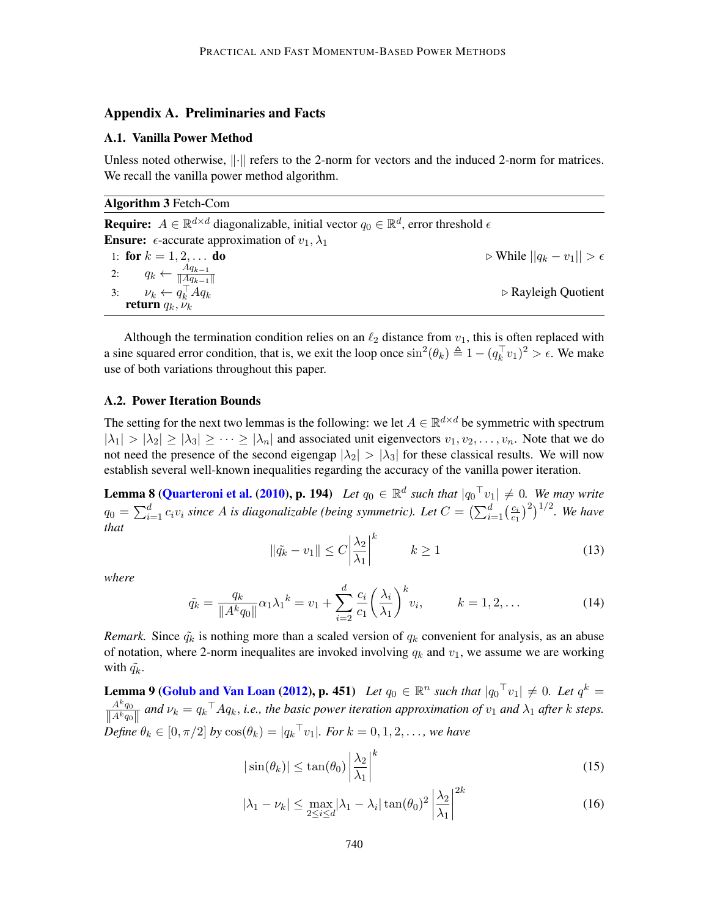## Appendix A. Preliminaries and Facts

### A.1. Vanilla Power Method

Unless noted otherwise, $\|\cdot\|$ refers to the 2-norm for vectors and the induced 2-norm for matrices. We recall the vanilla power method algorithm.

---

**Algorithm 3** Fetch-Com

---

**Require:** $A \in \mathbb{R}^{d \times d}$ diagonalizable, initial vector $q_0 \in \mathbb{R}^d$, error threshold $\epsilon$

**Ensure:** $\epsilon$-accurate approximation of $v_1, \lambda_1$

1: **for** $k = 1, 2, \dots$ **do** ▷ While $\|q_k - v_1\| > \epsilon$

2: $\quad q_k \leftarrow \frac{Aq_{k-1}}{\|Aq_{k-1}\|}$

3: $\quad \nu_k \leftarrow q_k^\top A q_k$ ▷ Rayleigh Quotient

$\quad$ **return** $q_k, \nu_k$

---

Although the termination condition relies on an $\ell_2$ distance from $v_1$, this is often replaced with a sine squared error condition, that is, we exit the loop once $\sin^2(\theta_k) \triangleq 1 - (q_k^\top v_1)^2 > \epsilon$. We make use of both variations throughout this paper.

### A.2. Power Iteration Bounds

The setting for the next two lemmas is the following: we let $A \in \mathbb{R}^{d \times d}$ be symmetric with spectrum $|\lambda_1| > |\lambda_2| \geq |\lambda_3| \geq \cdots \geq |\lambda_n|$ and associated unit eigenvectors $v_1, v_2, \dots, v_n$. Note that we do not need the presence of the second eigengap $|\lambda_2| > |\lambda_3|$ for these classical results. We will now establish several well-known inequalities regarding the accuracy of the vanilla power iteration.

**Lemma 8 (Quarteroni et al. (2010), p. 194)** *Let $q_0 \in \mathbb{R}^d$ such that $|{q_0}^\top v_1| \neq 0$. We may write $q_0 = \sum_{i=1}^d c_i v_i$ since $A$ is diagonalizable (being symmetric). Let $C = \left(\sum_{i=1}^d \left(\frac{c_i}{c_1}\right)^2\right)^{1/2}$. We have that*

$$\|\tilde{q}_k - v_1\| \leq C \left|\frac{\lambda_2}{\lambda_1}\right|^k \qquad k \geq 1 \tag{13}$$

*where*

$$\tilde{q}_k = \frac{q_k}{\|A^k q_0\|} \alpha_1 {\lambda_1}^k = v_1 + \sum_{i=2}^d \frac{c_i}{c_1} \left(\frac{\lambda_i}{\lambda_1}\right)^k v_i, \qquad k = 1, 2, \dots \tag{14}$$

*Remark.* Since $\tilde{q}_k$ is nothing more than a scaled version of $q_k$ convenient for analysis, as an abuse of notation, where 2-norm inequalites are invoked involving $q_k$ and $v_1$, we assume we are working with $\tilde{q}_k$.

**Lemma 9 (Golub and Van Loan (2012), p. 451)** *Let $q_0 \in \mathbb{R}^n$ such that $|{q_0}^\top v_1| \neq 0$. Let $q^k = \frac{A^k q_0}{\|A^k q_0\|}$ and $\nu_k = {q_k}^\top A q_k$, i.e., the basic power iteration approximation of $v_1$ and $\lambda_1$ after $k$ steps. Define $\theta_k \in [0, \pi/2]$ by $\cos(\theta_k) = |{q_k}^\top v_1|$. For $k = 0, 1, 2, \dots$, we have*

$$|\sin(\theta_k)| \leq \tan(\theta_0) \left|\frac{\lambda_2}{\lambda_1}\right|^k \tag{15}$$

$$|\lambda_1 - \nu_k| \leq \max_{2 \leq i \leq d} |\lambda_1 - \lambda_i| \tan(\theta_0)^2 \left|\frac{\lambda_2}{\lambda_1}\right|^{2k} \tag{16}$$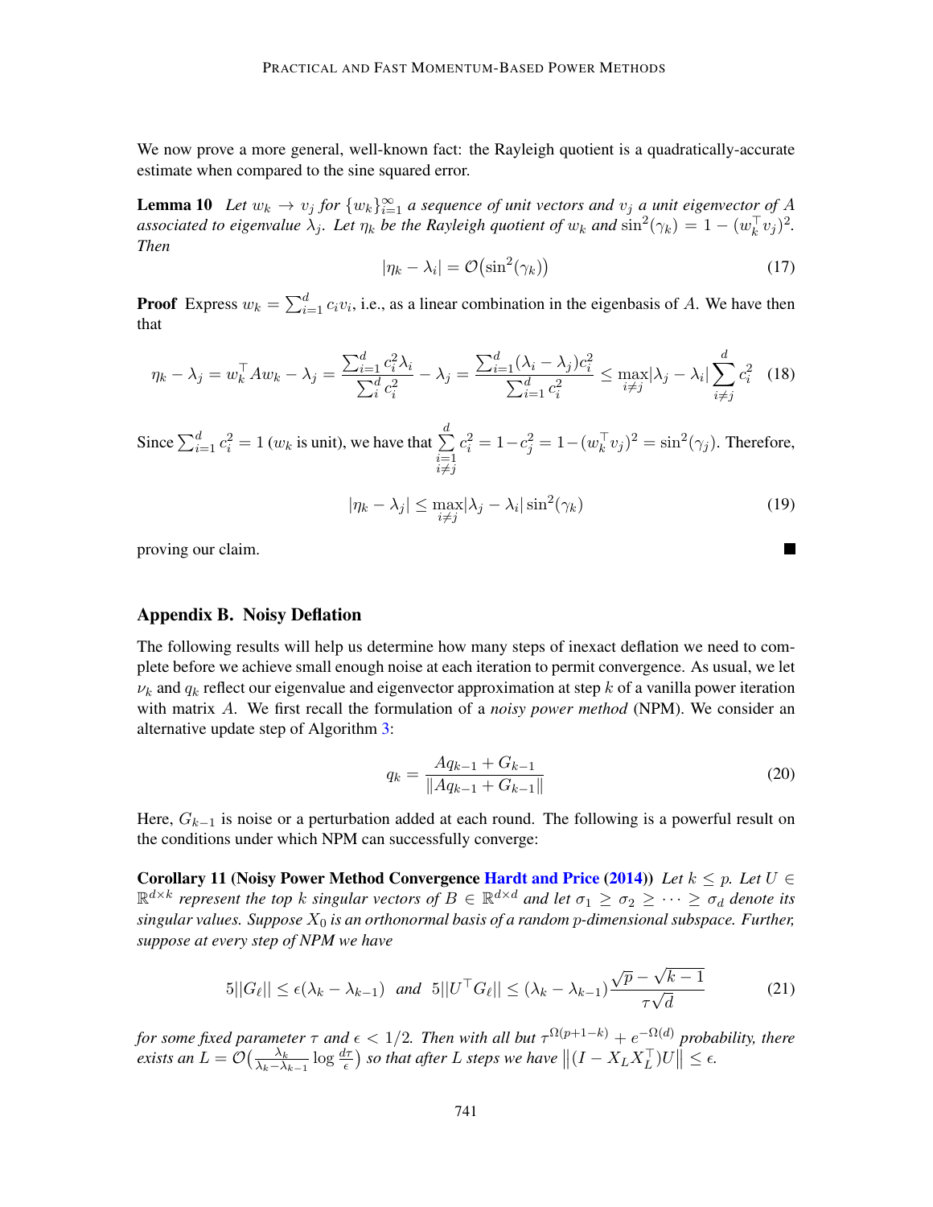We now prove a more general, well-known fact: the Rayleigh quotient is a quadratically-accurate estimate when compared to the sine squared error.

**Lemma 10** *Let $w_k \to v_j$ for $\{w_k\}_{i=1}^{\infty}$ a sequence of unit vectors and $v_j$ a unit eigenvector of $A$ associated to eigenvalue $\lambda_j$. Let $\eta_k$ be the Rayleigh quotient of $w_k$ and $\sin^2(\gamma_k) = 1 - (w_k^\top v_j)^2$. Then*

$$|\eta_k - \lambda_i| = \mathcal{O}\big(\sin^2(\gamma_k)\big) \tag{17}$$

**Proof** Express $w_k = \sum_{i=1}^d c_i v_i$, i.e., as a linear combination in the eigenbasis of $A$. We have then that

$$\eta_k - \lambda_j = w_k^\top A w_k - \lambda_j = \frac{\sum_{i=1}^d c_i^2 \lambda_i}{\sum_i^d c_i^2} - \lambda_j = \frac{\sum_{i=1}^d (\lambda_i - \lambda_j) c_i^2}{\sum_{i=1}^d c_i^2} \leq \max_{i \neq j} |\lambda_j - \lambda_i| \sum_{i \neq j}^d c_i^2 \tag{18}$$

Since $\sum_{i=1}^d c_i^2 = 1$ ($w_k$ is unit), we have that $\sum_{\substack{i=1 \\ i \neq j}}^d c_i^2 = 1 - c_j^2 = 1 - (w_k^\top v_j)^2 = \sin^2(\gamma_j)$. Therefore,

$$|\eta_k - \lambda_j| \leq \max_{i \neq j} |\lambda_j - \lambda_i| \sin^2(\gamma_k) \tag{19}$$

proving our claim. ∎

## Appendix B. Noisy Deflation

The following results will help us determine how many steps of inexact deflation we need to complete before we achieve small enough noise at each iteration to permit convergence. As usual, we let $\nu_k$ and $q_k$ reflect our eigenvalue and eigenvector approximation at step $k$ of a vanilla power iteration with matrix $A$. We first recall the formulation of a *noisy power method* (NPM). We consider an alternative update step of Algorithm 3:

$$q_k = \frac{Aq_{k-1} + G_{k-1}}{\|Aq_{k-1} + G_{k-1}\|} \tag{20}$$

Here, $G_{k-1}$ is noise or a perturbation added at each round. The following is a powerful result on the conditions under which NPM can successfully converge:

**Corollary 11 (Noisy Power Method Convergence Hardt and Price (2014))** *Let $k \leq p$. Let $U \in \mathbb{R}^{d \times k}$ represent the top $k$ singular vectors of $B \in \mathbb{R}^{d \times d}$ and let $\sigma_1 \geq \sigma_2 \geq \cdots \geq \sigma_d$ denote its singular values. Suppose $X_0$ is an orthonormal basis of a random $p$-dimensional subspace. Further, suppose at every step of NPM we have*

$$5\|G_\ell\| \leq \epsilon(\lambda_k - \lambda_{k-1}) \quad \text{and} \quad 5\|U^\top G_\ell\| \leq (\lambda_k - \lambda_{k-1}) \frac{\sqrt{p} - \sqrt{k-1}}{\tau\sqrt{d}} \tag{21}$$

*for some fixed parameter $\tau$ and $\epsilon < 1/2$. Then with all but $\tau^{\Omega(p+1-k)} + e^{-\Omega(d)}$ probability, there exists an $L = \mathcal{O}\big(\frac{\lambda_k}{\lambda_k - \lambda_{k-1}} \log \frac{d\tau}{\epsilon}\big)$ so that after $L$ steps we have $\big\|(I - X_L X_L^\top)U\big\| \leq \epsilon$.*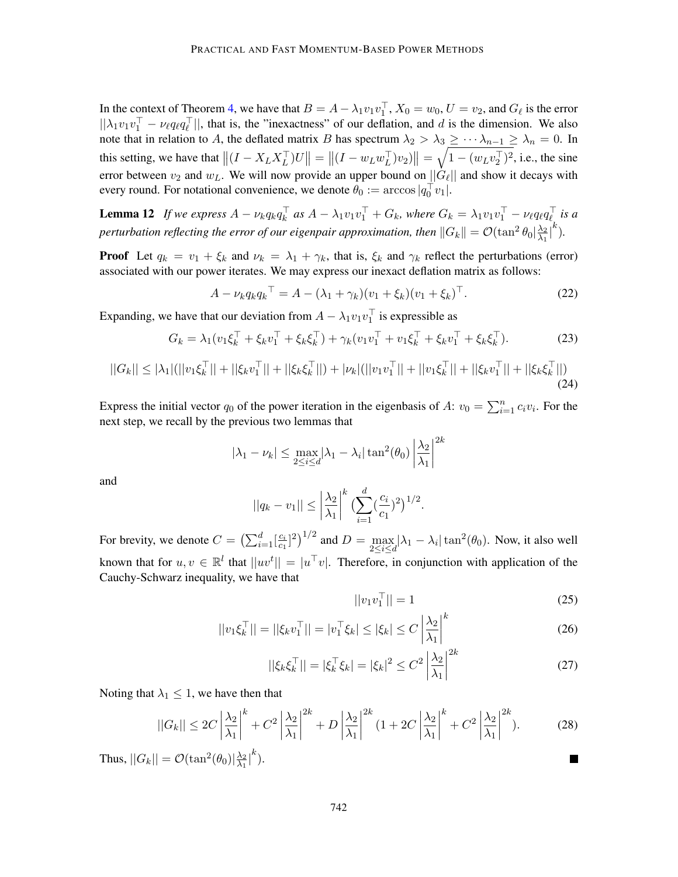In the context of Theorem 4, we have that $B = A - \lambda_1 v_1 v_1^\top$, $X_0 = w_0$, $U = v_2$, and $G_\ell$ is the error $||\lambda_1 v_1 v_1^\top - \nu_\ell q_\ell q_\ell^\top||$, that is, the "inexactness" of our deflation, and $d$ is the dimension. We also note that in relation to $A$, the deflated matrix $B$ has spectrum $\lambda_2 > \lambda_3 \geq \cdots \lambda_{n-1} \geq \lambda_n = 0$. In this setting, we have that $\left\|(I - X_L X_L^\top)U\right\| = \left\|(I - w_L w_L^\top)v_2)\right\| = \sqrt{1 - (w_L v_2^\top)^2}$, i.e., the sine error between $v_2$ and $w_L$. We will now provide an upper bound on $||G_\ell||$ and show it decays with every round. For notational convenience, we denote $\theta_0 := \arccos |q_0^\top v_1|$.

**Lemma 12** *If we express $A - \nu_k q_k q_k^\top$ as $A - \lambda_1 v_1 v_1^\top + G_k$, where $G_k = \lambda_1 v_1 v_1^\top - \nu_\ell q_\ell q_\ell^\top$ is a perturbation reflecting the error of our eigenpair approximation, then $\|G_k\| = \mathcal{O}(\tan^2 \theta_0 |\frac{\lambda_2}{\lambda_1}|^k)$.*

**Proof** Let $q_k = v_1 + \xi_k$ and $\nu_k = \lambda_1 + \gamma_k$, that is, $\xi_k$ and $\gamma_k$ reflect the perturbations (error) associated with our power iterates. We may express our inexact deflation matrix as follows:

$$A - \nu_k q_k q_k^\top = A - (\lambda_1 + \gamma_k)(v_1 + \xi_k)(v_1 + \xi_k)^\top. \tag{22}$$

Expanding, we have that our deviation from $A - \lambda_1 v_1 v_1^\top$ is expressible as

$$G_k = \lambda_1(v_1 \xi_k^\top + \xi_k v_1^\top + \xi_k \xi_k^\top) + \gamma_k(v_1 v_1^\top + v_1 \xi_k^\top + \xi_k v_1^\top + \xi_k \xi_k^\top). \tag{23}$$

$$||G_k|| \leq |\lambda_1|(||v_1 \xi_k^\top|| + ||\xi_k v_1^\top|| + ||\xi_k \xi_k^\top||) + |\nu_k|(||v_1 v_1^\top|| + ||v_1 \xi_k^\top|| + ||\xi_k v_1^\top|| + ||\xi_k \xi_k^\top||) \tag{24}$$

Express the initial vector $q_0$ of the power iteration in the eigenbasis of $A$: $v_0 = \sum_{i=1}^n c_i v_i$. For the next step, we recall by the previous two lemmas that

$$|\lambda_1 - \nu_k| \leq \max_{2 \leq i \leq d} |\lambda_1 - \lambda_i| \tan^2(\theta_0) \left|\frac{\lambda_2}{\lambda_1}\right|^{2k}$$

and

$$||q_k - v_1|| \leq \left|\frac{\lambda_2}{\lambda_1}\right|^k \left(\sum_{i=1}^d (\frac{c_i}{c_1})^2\right)^{1/2}.$$

For brevity, we denote $C = \left(\sum_{i=1}^d [\frac{c_i}{c_1}]^2\right)^{1/2}$ and $D = \max_{2 \leq i \leq d} |\lambda_1 - \lambda_i| \tan^2(\theta_0)$. Now, it also well known that for $u, v \in \mathbb{R}^l$ that $||uv^t|| = |u^\top v|$. Therefore, in conjunction with application of the Cauchy-Schwarz inequality, we have that

$$||v_1 v_1^\top|| = 1 \tag{25}$$

$$||v_1 \xi_k^\top|| = ||\xi_k v_1^\top|| = |v_1^\top \xi_k| \leq |\xi_k| \leq C \left|\frac{\lambda_2}{\lambda_1}\right|^k \tag{26}$$

$$||\xi_k \xi_k^\top|| = |\xi_k^\top \xi_k| = |\xi_k|^2 \leq C^2 \left|\frac{\lambda_2}{\lambda_1}\right|^{2k} \tag{27}$$

Noting that $\lambda_1 \leq 1$, we have then that

$$||G_k|| \leq 2C \left|\frac{\lambda_2}{\lambda_1}\right|^k + C^2 \left|\frac{\lambda_2}{\lambda_1}\right|^{2k} + D \left|\frac{\lambda_2}{\lambda_1}\right|^{2k} (1 + 2C \left|\frac{\lambda_2}{\lambda_1}\right|^k + C^2 \left|\frac{\lambda_2}{\lambda_1}\right|^{2k}). \tag{28}$$

Thus, $||G_k|| = \mathcal{O}(\tan^2(\theta_0)|\frac{\lambda_2}{\lambda_1}|^k)$. ∎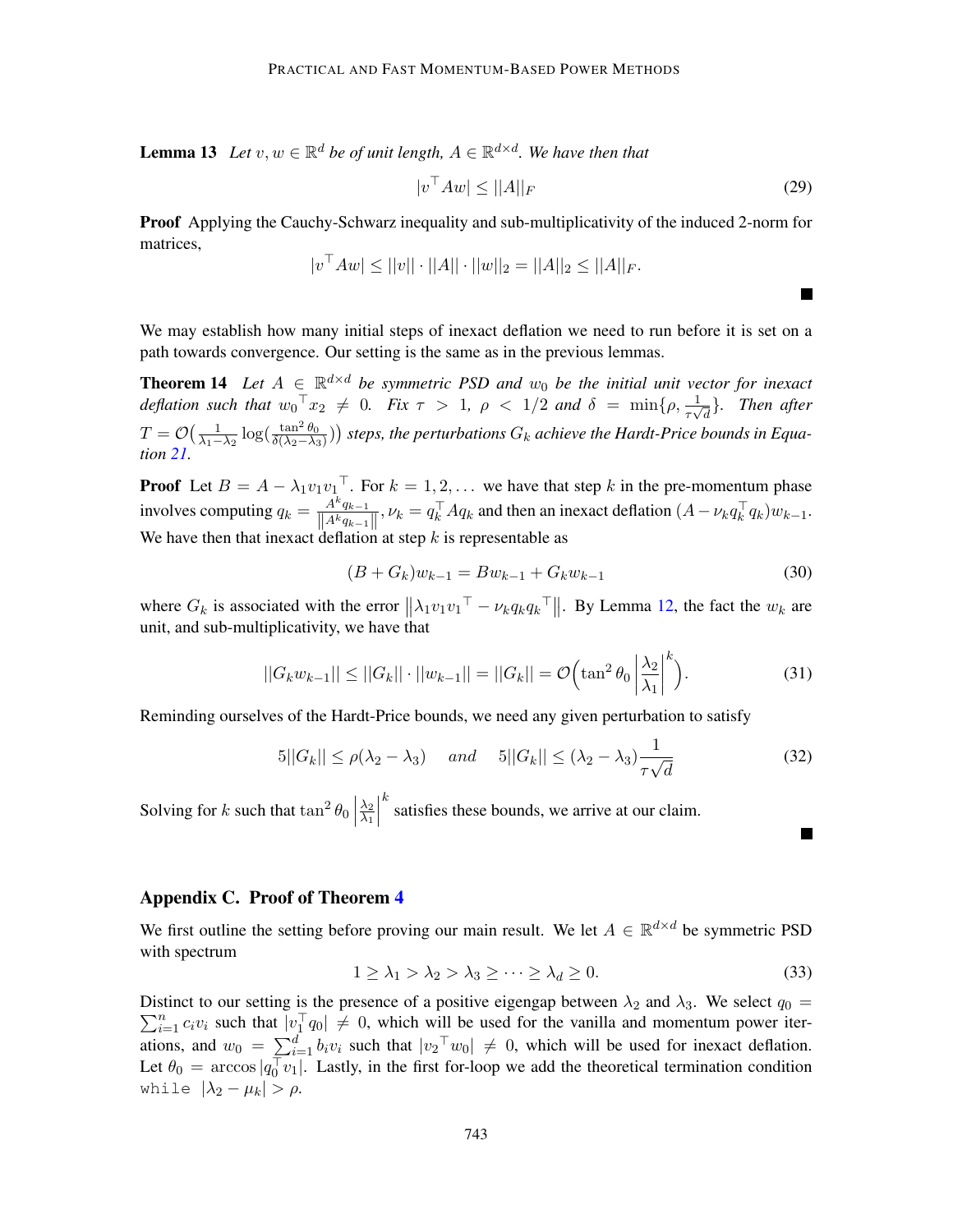**Lemma 13** *Let $v, w \in \mathbb{R}^d$ be of unit length, $A \in \mathbb{R}^{d \times d}$. We have then that*

$$|v^\top A w| \leq ||A||_F \tag{29}$$

**Proof** Applying the Cauchy-Schwarz inequality and sub-multiplicativity of the induced 2-norm for matrices,

$$|v^\top A w| \leq ||v|| \cdot ||A|| \cdot ||w||_2 = ||A||_2 \leq ||A||_F.$$

∎

We may establish how many initial steps of inexact deflation we need to run before it is set on a path towards convergence. Our setting is the same as in the previous lemmas.

**Theorem 14** *Let $A \in \mathbb{R}^{d \times d}$ be symmetric PSD and $w_0$ be the initial unit vector for inexact deflation such that ${w_0}^\top x_2 \neq 0$. Fix $\tau > 1$, $\rho < 1/2$ and $\delta = \min\{\rho, \frac{1}{\tau\sqrt{d}}\}$. Then after $T = \mathcal{O}\big(\frac{1}{\lambda_1 - \lambda_2} \log(\frac{\tan^2 \theta_0}{\delta(\lambda_2 - \lambda_3)})\big)$ steps, the perturbations $G_k$ achieve the Hardt-Price bounds in Equation 21.*

**Proof** Let $B = A - \lambda_1 v_1 {v_1}^\top$. For $k = 1, 2, \dots$ we have that step $k$ in the pre-momentum phase involves computing $q_k = \frac{A^k q_{k-1}}{\|A^k q_{k-1}\|}, \nu_k = q_k^\top A q_k$ and then an inexact deflation $(A - \nu_k q_k^\top q_k) w_{k-1}$. We have then that inexact deflation at step $k$ is representable as

$$(B + G_k) w_{k-1} = B w_{k-1} + G_k w_{k-1} \tag{30}$$

where $G_k$ is associated with the error $\|\lambda_1 v_1 {v_1}^\top - \nu_k q_k {q_k}^\top\|$. By Lemma 12, the fact the $w_k$ are unit, and sub-multiplicativity, we have that

$$||G_k w_{k-1}|| \leq ||G_k|| \cdot ||w_{k-1}|| = ||G_k|| = \mathcal{O}\Big(\tan^2 \theta_0 \left|\frac{\lambda_2}{\lambda_1}\right|^k\Big). \tag{31}$$

Reminding ourselves of the Hardt-Price bounds, we need any given perturbation to satisfy

$$5||G_k|| \leq \rho(\lambda_2 - \lambda_3) \quad \text{ and } \quad 5||G_k|| \leq (\lambda_2 - \lambda_3)\frac{1}{\tau\sqrt{d}} \tag{32}$$

Solving for $k$ such that $\tan^2 \theta_0 \left|\frac{\lambda_2}{\lambda_1}\right|^k$ satisfies these bounds, we arrive at our claim.

∎

## Appendix C. Proof of Theorem 4

We first outline the setting before proving our main result. We let $A \in \mathbb{R}^{d \times d}$ be symmetric PSD with spectrum

$$1 \geq \lambda_1 > \lambda_2 > \lambda_3 \geq \cdots \geq \lambda_d \geq 0. \tag{33}$$

Distinct to our setting is the presence of a positive eigengap between $\lambda_2$ and $\lambda_3$. We select $q_0 = \sum_{i=1}^n c_i v_i$ such that $|v_1^\top q_0| \neq 0$, which will be used for the vanilla and momentum power iterations, and $w_0 = \sum_{i=1}^d b_i v_i$ such that $|{v_2}^\top w_0| \neq 0$, which will be used for inexact deflation. Let $\theta_0 = \arccos |q_0^\top v_1|$. Lastly, in the first for-loop we add the theoretical termination condition `while` $|\lambda_2 - \mu_k| > \rho$.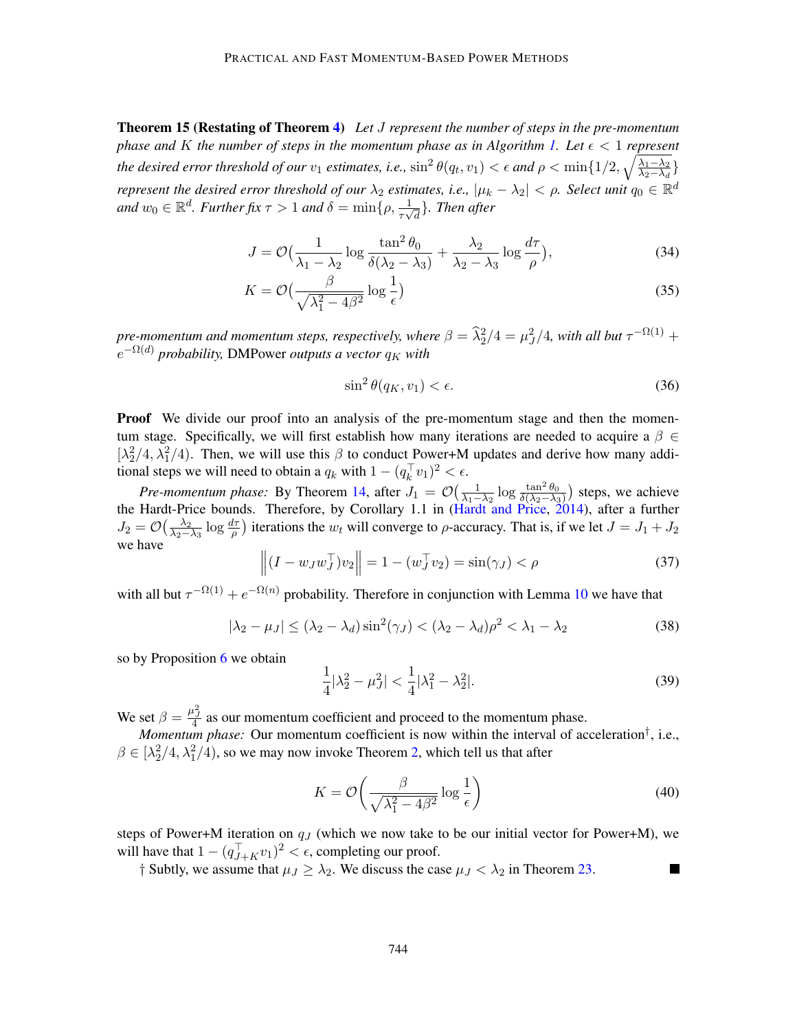**Theorem 15 (Restating of Theorem 4)** *Let $J$ represent the number of steps in the pre-momentum phase and $K$ the number of steps in the momentum phase as in Algorithm 1. Let $\epsilon < 1$ represent the desired error threshold of our $v_1$ estimates, i.e., $\sin^2\theta(q_t, v_1) < \epsilon$ and $\rho < \min\{1/2, \sqrt{\frac{\lambda_1 - \lambda_2}{\lambda_2 - \lambda_d}}\}$ represent the desired error threshold of our $\lambda_2$ estimates, i.e., $|\mu_k - \lambda_2| < \rho$. Select unit $q_0 \in \mathbb{R}^d$ and $w_0 \in \mathbb{R}^d$. Further fix $\tau > 1$ and $\delta = \min\{\rho, \frac{1}{\tau\sqrt{d}}\}$. Then after*

$$J = \mathcal{O}\big(\frac{1}{\lambda_1 - \lambda_2}\log\frac{\tan^2\theta_0}{\delta(\lambda_2 - \lambda_3)} + \frac{\lambda_2}{\lambda_2 - \lambda_3}\log\frac{d\tau}{\rho}\big), \tag{34}$$

$$K = \mathcal{O}\big(\frac{\beta}{\sqrt{\lambda_1^2 - 4\beta^2}}\log\frac{1}{\epsilon}\big) \tag{35}$$

*pre-momentum and momentum steps, respectively, where $\beta = \widehat{\lambda}_2^2/4 = \mu_J^2/4$, with all but $\tau^{-\Omega(1)} + e^{-\Omega(d)}$ probability,* DMPower *outputs a vector $q_K$ with*

$$\sin^2\theta(q_K, v_1) < \epsilon. \tag{36}$$

**Proof** We divide our proof into an analysis of the pre-momentum stage and then the momentum stage. Specifically, we will first establish how many iterations are needed to acquire a $\beta \in [\lambda_2^2/4, \lambda_1^2/4)$. Then, we will use this $\beta$ to conduct Power+M updates and derive how many additional steps we will need to obtain a $q_k$ with $1 - (q_k^\top v_1)^2 < \epsilon$.

*Pre-momentum phase:* By Theorem 14, after $J_1 = \mathcal{O}\big(\frac{1}{\lambda_1 - \lambda_2}\log\frac{\tan^2\theta_0}{\delta(\lambda_2 - \lambda_3)}\big)$ steps, we achieve the Hardt-Price bounds. Therefore, by Corollary 1.1 in (Hardt and Price, 2014), after a further $J_2 = \mathcal{O}\big(\frac{\lambda_2}{\lambda_2 - \lambda_3}\log\frac{d\tau}{\rho}\big)$ iterations the $w_t$ will converge to $\rho$-accuracy. That is, if we let $J = J_1 + J_2$ we have

$$\left\|(I - w_J w_J^\top)v_2\right\| = 1 - (w_J^\top v_2) = \sin(\gamma_J) < \rho \tag{37}$$

with all but $\tau^{-\Omega(1)} + e^{-\Omega(n)}$ probability. Therefore in conjunction with Lemma 10 we have that

$$|\lambda_2 - \mu_J| \le (\lambda_2 - \lambda_d)\sin^2(\gamma_J) < (\lambda_2 - \lambda_d)\rho^2 < \lambda_1 - \lambda_2 \tag{38}$$

so by Proposition 6 we obtain

$$\frac{1}{4}|\lambda_2^2 - \mu_J^2| < \frac{1}{4}|\lambda_1^2 - \lambda_2^2|. \tag{39}$$

We set $\beta = \frac{\mu_J^2}{4}$ as our momentum coefficient and proceed to the momentum phase.

*Momentum phase:* Our momentum coefficient is now within the interval of acceleration†, i.e., $\beta \in [\lambda_2^2/4, \lambda_1^2/4)$, so we may now invoke Theorem 2, which tell us that after

$$K = \mathcal{O}\left(\frac{\beta}{\sqrt{\lambda_1^2 - 4\beta^2}}\log\frac{1}{\epsilon}\right) \tag{40}$$

steps of Power+M iteration on $q_J$ (which we now take to be our initial vector for Power+M), we will have that $1 - (q_{J+K}^\top v_1)^2 < \epsilon$, completing our proof.

† Subtly, we assume that $\mu_J \ge \lambda_2$. We discuss the case $\mu_J < \lambda_2$ in Theorem 23. ∎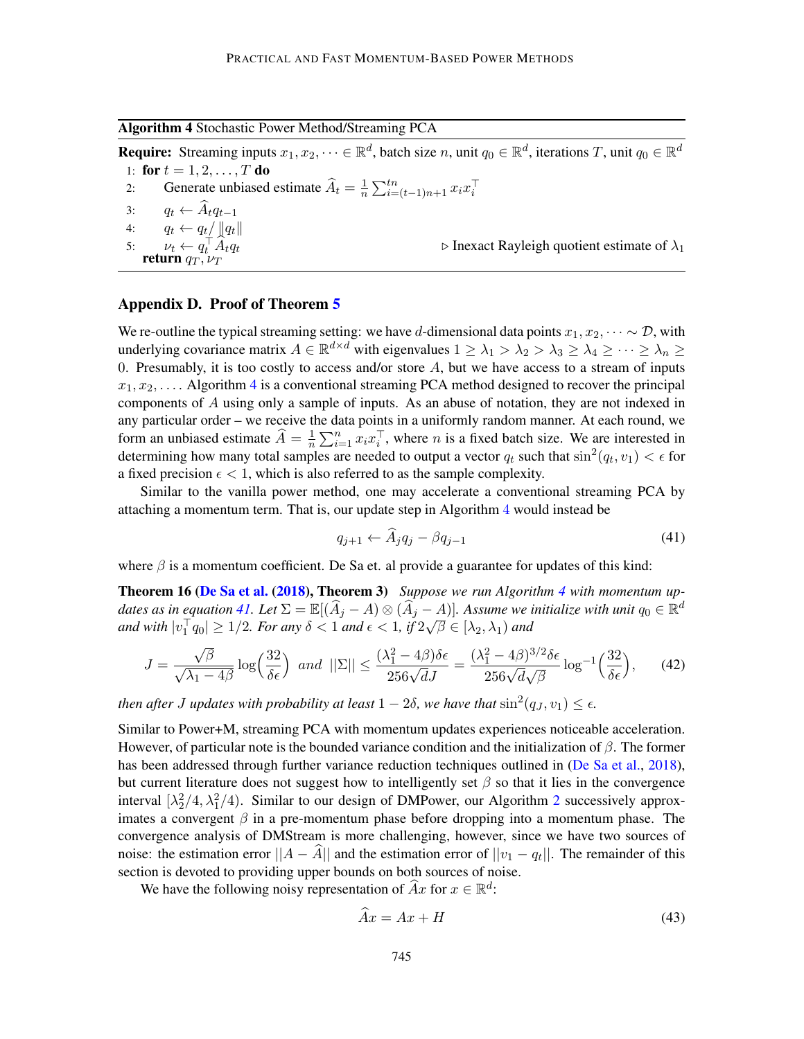**Algorithm 4** Stochastic Power Method/Streaming PCA

**Require:** Streaming inputs $x_1, x_2, \cdots \in \mathbb{R}^d$, batch size $n$, unit $q_0 \in \mathbb{R}^d$, iterations $T$, unit $q_0 \in \mathbb{R}^d$

1: **for** $t = 1, 2, \dots, T$ **do**
2: Generate unbiased estimate $\widehat{A}_t = \frac{1}{n}\sum_{i=(t-1)n+1}^{tn} x_i x_i^\top$
3: $q_t \leftarrow \widehat{A}_t q_{t-1}$
4: $q_t \leftarrow q_t / \|q_t\|$
5: $\nu_t \leftarrow q_t^\top \widehat{A}_t q_t$ ▷ Inexact Rayleigh quotient estimate of $\lambda_1$
**return** $q_T, \nu_T$

## Appendix D. Proof of Theorem 5

We re-outline the typical streaming setting: we have $d$-dimensional data points $x_1, x_2, \cdots \sim \mathcal{D}$, with underlying covariance matrix $A \in \mathbb{R}^{d\times d}$ with eigenvalues $1 \geq \lambda_1 > \lambda_2 > \lambda_3 \geq \lambda_4 \geq \cdots \geq \lambda_n \geq 0$. Presumably, it is too costly to access and/or store $A$, but we have access to a stream of inputs $x_1, x_2, \dots$. Algorithm 4 is a conventional streaming PCA method designed to recover the principal components of $A$ using only a sample of inputs. As an abuse of notation, they are not indexed in any particular order – we receive the data points in a uniformly random manner. At each round, we form an unbiased estimate $\widehat{A} = \frac{1}{n}\sum_{i=1}^{n} x_i x_i^\top$, where $n$ is a fixed batch size. We are interested in determining how many total samples are needed to output a vector $q_t$ such that $\sin^2(q_t, v_1) < \epsilon$ for a fixed precision $\epsilon < 1$, which is also referred to as the sample complexity.

Similar to the vanilla power method, one may accelerate a conventional streaming PCA by attaching a momentum term. That is, our update step in Algorithm 4 would instead be

$$q_{j+1} \leftarrow \widehat{A}_j q_j - \beta q_{j-1} \tag{41}$$

where $\beta$ is a momentum coefficient. De Sa et. al provide a guarantee for updates of this kind:

**Theorem 16 (De Sa et al. (2018), Theorem 3)** *Suppose we run Algorithm 4 with momentum updates as in equation 41. Let $\Sigma = \mathbb{E}[(\widehat{A}_j - A) \otimes (\widehat{A}_j - A)]$. Assume we initialize with unit $q_0 \in \mathbb{R}^d$ and with $|v_1^\top q_0| \geq 1/2$. For any $\delta < 1$ and $\epsilon < 1$, if $2\sqrt{\beta} \in [\lambda_2, \lambda_1)$ and*

$$J = \frac{\sqrt{\beta}}{\sqrt{\lambda_1 - 4\beta}} \log\Big(\frac{32}{\delta\epsilon}\Big) \;\; and \;\; ||\Sigma|| \leq \frac{(\lambda_1^2 - 4\beta)\delta\epsilon}{256\sqrt{d}J} = \frac{(\lambda_1^2 - 4\beta)^{3/2}\delta\epsilon}{256\sqrt{d}\sqrt{\beta}} \log^{-1}\Big(\frac{32}{\delta\epsilon}\Big), \tag{42}$$

*then after $J$ updates with probability at least $1 - 2\delta$, we have that $\sin^2(q_J, v_1) \leq \epsilon$.*

Similar to Power+M, streaming PCA with momentum updates experiences noticeable acceleration. However, of particular note is the bounded variance condition and the initialization of $\beta$. The former has been addressed through further variance reduction techniques outlined in (De Sa et al., 2018), but current literature does not suggest how to intelligently set $\beta$ so that it lies in the convergence interval $[\lambda_2^2/4, \lambda_1^2/4)$. Similar to our design of DMPower, our Algorithm 2 successively approximates a convergent $\beta$ in a pre-momentum phase before dropping into a momentum phase. The convergence analysis of DMStream is more challenging, however, since we have two sources of noise: the estimation error $||A - \widehat{A}||$ and the estimation error of $||v_1 - q_t||$. The remainder of this section is devoted to providing upper bounds on both sources of noise.

We have the following noisy representation of $\widehat{A}x$ for $x \in \mathbb{R}^d$:

$$\widehat{A}x = Ax + H \tag{43}$$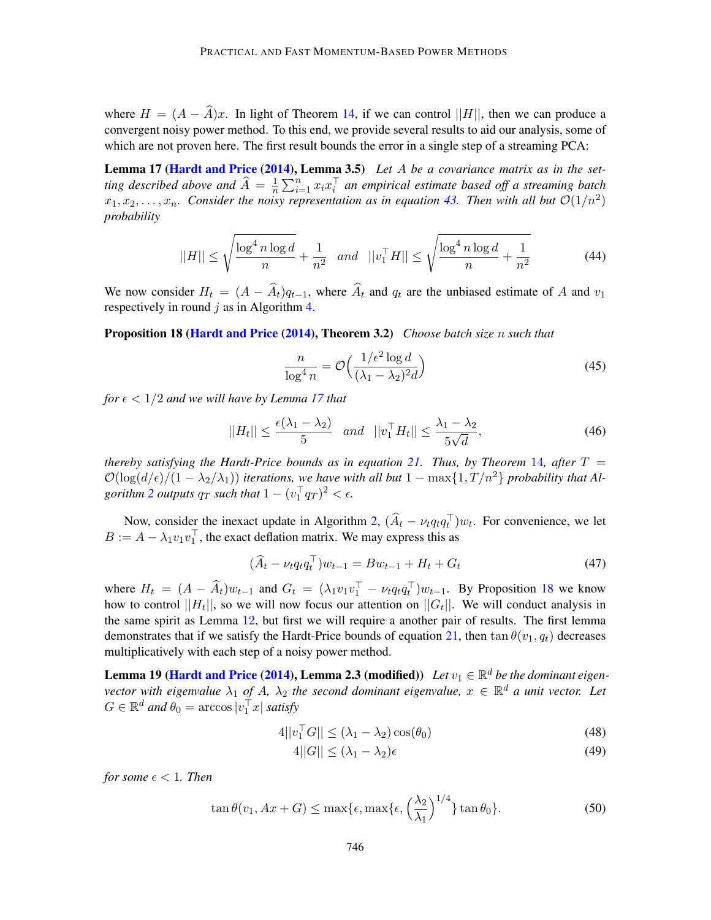where $H = (A - \widehat{A})x$. In light of Theorem 14, if we can control $||H||$, then we can produce a convergent noisy power method. To this end, we provide several results to aid our analysis, some of which are not proven here. The first result bounds the error in a single step of a streaming PCA:

**Lemma 17 (Hardt and Price (2014), Lemma 3.5)** *Let $A$ be a covariance matrix as in the setting described above and $\widehat{A} = \frac{1}{n}\sum_{i=1}^{n} x_i x_i^\top$ an empirical estimate based off a streaming batch $x_1, x_2, \ldots, x_n$. Consider the noisy representation as in equation 43. Then with all but $\mathcal{O}(1/n^2)$ probability*

$$||H|| \leq \sqrt{\frac{\log^4 n \log d}{n}} + \frac{1}{n^2} \quad and \quad ||v_1^\top H|| \leq \sqrt{\frac{\log^4 n \log d}{n}} + \frac{1}{n^2} \tag{44}$$

We now consider $H_t = (A - \widehat{A}_t)q_{t-1}$, where $\widehat{A}_t$ and $q_t$ are the unbiased estimate of $A$ and $v_1$ respectively in round $j$ as in Algorithm 4.

**Proposition 18 (Hardt and Price (2014), Theorem 3.2)** *Choose batch size $n$ such that*

$$\frac{n}{\log^4 n} = \mathcal{O}\Big(\frac{1/\epsilon^2 \log d}{(\lambda_1 - \lambda_2)^2 d}\Big) \tag{45}$$

*for $\epsilon < 1/2$ and we will have by Lemma 17 that*

$$||H_t|| \leq \frac{\epsilon(\lambda_1 - \lambda_2)}{5} \quad and \quad ||v_1^\top H_t|| \leq \frac{\lambda_1 - \lambda_2}{5\sqrt{d}}, \tag{46}$$

*thereby satisfying the Hardt-Price bounds as in equation 21. Thus, by Theorem 14, after $T = \mathcal{O}(\log(d/\epsilon)/(1 - \lambda_2/\lambda_1))$ iterations, we have with all but $1 - \max\{1, T/n^2\}$ probability that Algorithm 2 outputs $q_T$ such that $1 - (v_1^\top q_T)^2 < \epsilon$.*

Now, consider the inexact update in Algorithm 2, $(\widehat{A}_t - \nu_t q_t q_t^\top)w_t$. For convenience, we let $B := A - \lambda_1 v_1 v_1^\top$, the exact deflation matrix. We may express this as

$$(\widehat{A}_t - \nu_t q_t q_t^\top)w_{t-1} = Bw_{t-1} + H_t + G_t \tag{47}$$

where $H_t = (A - \widehat{A}_t)w_{t-1}$ and $G_t = (\lambda_1 v_1 v_1^\top - \nu_t q_t q_t^\top)w_{t-1}$. By Proposition 18 we know how to control $||H_t||$, so we will now focus our attention on $||G_t||$. We will conduct analysis in the same spirit as Lemma 12, but first we will require a another pair of results. The first lemma demonstrates that if we satisfy the Hardt-Price bounds of equation 21, then $\tan\theta(v_1, q_t)$ decreases multiplicatively with each step of a noisy power method.

**Lemma 19 (Hardt and Price (2014), Lemma 2.3 (modified))** *Let $v_1 \in \mathbb{R}^d$ be the dominant eigenvector with eigenvalue $\lambda_1$ of $A$, $\lambda_2$ the second dominant eigenvalue, $x \in \mathbb{R}^d$ a unit vector. Let $G \in \mathbb{R}^d$ and $\theta_0 = \arccos|v_1^\top x|$ satisfy*

$$4||v_1^\top G|| \leq (\lambda_1 - \lambda_2)\cos(\theta_0) \tag{48}$$

$$4||G|| \leq (\lambda_1 - \lambda_2)\epsilon \tag{49}$$

*for some $\epsilon < 1$. Then*

$$\tan\theta(v_1, Ax + G) \leq \max\{\epsilon, \max\{\epsilon, \Big(\frac{\lambda_2}{\lambda_1}\Big)^{1/4}\}\tan\theta_0\}. \tag{50}$$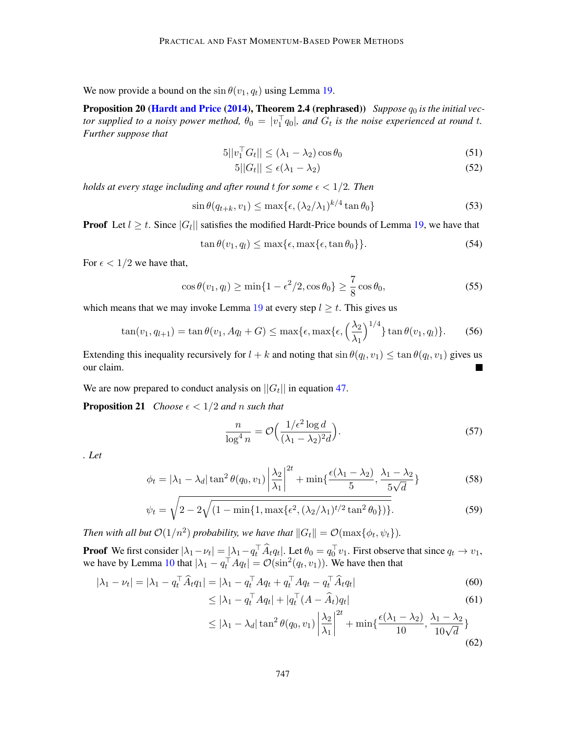We now provide a bound on the $\sin\theta(v_1, q_t)$ using Lemma 19.

**Proposition 20 (Hardt and Price (2014), Theorem 2.4 (rephrased))** *Suppose $q_0$ is the initial vector supplied to a noisy power method, $\theta_0 = |v_1^\top q_0|$, and $G_t$ is the noise experienced at round $t$. Further suppose that*

$$5||v_1^\top G_t|| \leq (\lambda_1 - \lambda_2)\cos\theta_0 \tag{51}$$

$$5||G_t|| \leq \epsilon(\lambda_1 - \lambda_2) \tag{52}$$

*holds at every stage including and after round $t$ for some $\epsilon < 1/2$. Then*

$$\sin\theta(q_{t+k}, v_1) \leq \max\{\epsilon, (\lambda_2/\lambda_1)^{k/4}\tan\theta_0\} \tag{53}$$

**Proof** Let $l \geq t$. Since $|G_l||$ satisfies the modified Hardt-Price bounds of Lemma 19, we have that

$$\tan\theta(v_1, q_l) \leq \max\{\epsilon, \max\{\epsilon, \tan\theta_0\}\}. \tag{54}$$

For $\epsilon < 1/2$ we have that,

$$\cos\theta(v_1, q_l) \geq \min\{1 - \epsilon^2/2, \cos\theta_0\} \geq \frac{7}{8}\cos\theta_0, \tag{55}$$

which means that we may invoke Lemma 19 at every step $l \geq t$. This gives us

$$\tan(v_1, q_{l+1}) = \tan\theta(v_1, Aq_l + G) \leq \max\{\epsilon, \max\{\epsilon, \Big(\frac{\lambda_2}{\lambda_1}\Big)^{1/4}\}\tan\theta(v_1, q_l)\}. \tag{56}$$

Extending this inequality recursively for $l + k$ and noting that $\sin\theta(q_l, v_1) \leq \tan\theta(q_l, v_1)$ gives us our claim. ∎

We are now prepared to conduct analysis on $||G_t||$ in equation 47.

**Proposition 21** *Choose $\epsilon < 1/2$ and $n$ such that*

$$\frac{n}{\log^4 n} = \mathcal{O}\Big(\frac{1/\epsilon^2 \log d}{(\lambda_1 - \lambda_2)^2 d}\Big). \tag{57}$$

*. Let*

$$\phi_t = |\lambda_1 - \lambda_d|\tan^2\theta(q_0, v_1)\left|\frac{\lambda_2}{\lambda_1}\right|^{2t} + \min\{\frac{\epsilon(\lambda_1 - \lambda_2)}{5}, \frac{\lambda_1 - \lambda_2}{5\sqrt{d}}\} \tag{58}$$

$$\psi_t = \sqrt{2 - 2\sqrt{(1 - \min\{1, \max\{\epsilon^2, (\lambda_2/\lambda_1)^{t/2}\tan^2\theta_0\})\}}}. \tag{59}$$

*Then with all but $\mathcal{O}(1/n^2)$ probability, we have that $\|G_t\| = \mathcal{O}(\max\{\phi_t, \psi_t\})$.*

**Proof** We first consider $|\lambda_1 - \nu_t| = |\lambda_1 - q_t^\top \widehat{A}_t q_1|$. Let $\theta_0 = q_0^\top v_1$. First observe that since $q_t \to v_1$, we have by Lemma 10 that $|\lambda_1 - q_t^\top A q_t| = \mathcal{O}(\sin^2(q_t, v_1))$. We have then that

$$|\lambda_1 - \nu_t| = |\lambda_1 - q_t^\top \widehat{A}_t q_1| = |\lambda_1 - q_t^\top A q_t + q_t^\top A q_t - q_t^\top \widehat{A}_t q_t| \tag{60}$$

$$\leq |\lambda_1 - q_t^\top A q_t| + |q_t^\top (A - \widehat{A}_t) q_t| \tag{61}$$

$$\leq |\lambda_1 - \lambda_d|\tan^2\theta(q_0, v_1)\left|\frac{\lambda_2}{\lambda_1}\right|^{2t} + \min\{\frac{\epsilon(\lambda_1 - \lambda_2)}{10}, \frac{\lambda_1 - \lambda_2}{10\sqrt{d}}\} \tag{62}$$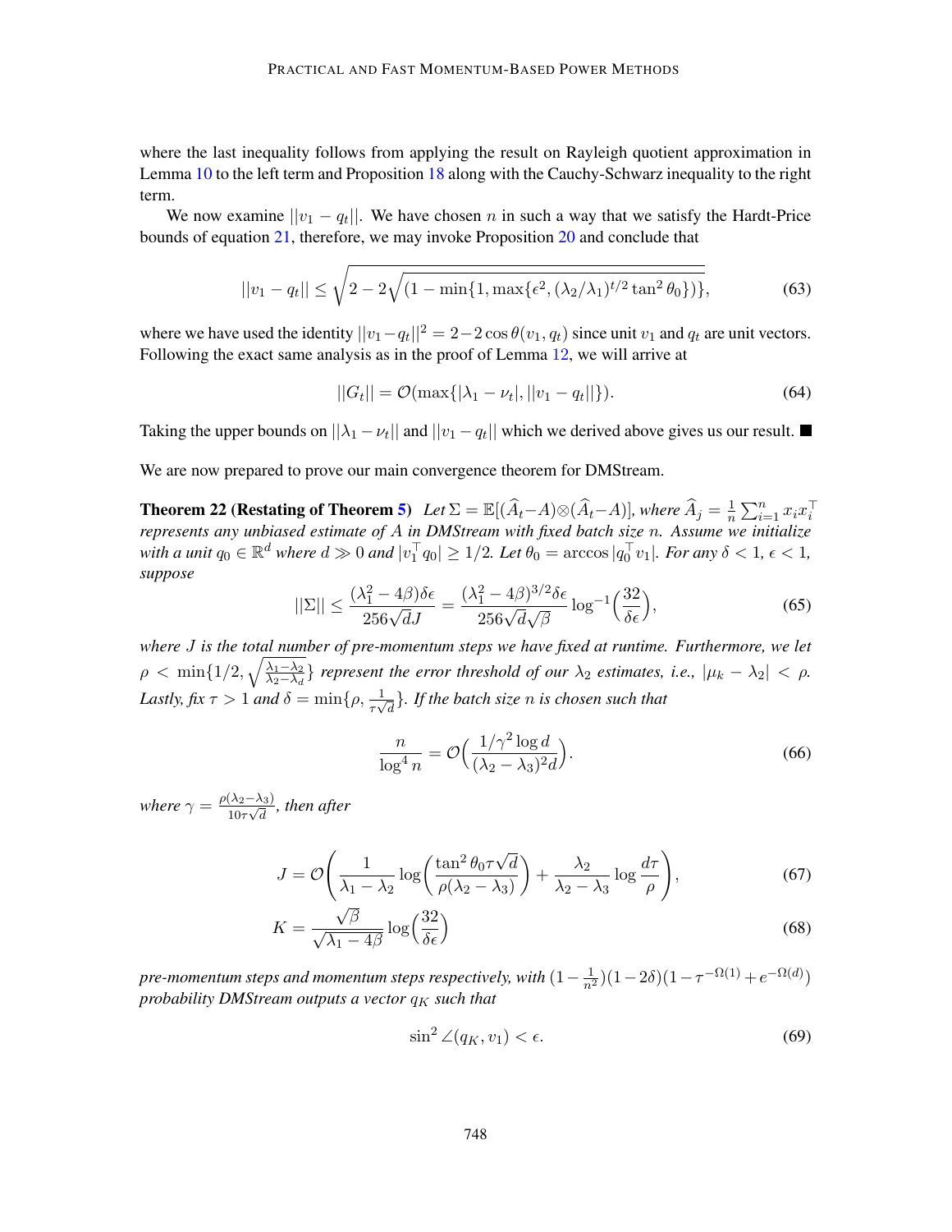where the last inequality follows from applying the result on Rayleigh quotient approximation in Lemma 10 to the left term and Proposition 18 along with the Cauchy-Schwarz inequality to the right term.

We now examine $||v_1 - q_t||$. We have chosen $n$ in such a way that we satisfy the Hardt-Price bounds of equation 21, therefore, we may invoke Proposition 20 and conclude that

$$||v_1 - q_t|| \leq \sqrt{2 - 2\sqrt{(1 - \min\{1, \max\{\epsilon^2, (\lambda_2/\lambda_1)^{t/2} \tan^2\theta_0\}\})}}, \tag{63}$$

where we have used the identity $||v_1 - q_t||^2 = 2 - 2\cos\theta(v_1, q_t)$ since unit $v_1$ and $q_t$ are unit vectors. Following the exact same analysis as in the proof of Lemma 12, we will arrive at

$$||G_t|| = \mathcal{O}(\max\{|\lambda_1 - \nu_t|, ||v_1 - q_t||\}). \tag{64}$$

Taking the upper bounds on $||\lambda_1 - \nu_t||$ and $||v_1 - q_t||$ which we derived above gives us our result. ■

We are now prepared to prove our main convergence theorem for DMStream.

**Theorem 22 (Restating of Theorem 5)** *Let $\Sigma = \mathbb{E}[(\widehat{A}_t - A) \otimes (\widehat{A}_t - A)]$, where $\widehat{A}_j = \frac{1}{n}\sum_{i=1}^n x_i x_i^\top$ represents any unbiased estimate of $A$ in DMStream with fixed batch size $n$. Assume we initialize with a unit $q_0 \in \mathbb{R}^d$ where $d \gg 0$ and $|v_1^\top q_0| \geq 1/2$. Let $\theta_0 = \arccos|q_0^\top v_1|$. For any $\delta < 1$, $\epsilon < 1$, suppose*

$$||\Sigma|| \leq \frac{(\lambda_1^2 - 4\beta)\delta\epsilon}{256\sqrt{d}J} = \frac{(\lambda_1^2 - 4\beta)^{3/2}\delta\epsilon}{256\sqrt{d}\sqrt{\beta}} \log^{-1}\Big(\frac{32}{\delta\epsilon}\Big), \tag{65}$$

*where $J$ is the total number of pre-momentum steps we have fixed at runtime. Furthermore, we let $\rho < \min\{1/2, \sqrt{\frac{\lambda_1 - \lambda_2}{\lambda_2 - \lambda_d}}\}$ represent the error threshold of our $\lambda_2$ estimates, i.e., $|\mu_k - \lambda_2| < \rho$. Lastly, fix $\tau > 1$ and $\delta = \min\{\rho, \frac{1}{\tau\sqrt{d}}\}$. If the batch size $n$ is chosen such that*

$$\frac{n}{\log^4 n} = \mathcal{O}\Big(\frac{1/\gamma^2 \log d}{(\lambda_2 - \lambda_3)^2 d}\Big). \tag{66}$$

*where $\gamma = \frac{\rho(\lambda_2 - \lambda_3)}{10\tau\sqrt{d}}$, then after*

$$J = \mathcal{O}\Bigg(\frac{1}{\lambda_1 - \lambda_2}\log\Big(\frac{\tan^2\theta_0 \tau\sqrt{d}}{\rho(\lambda_2 - \lambda_3)}\Big) + \frac{\lambda_2}{\lambda_2 - \lambda_3}\log\frac{d\tau}{\rho}\Bigg), \tag{67}$$

$$K = \frac{\sqrt{\beta}}{\sqrt{\lambda_1 - 4\beta}}\log\Big(\frac{32}{\delta\epsilon}\Big) \tag{68}$$

*pre-momentum steps and momentum steps respectively, with $(1 - \frac{1}{n^2})(1 - 2\delta)(1 - \tau^{-\Omega(1)} + e^{-\Omega(d)})$ probability DMStream outputs a vector $q_K$ such that*

$$\sin^2\angle(q_K, v_1) < \epsilon. \tag{69}$$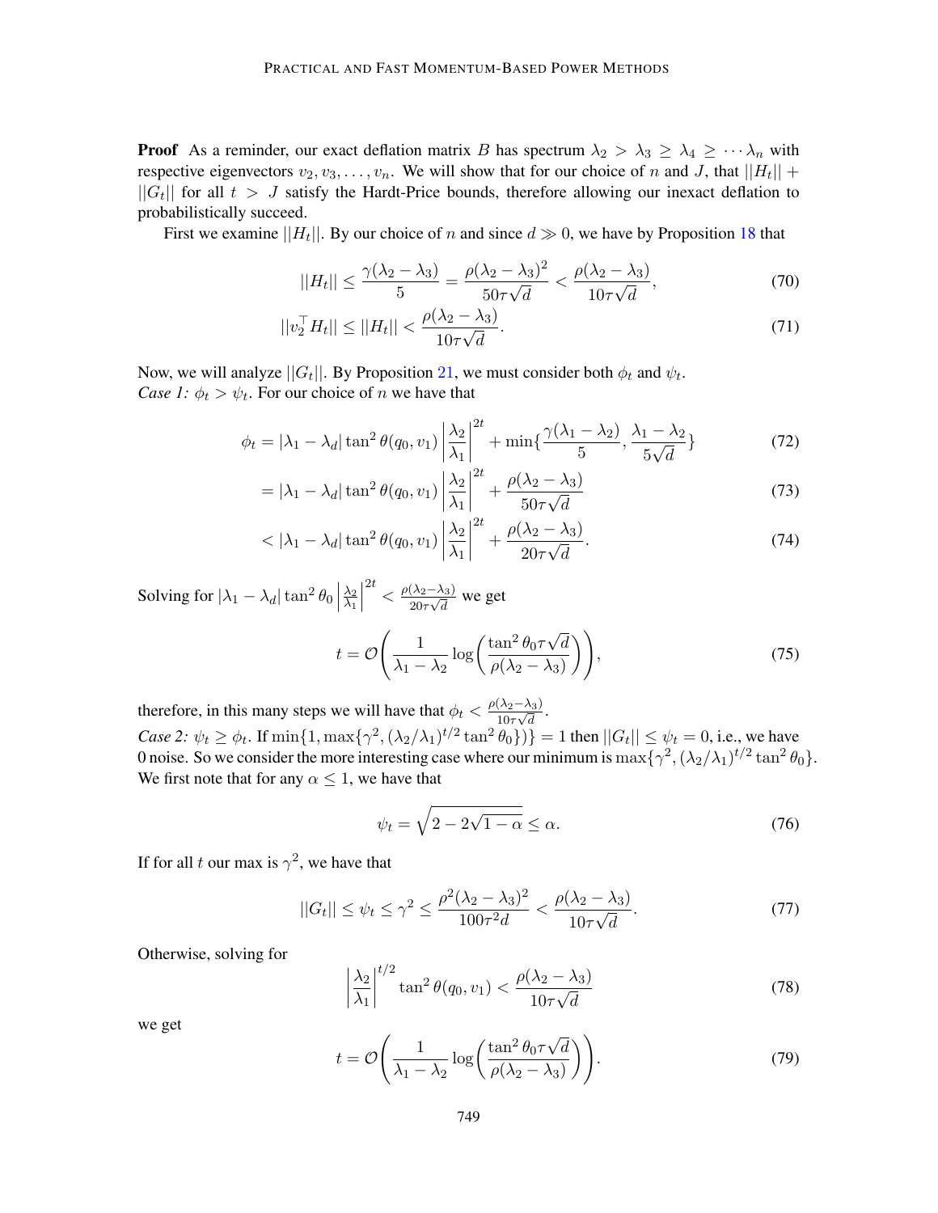**Proof** As a reminder, our exact deflation matrix $B$ has spectrum $\lambda_2 > \lambda_3 \geq \lambda_4 \geq \cdots \lambda_n$ with respective eigenvectors $v_2, v_3, \ldots, v_n$. We will show that for our choice of $n$ and $J$, that $||H_t|| + ||G_t||$ for all $t > J$ satisfy the Hardt-Price bounds, therefore allowing our inexact deflation to probabilistically succeed.

First we examine $||H_t||$. By our choice of $n$ and since $d \gg 0$, we have by Proposition 18 that

$$||H_t|| \leq \frac{\gamma(\lambda_2 - \lambda_3)}{5} = \frac{\rho(\lambda_2 - \lambda_3)^2}{50\tau\sqrt{d}} < \frac{\rho(\lambda_2 - \lambda_3)}{10\tau\sqrt{d}}, \tag{70}$$

$$||v_2^\top H_t|| \leq ||H_t|| < \frac{\rho(\lambda_2 - \lambda_3)}{10\tau\sqrt{d}}. \tag{71}$$

Now, we will analyze $||G_t||$. By Proposition 21, we must consider both $\phi_t$ and $\psi_t$.
*Case 1:* $\phi_t > \psi_t$. For our choice of $n$ we have that

$$\phi_t = |\lambda_1 - \lambda_d| \tan^2 \theta(q_0, v_1) \left|\frac{\lambda_2}{\lambda_1}\right|^{2t} + \min\{\frac{\gamma(\lambda_1 - \lambda_2)}{5}, \frac{\lambda_1 - \lambda_2}{5\sqrt{d}}\} \tag{72}$$

$$= |\lambda_1 - \lambda_d| \tan^2 \theta(q_0, v_1) \left|\frac{\lambda_2}{\lambda_1}\right|^{2t} + \frac{\rho(\lambda_2 - \lambda_3)}{50\tau\sqrt{d}} \tag{73}$$

$$< |\lambda_1 - \lambda_d| \tan^2 \theta(q_0, v_1) \left|\frac{\lambda_2}{\lambda_1}\right|^{2t} + \frac{\rho(\lambda_2 - \lambda_3)}{20\tau\sqrt{d}}. \tag{74}$$

Solving for $|\lambda_1 - \lambda_d| \tan^2 \theta_0 \left|\frac{\lambda_2}{\lambda_1}\right|^{2t} < \frac{\rho(\lambda_2 - \lambda_3)}{20\tau\sqrt{d}}$ we get

$$t = \mathcal{O}\left(\frac{1}{\lambda_1 - \lambda_2} \log\left(\frac{\tan^2 \theta_0 \tau\sqrt{d}}{\rho(\lambda_2 - \lambda_3)}\right)\right), \tag{75}$$

therefore, in this many steps we will have that $\phi_t < \frac{\rho(\lambda_2 - \lambda_3)}{10\tau\sqrt{d}}$.
*Case 2:* $\psi_t \geq \phi_t$. If $\min\{1, \max\{\gamma^2, (\lambda_2/\lambda_1)^{t/2} \tan^2 \theta_0\}\} = 1$ then $||G_t|| \leq \psi_t = 0$, i.e., we have 0 noise. So we consider the more interesting case where our minimum is $\max\{\gamma^2, (\lambda_2/\lambda_1)^{t/2} \tan^2 \theta_0\}$. We first note that for any $\alpha \leq 1$, we have that

$$\psi_t = \sqrt{2 - 2\sqrt{1 - \alpha}} \leq \alpha. \tag{76}$$

If for all $t$ our max is $\gamma^2$, we have that

$$||G_t|| \leq \psi_t \leq \gamma^2 \leq \frac{\rho^2(\lambda_2 - \lambda_3)^2}{100\tau^2 d} < \frac{\rho(\lambda_2 - \lambda_3)}{10\tau\sqrt{d}}. \tag{77}$$

Otherwise, solving for

$$\left|\frac{\lambda_2}{\lambda_1}\right|^{t/2} \tan^2 \theta(q_0, v_1) < \frac{\rho(\lambda_2 - \lambda_3)}{10\tau\sqrt{d}} \tag{78}$$

we get

$$t = \mathcal{O}\left(\frac{1}{\lambda_1 - \lambda_2} \log\left(\frac{\tan^2 \theta_0 \tau\sqrt{d}}{\rho(\lambda_2 - \lambda_3)}\right)\right). \tag{79}$$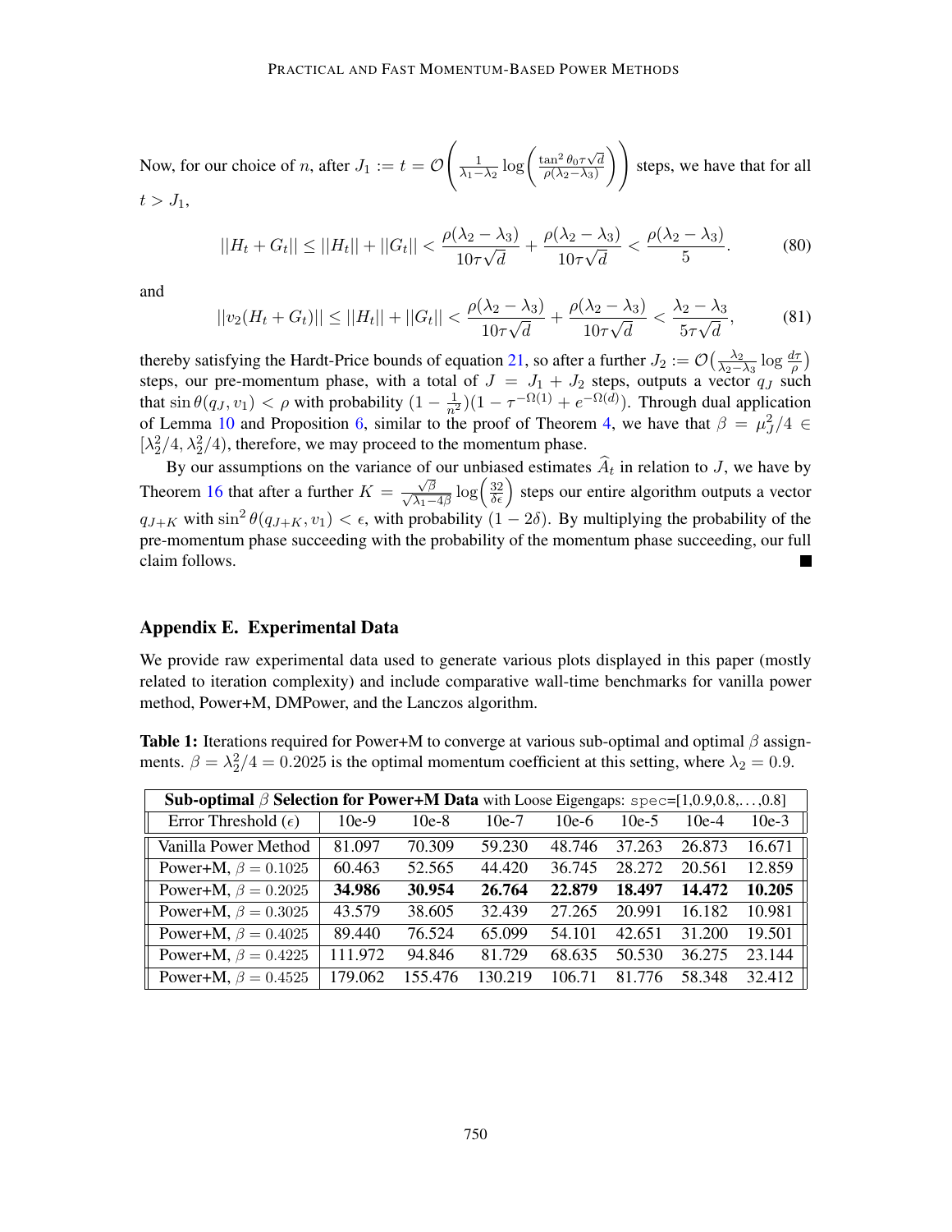Now, for our choice of $n$, after $J_1 := t = \mathcal{O}\left(\frac{1}{\lambda_1-\lambda_2}\log\left(\frac{\tan^2\theta_0\tau\sqrt{d}}{\rho(\lambda_2-\lambda_3)}\right)\right)$ steps, we have that for all $t > J_1$,

$$||H_t + G_t|| \leq ||H_t|| + ||G_t|| < \frac{\rho(\lambda_2-\lambda_3)}{10\tau\sqrt{d}} + \frac{\rho(\lambda_2-\lambda_3)}{10\tau\sqrt{d}} < \frac{\rho(\lambda_2-\lambda_3)}{5}. \tag{80}$$

and

$$||v_2(H_t + G_t)|| \leq ||H_t|| + ||G_t|| < \frac{\rho(\lambda_2-\lambda_3)}{10\tau\sqrt{d}} + \frac{\rho(\lambda_2-\lambda_3)}{10\tau\sqrt{d}} < \frac{\lambda_2-\lambda_3}{5\tau\sqrt{d}}, \tag{81}$$

thereby satisfying the Hardt-Price bounds of equation 21, so after a further $J_2 := \mathcal{O}\left(\frac{\lambda_2}{\lambda_2-\lambda_3}\log\frac{d\tau}{\rho}\right)$ steps, our pre-momentum phase, with a total of $J = J_1 + J_2$ steps, outputs a vector $q_J$ such that $\sin\theta(q_J, v_1) < \rho$ with probability $(1-\frac{1}{n^2})(1-\tau^{-\Omega(1)} + e^{-\Omega(d)})$. Through dual application of Lemma 10 and Proposition 6, similar to the proof of Theorem 4, we have that $\beta = \mu_J^2/4 \in [\lambda_2^2/4, \lambda_2^2/4)$, therefore, we may proceed to the momentum phase.

By our assumptions on the variance of our unbiased estimates $\widehat{A}_t$ in relation to $J$, we have by Theorem 16 that after a further $K = \frac{\sqrt{\beta}}{\sqrt{\lambda_1 - 4\beta}}\log\left(\frac{32}{\delta\epsilon}\right)$ steps our entire algorithm outputs a vector $q_{J+K}$ with $\sin^2\theta(q_{J+K}, v_1) < \epsilon$, with probability $(1-2\delta)$. By multiplying the probability of the pre-momentum phase succeeding with the probability of the momentum phase succeeding, our full claim follows. ∎

## Appendix E. Experimental Data

We provide raw experimental data used to generate various plots displayed in this paper (mostly related to iteration complexity) and include comparative wall-time benchmarks for vanilla power method, Power+M, DMPower, and the Lanczos algorithm.

**Table 1:** Iterations required for Power+M to converge at various sub-optimal and optimal $\beta$ assignments. $\beta = \lambda_2^2/4 = 0.2025$ is the optimal momentum coefficient at this setting, where $\lambda_2 = 0.9$.

| **Sub-optimal $\beta$ Selection for Power+M Data** with Loose Eigengaps: `spec`=[1,0.9,0.8,...,0.8] | | | | | | | |
|---|---|---|---|---|---|---|---|
| Error Threshold ($\epsilon$) | 10e-9 | 10e-8 | 10e-7 | 10e-6 | 10e-5 | 10e-4 | 10e-3 |
| Vanilla Power Method | 81.097 | 70.309 | 59.230 | 48.746 | 37.263 | 26.873 | 16.671 |
| Power+M, $\beta = 0.1025$ | 60.463 | 52.565 | 44.420 | 36.745 | 28.272 | 20.561 | 12.859 |
| Power+M, $\beta = 0.2025$ | **34.986** | **30.954** | **26.764** | **22.879** | **18.497** | **14.472** | **10.205** |
| Power+M, $\beta = 0.3025$ | 43.579 | 38.605 | 32.439 | 27.265 | 20.991 | 16.182 | 10.981 |
| Power+M, $\beta = 0.4025$ | 89.440 | 76.524 | 65.099 | 54.101 | 42.651 | 31.200 | 19.501 |
| Power+M, $\beta = 0.4225$ | 111.972 | 94.846 | 81.729 | 68.635 | 50.530 | 36.275 | 23.144 |
| Power+M, $\beta = 0.4525$ | 179.062 | 155.476 | 130.219 | 106.71 | 81.776 | 58.348 | 32.412 |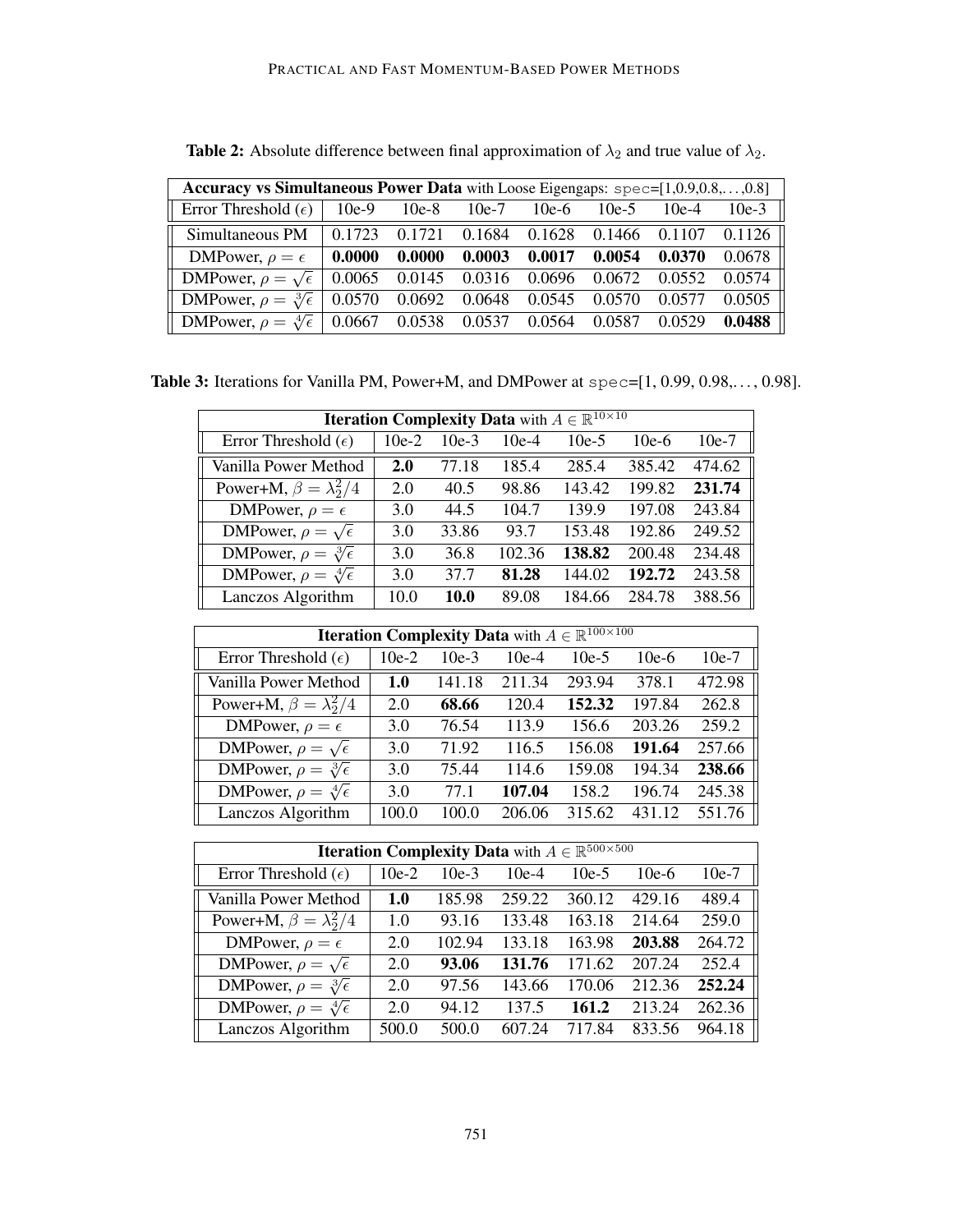**Table 2:** Absolute difference between final approximation of $\lambda_2$ and true value of $\lambda_2$.

| **Accuracy vs Simultaneous Power Data** with Loose Eigengaps: `spec`=[1,0.9,0.8,...,0.8] | | | | | | | |
|---|---|---|---|---|---|---|---|
| Error Threshold ($\epsilon$) | 10e-9 | 10e-8 | 10e-7 | 10e-6 | 10e-5 | 10e-4 | 10e-3 |
| Simultaneous PM | 0.1723 | 0.1721 | 0.1684 | 0.1628 | 0.1466 | 0.1107 | 0.1126 |
| DMPower, $\rho = \epsilon$ | **0.0000** | **0.0000** | **0.0003** | **0.0017** | **0.0054** | **0.0370** | 0.0678 |
| DMPower, $\rho = \sqrt{\epsilon}$ | 0.0065 | 0.0145 | 0.0316 | 0.0696 | 0.0672 | 0.0552 | 0.0574 |
| DMPower, $\rho = \sqrt[3]{\epsilon}$ | 0.0570 | 0.0692 | 0.0648 | 0.0545 | 0.0570 | 0.0577 | 0.0505 |
| DMPower, $\rho = \sqrt[4]{\epsilon}$ | 0.0667 | 0.0538 | 0.0537 | 0.0564 | 0.0587 | 0.0529 | **0.0488** |

**Table 3:** Iterations for Vanilla PM, Power+M, and DMPower at `spec`=[1, 0.99, 0.98,..., 0.98].

| **Iteration Complexity Data** with $A \in \mathbb{R}^{10\times 10}$ | | | | | | |
|---|---|---|---|---|---|---|
| Error Threshold ($\epsilon$) | 10e-2 | 10e-3 | 10e-4 | 10e-5 | 10e-6 | 10e-7 |
| Vanilla Power Method | **2.0** | 77.18 | 185.4 | 285.4 | 385.42 | 474.62 |
| Power+M, $\beta = \lambda_2^2/4$ | 2.0 | 40.5 | 98.86 | 143.42 | 199.82 | **231.74** |
| DMPower, $\rho = \epsilon$ | 3.0 | 44.5 | 104.7 | 139.9 | 197.08 | 243.84 |
| DMPower, $\rho = \sqrt{\epsilon}$ | 3.0 | 33.86 | 93.7 | 153.48 | 192.86 | 249.52 |
| DMPower, $\rho = \sqrt[3]{\epsilon}$ | 3.0 | 36.8 | 102.36 | **138.82** | 200.48 | 234.48 |
| DMPower, $\rho = \sqrt[4]{\epsilon}$ | 3.0 | 37.7 | **81.28** | 144.02 | **192.72** | 243.58 |
| Lanczos Algorithm | 10.0 | **10.0** | 89.08 | 184.66 | 284.78 | 388.56 |

| **Iteration Complexity Data** with $A \in \mathbb{R}^{100\times 100}$ | | | | | | |
|---|---|---|---|---|---|---|
| Error Threshold ($\epsilon$) | 10e-2 | 10e-3 | 10e-4 | 10e-5 | 10e-6 | 10e-7 |
| Vanilla Power Method | **1.0** | 141.18 | 211.34 | 293.94 | 378.1 | 472.98 |
| Power+M, $\beta = \lambda_2^2/4$ | 2.0 | **68.66** | 120.4 | **152.32** | 197.84 | 262.8 |
| DMPower, $\rho = \epsilon$ | 3.0 | 76.54 | 113.9 | 156.6 | 203.26 | 259.2 |
| DMPower, $\rho = \sqrt{\epsilon}$ | 3.0 | 71.92 | 116.5 | 156.08 | **191.64** | 257.66 |
| DMPower, $\rho = \sqrt[3]{\epsilon}$ | 3.0 | 75.44 | 114.6 | 159.08 | 194.34 | **238.66** |
| DMPower, $\rho = \sqrt[4]{\epsilon}$ | 3.0 | 77.1 | **107.04** | 158.2 | 196.74 | 245.38 |
| Lanczos Algorithm | 100.0 | 100.0 | 206.06 | 315.62 | 431.12 | 551.76 |

| **Iteration Complexity Data** with $A \in \mathbb{R}^{500\times 500}$ | | | | | | |
|---|---|---|---|---|---|---|
| Error Threshold ($\epsilon$) | 10e-2 | 10e-3 | 10e-4 | 10e-5 | 10e-6 | 10e-7 |
| Vanilla Power Method | **1.0** | 185.98 | 259.22 | 360.12 | 429.16 | 489.4 |
| Power+M, $\beta = \lambda_2^2/4$ | 1.0 | 93.16 | 133.48 | 163.18 | 214.64 | 259.0 |
| DMPower, $\rho = \epsilon$ | 2.0 | 102.94 | 133.18 | 163.98 | **203.88** | 264.72 |
| DMPower, $\rho = \sqrt{\epsilon}$ | 2.0 | **93.06** | **131.76** | 171.62 | 207.24 | 252.4 |
| DMPower, $\rho = \sqrt[3]{\epsilon}$ | 2.0 | 97.56 | 143.66 | 170.06 | 212.36 | **252.24** |
| DMPower, $\rho = \sqrt[4]{\epsilon}$ | 2.0 | 94.12 | 137.5 | **161.2** | 213.24 | 262.36 |
| Lanczos Algorithm | 500.0 | 500.0 | 607.24 | 717.84 | 833.56 | 964.18 |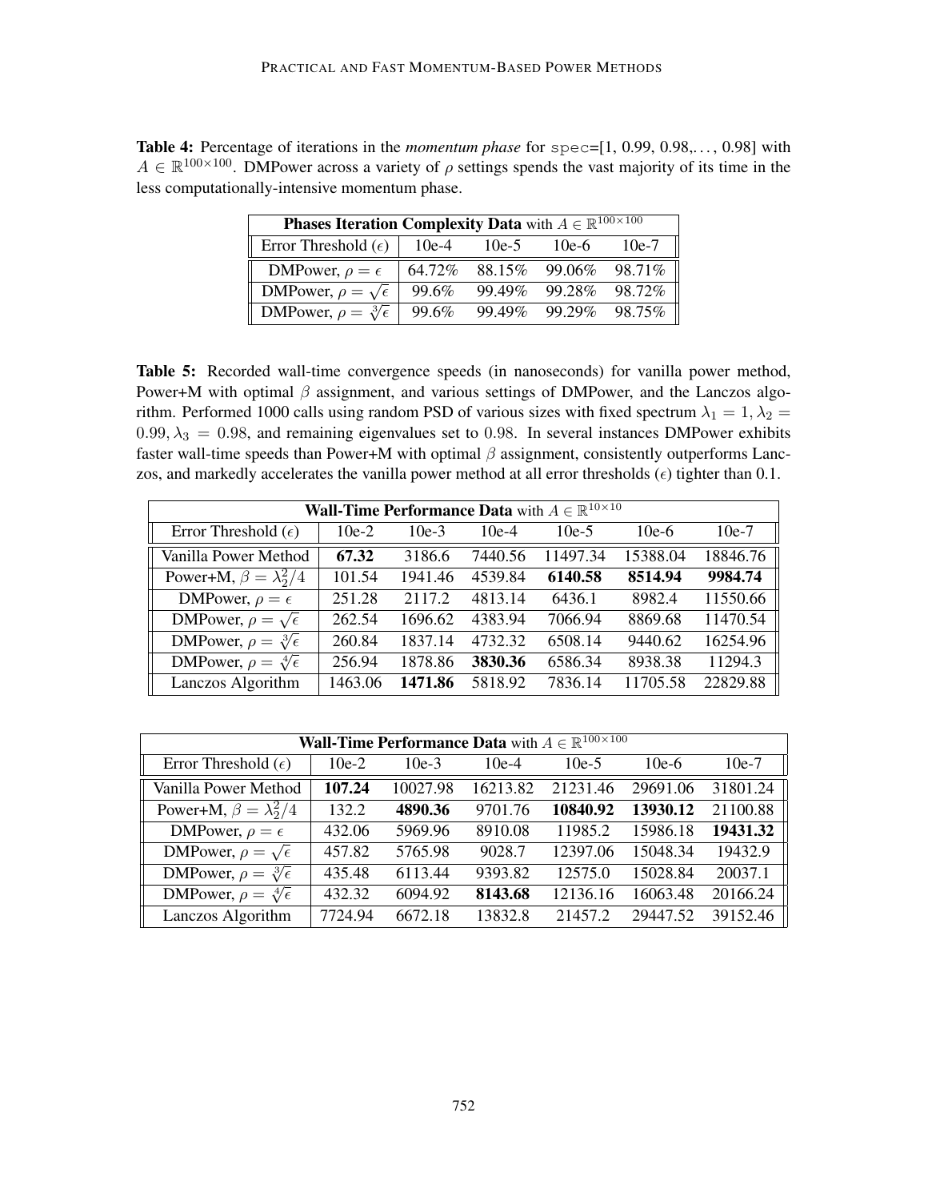**Table 4:** Percentage of iterations in the *momentum phase* for `spec`=[1, 0.99, 0.98,…, 0.98] with $A \in \mathbb{R}^{100\times 100}$. DMPower across a variety of $\rho$ settings spends the vast majority of its time in the less computationally-intensive momentum phase.

| **Phases Iteration Complexity Data** with $A \in \mathbb{R}^{100\times 100}$ | | | | |
|---|---|---|---|---|
| Error Threshold ($\epsilon$) | 10e-4 | 10e-5 | 10e-6 | 10e-7 |
| DMPower, $\rho = \epsilon$ | 64.72% | 88.15% | 99.06% | 98.71% |
| DMPower, $\rho = \sqrt{\epsilon}$ | 99.6% | 99.49% | 99.28% | 98.72% |
| DMPower, $\rho = \sqrt[3]{\epsilon}$ | 99.6% | 99.49% | 99.29% | 98.75% |

**Table 5:** Recorded wall-time convergence speeds (in nanoseconds) for vanilla power method, Power+M with optimal $\beta$ assignment, and various settings of DMPower, and the Lanczos algorithm. Performed 1000 calls using random PSD of various sizes with fixed spectrum $\lambda_1 = 1, \lambda_2 = 0.99, \lambda_3 = 0.98$, and remaining eigenvalues set to 0.98. In several instances DMPower exhibits faster wall-time speeds than Power+M with optimal $\beta$ assignment, consistently outperforms Lanczos, and markedly accelerates the vanilla power method at all error thresholds ($\epsilon$) tighter than 0.1.

| **Wall-Time Performance Data** with $A \in \mathbb{R}^{10\times 10}$ | | | | | | |
|---|---|---|---|---|---|---|
| Error Threshold ($\epsilon$) | 10e-2 | 10e-3 | 10e-4 | 10e-5 | 10e-6 | 10e-7 |
| Vanilla Power Method | **67.32** | 3186.6 | 7440.56 | 11497.34 | 15388.04 | 18846.76 |
| Power+M, $\beta = \lambda_2^2/4$ | 101.54 | 1941.46 | 4539.84 | **6140.58** | **8514.94** | **9984.74** |
| DMPower, $\rho = \epsilon$ | 251.28 | 2117.2 | 4813.14 | 6436.1 | 8982.4 | 11550.66 |
| DMPower, $\rho = \sqrt{\epsilon}$ | 262.54 | 1696.62 | 4383.94 | 7066.94 | 8869.68 | 11470.54 |
| DMPower, $\rho = \sqrt[3]{\epsilon}$ | 260.84 | 1837.14 | 4732.32 | 6508.14 | 9440.62 | 16254.96 |
| DMPower, $\rho = \sqrt[4]{\epsilon}$ | 256.94 | 1878.86 | **3830.36** | 6586.34 | 8938.38 | 11294.3 |
| Lanczos Algorithm | 1463.06 | **1471.86** | 5818.92 | 7836.14 | 11705.58 | 22829.88 |

| **Wall-Time Performance Data** with $A \in \mathbb{R}^{100\times 100}$ | | | | | | |
|---|---|---|---|---|---|---|
| Error Threshold ($\epsilon$) | 10e-2 | 10e-3 | 10e-4 | 10e-5 | 10e-6 | 10e-7 |
| Vanilla Power Method | **107.24** | 10027.98 | 16213.82 | 21231.46 | 29691.06 | 31801.24 |
| Power+M, $\beta = \lambda_2^2/4$ | 132.2 | **4890.36** | 9701.76 | **10840.92** | **13930.12** | 21100.88 |
| DMPower, $\rho = \epsilon$ | 432.06 | 5969.96 | 8910.08 | 11985.2 | 15986.18 | **19431.32** |
| DMPower, $\rho = \sqrt{\epsilon}$ | 457.82 | 5765.98 | 9028.7 | 12397.06 | 15048.34 | 19432.9 |
| DMPower, $\rho = \sqrt[3]{\epsilon}$ | 435.48 | 6113.44 | 9393.82 | 12575.0 | 15028.84 | 20037.1 |
| DMPower, $\rho = \sqrt[4]{\epsilon}$ | 432.32 | 6094.92 | **8143.68** | 12136.16 | 16063.48 | 20166.24 |
| Lanczos Algorithm | 7724.94 | 6672.18 | 13832.8 | 21457.2 | 29447.52 | 39152.46 |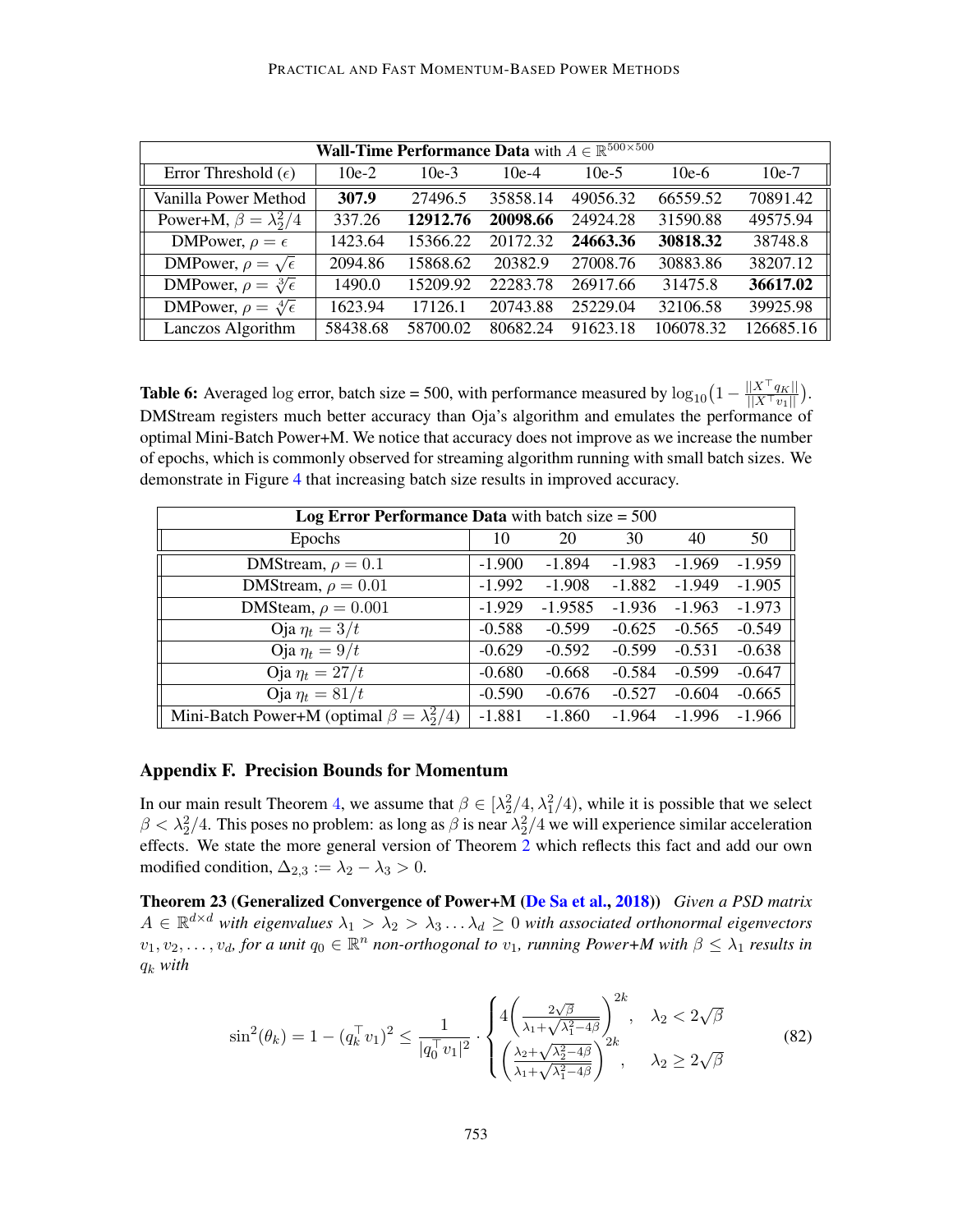| **Wall-Time Performance Data** with $A \in \mathbb{R}^{500\times 500}$ | | | | | | |
|---|---|---|---|---|---|---|
| Error Threshold ($\epsilon$) | 10e-2 | 10e-3 | 10e-4 | 10e-5 | 10e-6 | 10e-7 |
| Vanilla Power Method | **307.9** | 27496.5 | 35858.14 | 49056.32 | 66559.52 | 70891.42 |
| Power+M, $\beta = \lambda_2^2/4$ | 337.26 | **12912.76** | **20098.66** | 24924.28 | 31590.88 | 49575.94 |
| DMPower, $\rho = \epsilon$ | 1423.64 | 15366.22 | 20172.32 | **24663.36** | **30818.32** | 38748.8 |
| DMPower, $\rho = \sqrt{\epsilon}$ | 2094.86 | 15868.62 | 20382.9 | 27008.76 | 30883.86 | 38207.12 |
| DMPower, $\rho = \sqrt[3]{\epsilon}$ | 1490.0 | 15209.92 | 22283.78 | 26917.66 | 31475.8 | **36617.02** |
| DMPower, $\rho = \sqrt[4]{\epsilon}$ | 1623.94 | 17126.1 | 20743.88 | 25229.04 | 32106.58 | 39925.98 |
| Lanczos Algorithm | 58438.68 | 58700.02 | 80682.24 | 91623.18 | 106078.32 | 126685.16 |

**Table 6:** Averaged log error, batch size = 500, with performance measured by $\log_{10}\left(1 - \frac{||X^\top q_K||}{||X^\top v_1||}\right)$. DMStream registers much better accuracy than Oja's algorithm and emulates the performance of optimal Mini-Batch Power+M. We notice that accuracy does not improve as we increase the number of epochs, which is commonly observed for streaming algorithm running with small batch sizes. We demonstrate in Figure 4 that increasing batch size results in improved accuracy.

| **Log Error Performance Data** with batch size = 500 | | | | | |
|---|---|---|---|---|---|
| Epochs | 10 | 20 | 30 | 40 | 50 |
| DMStream, $\rho = 0.1$ | -1.900 | -1.894 | -1.983 | -1.969 | -1.959 |
| DMStream, $\rho = 0.01$ | -1.992 | -1.908 | -1.882 | -1.949 | -1.905 |
| DMSteam, $\rho = 0.001$ | -1.929 | -1.9585 | -1.936 | -1.963 | -1.973 |
| Oja $\eta_t = 3/t$ | -0.588 | -0.599 | -0.625 | -0.565 | -0.549 |
| Oja $\eta_t = 9/t$ | -0.629 | -0.592 | -0.599 | -0.531 | -0.638 |
| Oja $\eta_t = 27/t$ | -0.680 | -0.668 | -0.584 | -0.599 | -0.647 |
| Oja $\eta_t = 81/t$ | -0.590 | -0.676 | -0.527 | -0.604 | -0.665 |
| Mini-Batch Power+M (optimal $\beta = \lambda_2^2/4$) | -1.881 | -1.860 | -1.964 | -1.996 | -1.966 |

## Appendix F. Precision Bounds for Momentum

In our main result Theorem 4, we assume that $\beta \in [\lambda_2^2/4, \lambda_1^2/4)$, while it is possible that we select $\beta < \lambda_2^2/4$. This poses no problem: as long as $\beta$ is near $\lambda_2^2/4$ we will experience similar acceleration effects. We state the more general version of Theorem 2 which reflects this fact and add our own modified condition, $\Delta_{2,3} := \lambda_2 - \lambda_3 > 0$.

**Theorem 23 (Generalized Convergence of Power+M (De Sa et al., 2018))** *Given a PSD matrix $A \in \mathbb{R}^{d\times d}$ with eigenvalues $\lambda_1 > \lambda_2 > \lambda_3 \ldots \lambda_d \geq 0$ with associated orthonormal eigenvectors $v_1, v_2, \ldots, v_d$, for a unit $q_0 \in \mathbb{R}^n$ non-orthogonal to $v_1$, running Power+M with $\beta \leq \lambda_1$ results in $q_k$ with*

$$\sin^2(\theta_k) = 1 - (q_k^\top v_1)^2 \leq \frac{1}{|q_0^\top v_1|^2} \cdot \begin{cases} 4\left(\frac{2\sqrt{\beta}}{\lambda_1 + \sqrt{\lambda_1^2 - 4\beta}}\right)^{2k}, & \lambda_2 < 2\sqrt{\beta} \\ \left(\frac{\lambda_2 + \sqrt{\lambda_2^2 - 4\beta}}{\lambda_1 + \sqrt{\lambda_1^2 - 4\beta}}\right)^{2k}, & \lambda_2 \geq 2\sqrt{\beta} \end{cases} \tag{82}$$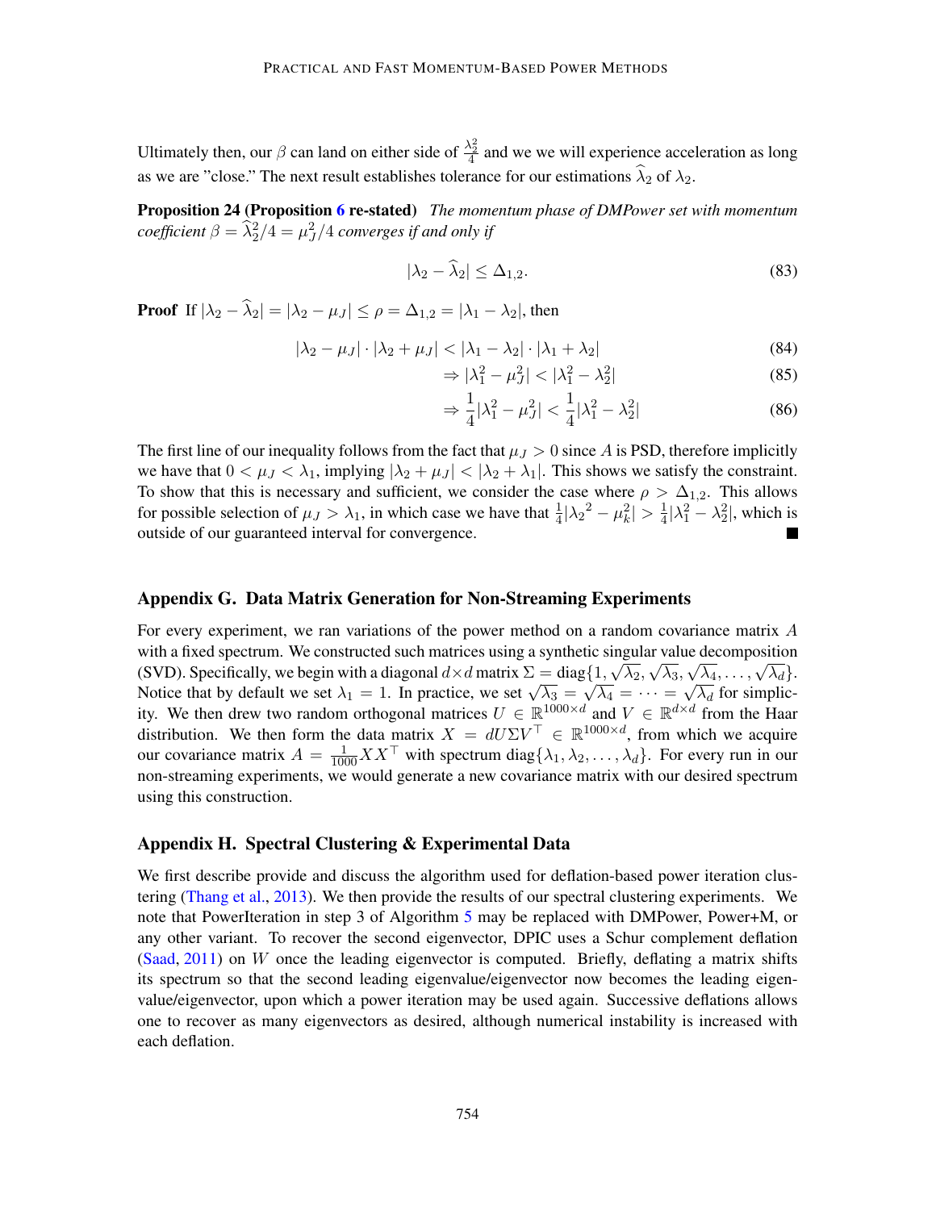Ultimately then, our $\beta$ can land on either side of $\frac{\lambda_2^2}{4}$ and we we will experience acceleration as long as we are "close." The next result establishes tolerance for our estimations $\widehat{\lambda}_2$ of $\lambda_2$.

**Proposition 24 (Proposition 6 re-stated)** *The momentum phase of DMPower set with momentum coefficient $\beta = \widehat{\lambda}_2^2/4 = \mu_J^2/4$ converges if and only if*

$$|\lambda_2 - \widehat{\lambda}_2| \leq \Delta_{1,2}. \tag{83}$$

**Proof** If $|\lambda_2 - \widehat{\lambda}_2| = |\lambda_2 - \mu_J| \leq \rho = \Delta_{1,2} = |\lambda_1 - \lambda_2|$, then

$$|\lambda_2 - \mu_J| \cdot |\lambda_2 + \mu_J| < |\lambda_1 - \lambda_2| \cdot |\lambda_1 + \lambda_2| \tag{84}$$

$$\Rightarrow |\lambda_1^2 - \mu_J^2| < |\lambda_1^2 - \lambda_2^2| \tag{85}$$

$$\Rightarrow \frac{1}{4}|\lambda_1^2 - \mu_J^2| < \frac{1}{4}|\lambda_1^2 - \lambda_2^2| \tag{86}$$

The first line of our inequality follows from the fact that $\mu_J > 0$ since $A$ is PSD, therefore implicitly we have that $0 < \mu_J < \lambda_1$, implying $|\lambda_2 + \mu_J| < |\lambda_2 + \lambda_1|$. This shows we satisfy the constraint. To show that this is necessary and sufficient, we consider the case where $\rho > \Delta_{1,2}$. This allows for possible selection of $\mu_J > \lambda_1$, in which case we have that $\frac{1}{4}|{\lambda_2}^2 - \mu_k^2| > \frac{1}{4}|\lambda_1^2 - \lambda_2^2|$, which is outside of our guaranteed interval for convergence. ■

## Appendix G. Data Matrix Generation for Non-Streaming Experiments

For every experiment, we ran variations of the power method on a random covariance matrix $A$ with a fixed spectrum. We constructed such matrices using a synthetic singular value decomposition (SVD). Specifically, we begin with a diagonal $d \times d$ matrix $\Sigma = \text{diag}\{1, \sqrt{\lambda_2}, \sqrt{\lambda_3}, \sqrt{\lambda_4}, \ldots, \sqrt{\lambda_d}\}$. Notice that by default we set $\lambda_1 = 1$. In practice, we set $\sqrt{\lambda_3} = \sqrt{\lambda_4} = \cdots = \sqrt{\lambda_d}$ for simplicity. We then drew two random orthogonal matrices $U \in \mathbb{R}^{1000 \times d}$ and $V \in \mathbb{R}^{d \times d}$ from the Haar distribution. We then form the data matrix $X = dU\Sigma V^\top \in \mathbb{R}^{1000 \times d}$, from which we acquire our covariance matrix $A = \frac{1}{1000}XX^\top$ with spectrum $\text{diag}\{\lambda_1, \lambda_2, \ldots, \lambda_d\}$. For every run in our non-streaming experiments, we would generate a new covariance matrix with our desired spectrum using this construction.

## Appendix H. Spectral Clustering & Experimental Data

We first describe provide and discuss the algorithm used for deflation-based power iteration clustering (Thang et al., 2013). We then provide the results of our spectral clustering experiments. We note that PowerIteration in step 3 of Algorithm 5 may be replaced with DMPower, Power+M, or any other variant. To recover the second eigenvector, DPIC uses a Schur complement deflation (Saad, 2011) on $W$ once the leading eigenvector is computed. Briefly, deflating a matrix shifts its spectrum so that the second leading eigenvalue/eigenvector now becomes the leading eigenvalue/eigenvector, upon which a power iteration may be used again. Successive deflations allows one to recover as many eigenvectors as desired, although numerical instability is increased with each deflation.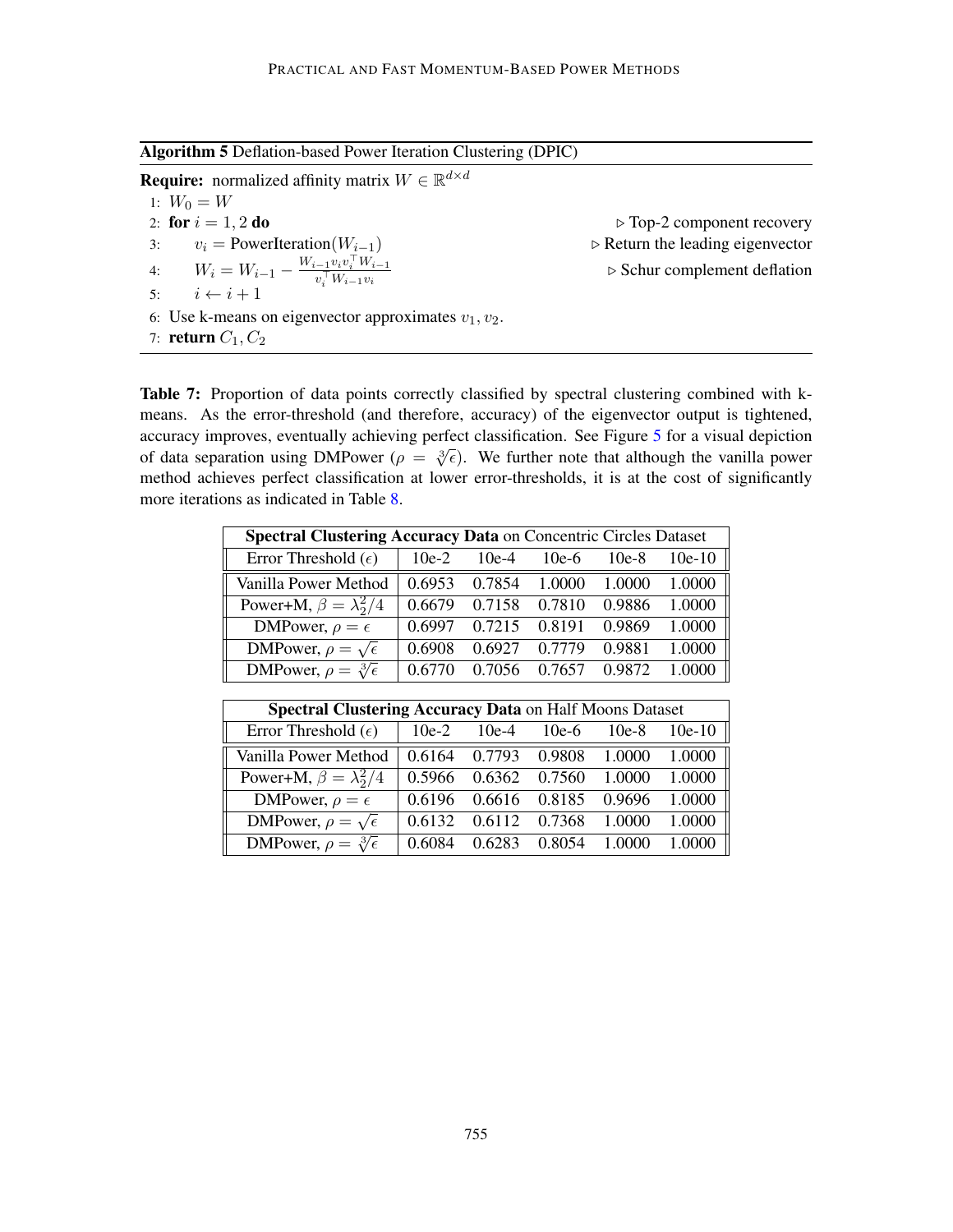**Algorithm 5** Deflation-based Power Iteration Clustering (DPIC)

**Require:** normalized affinity matrix $W \in \mathbb{R}^{d \times d}$

1: $W_0 = W$
2: **for** $i = 1, 2$ **do** ▷ Top-2 component recovery
3: $\quad v_i = \text{PowerIteration}(W_{i-1})$ ▷ Return the leading eigenvector
4: $\quad W_i = W_{i-1} - \frac{W_{i-1} v_i v_i^\top W_{i-1}}{v_i^\top W_{i-1} v_i}$ ▷ Schur complement deflation
5: $\quad i \leftarrow i + 1$
6: Use k-means on eigenvector approximates $v_1, v_2$.
7: **return** $C_1, C_2$

**Table 7:** Proportion of data points correctly classified by spectral clustering combined with k-means. As the error-threshold (and therefore, accuracy) of the eigenvector output is tightened, accuracy improves, eventually achieving perfect classification. See Figure 5 for a visual depiction of data separation using DMPower ($\rho = \sqrt[3]{\epsilon}$). We further note that although the vanilla power method achieves perfect classification at lower error-thresholds, it is at the cost of significantly more iterations as indicated in Table 8.

**Spectral Clustering Accuracy Data** on Concentric Circles Dataset

| Error Threshold ($\epsilon$) | 10e-2 | 10e-4 | 10e-6 | 10e-8 | 10e-10 |
|---|---|---|---|---|---|
| Vanilla Power Method | 0.6953 | 0.7854 | 1.0000 | 1.0000 | 1.0000 |
| Power+M, $\beta = \lambda_2^2/4$ | 0.6679 | 0.7158 | 0.7810 | 0.9886 | 1.0000 |
| DMPower, $\rho = \epsilon$ | 0.6997 | 0.7215 | 0.8191 | 0.9869 | 1.0000 |
| DMPower, $\rho = \sqrt{\epsilon}$ | 0.6908 | 0.6927 | 0.7779 | 0.9881 | 1.0000 |
| DMPower, $\rho = \sqrt[3]{\epsilon}$ | 0.6770 | 0.7056 | 0.7657 | 0.9872 | 1.0000 |

**Spectral Clustering Accuracy Data** on Half Moons Dataset

| Error Threshold ($\epsilon$) | 10e-2 | 10e-4 | 10e-6 | 10e-8 | 10e-10 |
|---|---|---|---|---|---|
| Vanilla Power Method | 0.6164 | 0.7793 | 0.9808 | 1.0000 | 1.0000 |
| Power+M, $\beta = \lambda_2^2/4$ | 0.5966 | 0.6362 | 0.7560 | 1.0000 | 1.0000 |
| DMPower, $\rho = \epsilon$ | 0.6196 | 0.6616 | 0.8185 | 0.9696 | 1.0000 |
| DMPower, $\rho = \sqrt{\epsilon}$ | 0.6132 | 0.6112 | 0.7368 | 1.0000 | 1.0000 |
| DMPower, $\rho = \sqrt[3]{\epsilon}$ | 0.6084 | 0.6283 | 0.8054 | 1.0000 | 1.0000 |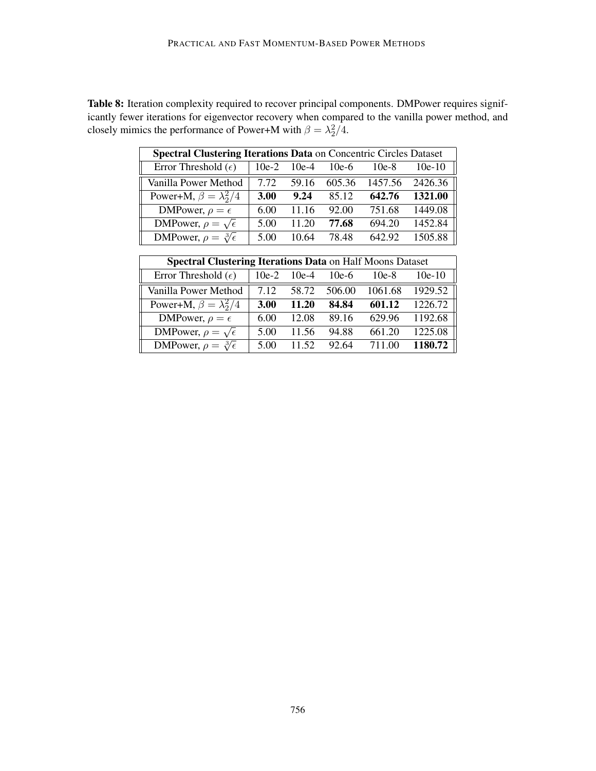**Table 8:** Iteration complexity required to recover principal components. DMPower requires significantly fewer iterations for eigenvector recovery when compared to the vanilla power method, and closely mimics the performance of Power+M with $\beta = \lambda_2^2/4$.

| **Spectral Clustering Iterations Data** on Concentric Circles Dataset | | | | | |
|---|---|---|---|---|---|
| Error Threshold ($\epsilon$) | 10e-2 | 10e-4 | 10e-6 | 10e-8 | 10e-10 |
| Vanilla Power Method | 7.72 | 59.16 | 605.36 | 1457.56 | 2426.36 |
| Power+M, $\beta = \lambda_2^2/4$ | **3.00** | **9.24** | 85.12 | **642.76** | **1321.00** |
| DMPower, $\rho = \epsilon$ | 6.00 | 11.16 | 92.00 | 751.68 | 1449.08 |
| DMPower, $\rho = \sqrt{\epsilon}$ | 5.00 | 11.20 | **77.68** | 694.20 | 1452.84 |
| DMPower, $\rho = \sqrt[3]{\epsilon}$ | 5.00 | 10.64 | 78.48 | 642.92 | 1505.88 |

| **Spectral Clustering Iterations Data** on Half Moons Dataset | | | | | |
|---|---|---|---|---|---|
| Error Threshold ($\epsilon$) | 10e-2 | 10e-4 | 10e-6 | 10e-8 | 10e-10 |
| Vanilla Power Method | 7.12 | 58.72 | 506.00 | 1061.68 | 1929.52 |
| Power+M, $\beta = \lambda_2^2/4$ | **3.00** | **11.20** | **84.84** | **601.12** | 1226.72 |
| DMPower, $\rho = \epsilon$ | 6.00 | 12.08 | 89.16 | 629.96 | 1192.68 |
| DMPower, $\rho = \sqrt{\epsilon}$ | 5.00 | 11.56 | 94.88 | 661.20 | 1225.08 |
| DMPower, $\rho = \sqrt[3]{\epsilon}$ | 5.00 | 11.52 | 92.64 | 711.00 | **1180.72** |